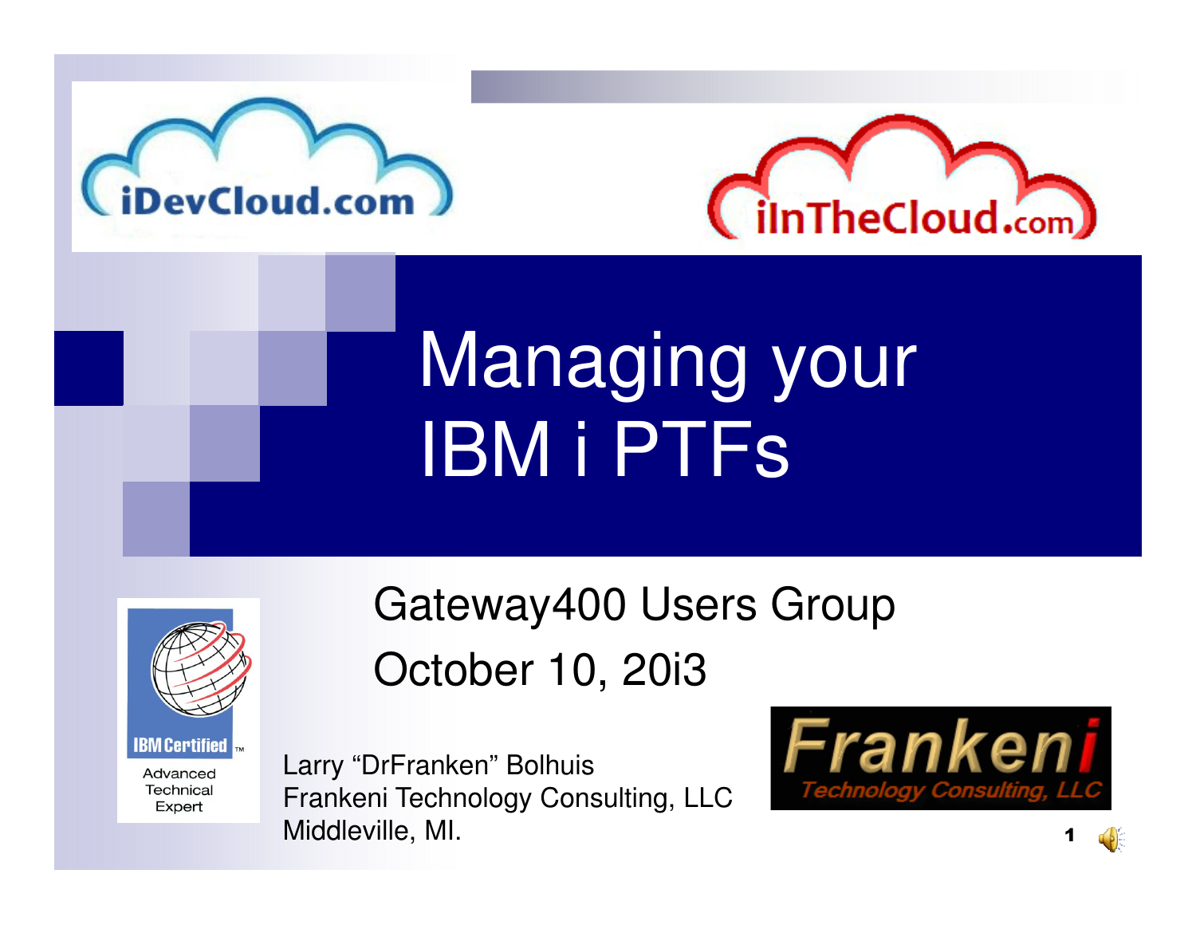iDevCloud.com

iInTheCloud.com

# Managing your IBM i PTFs

Gateway400 Users Group

October 10, 20i3

IBM Certified Advanced Technical Expert

Larry “DrFranken” Bolhuis
Frankeni Technology Consulting, LLC
Middleville, MI.

Frankeni Technology Consulting, LLC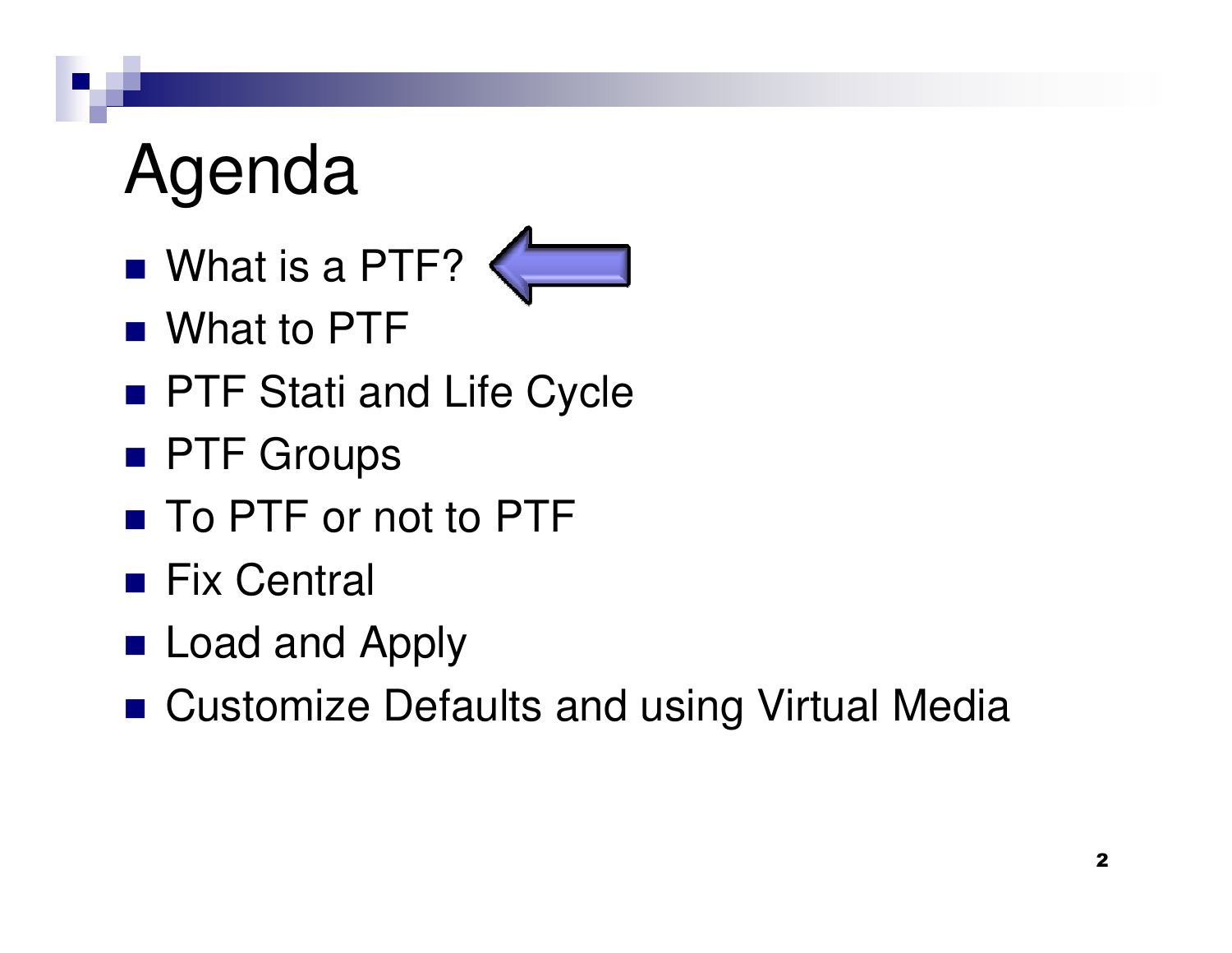# Agenda

- What is a PTF?
- What to PTF
- PTF Stati and Life Cycle
- PTF Groups
- To PTF or not to PTF
- Fix Central
- Load and Apply
- Customize Defaults and using Virtual Media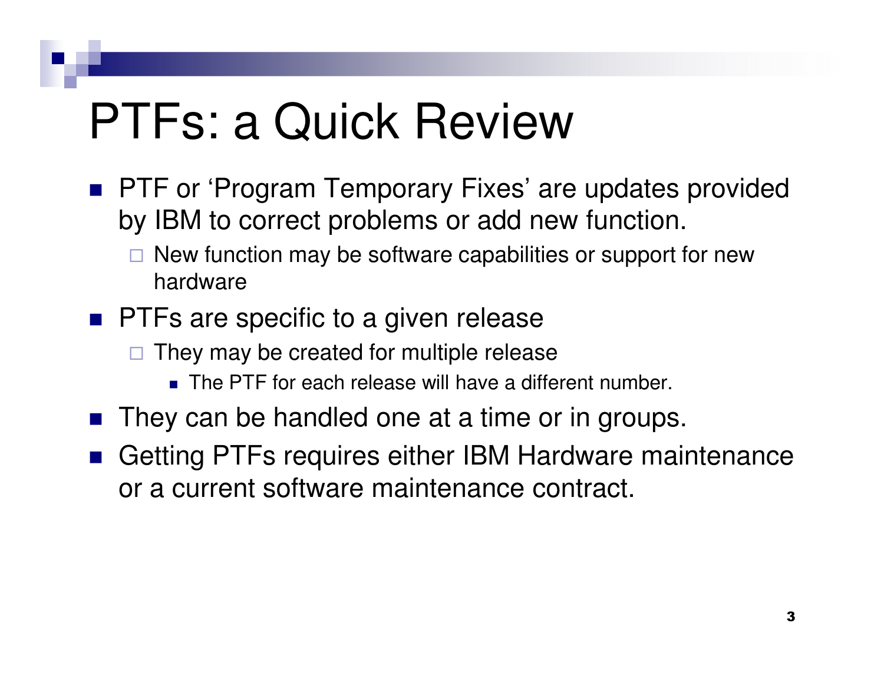# PTFs: a Quick Review

- PTF or 'Program Temporary Fixes' are updates provided by IBM to correct problems or add new function.
  - New function may be software capabilities or support for new hardware
- PTFs are specific to a given release
  - They may be created for multiple release
    - The PTF for each release will have a different number.
- They can be handled one at a time or in groups.
- Getting PTFs requires either IBM Hardware maintenance or a current software maintenance contract.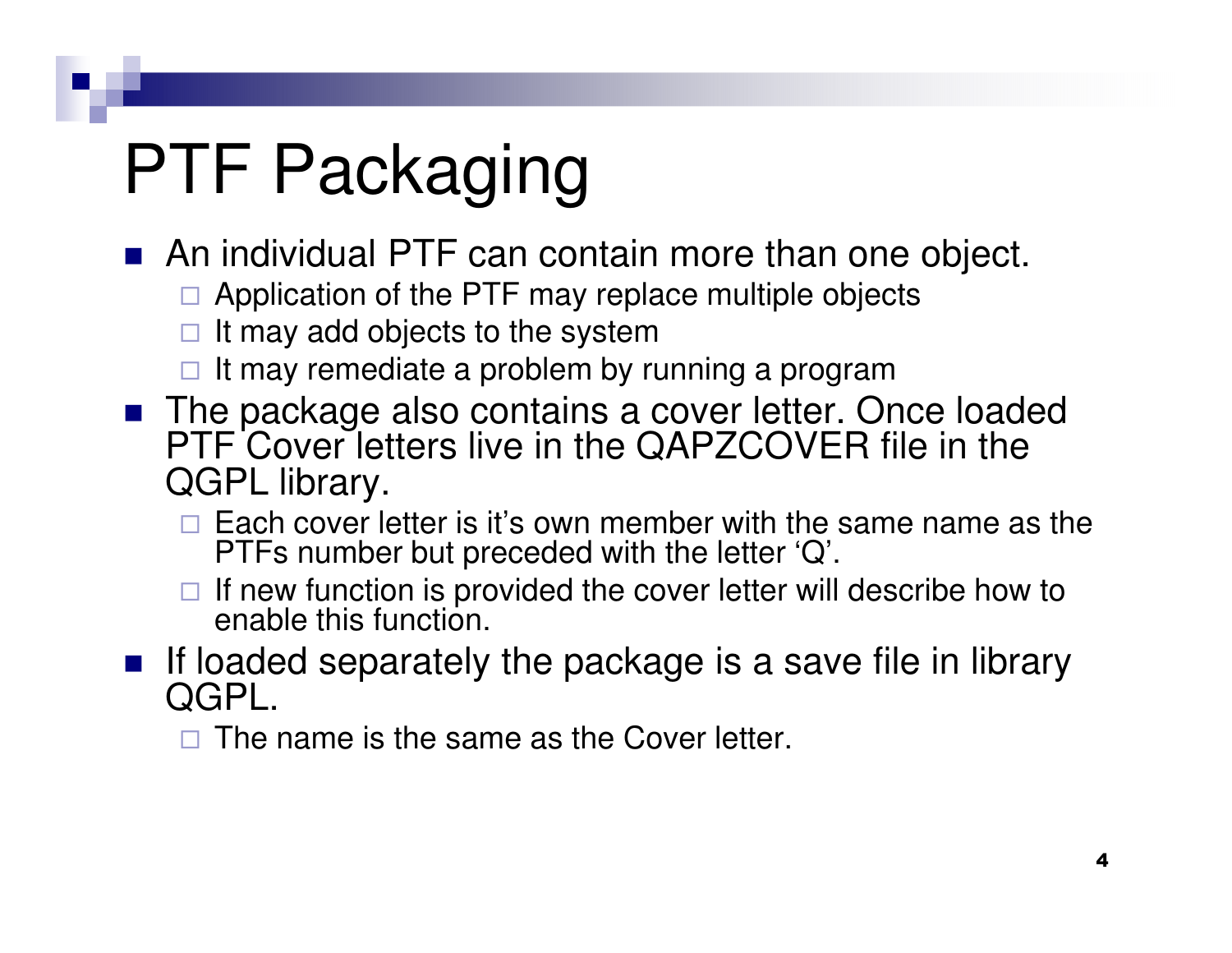# PTF Packaging

- An individual PTF can contain more than one object.
  - Application of the PTF may replace multiple objects
  - It may add objects to the system
  - It may remediate a problem by running a program
- The package also contains a cover letter. Once loaded PTF Cover letters live in the QAPZCOVER file in the QGPL library.
  - Each cover letter is it's own member with the same name as the PTFs number but preceded with the letter 'Q'.
  - If new function is provided the cover letter will describe how to enable this function.
- If loaded separately the package is a save file in library QGPL.
  - The name is the same as the Cover letter.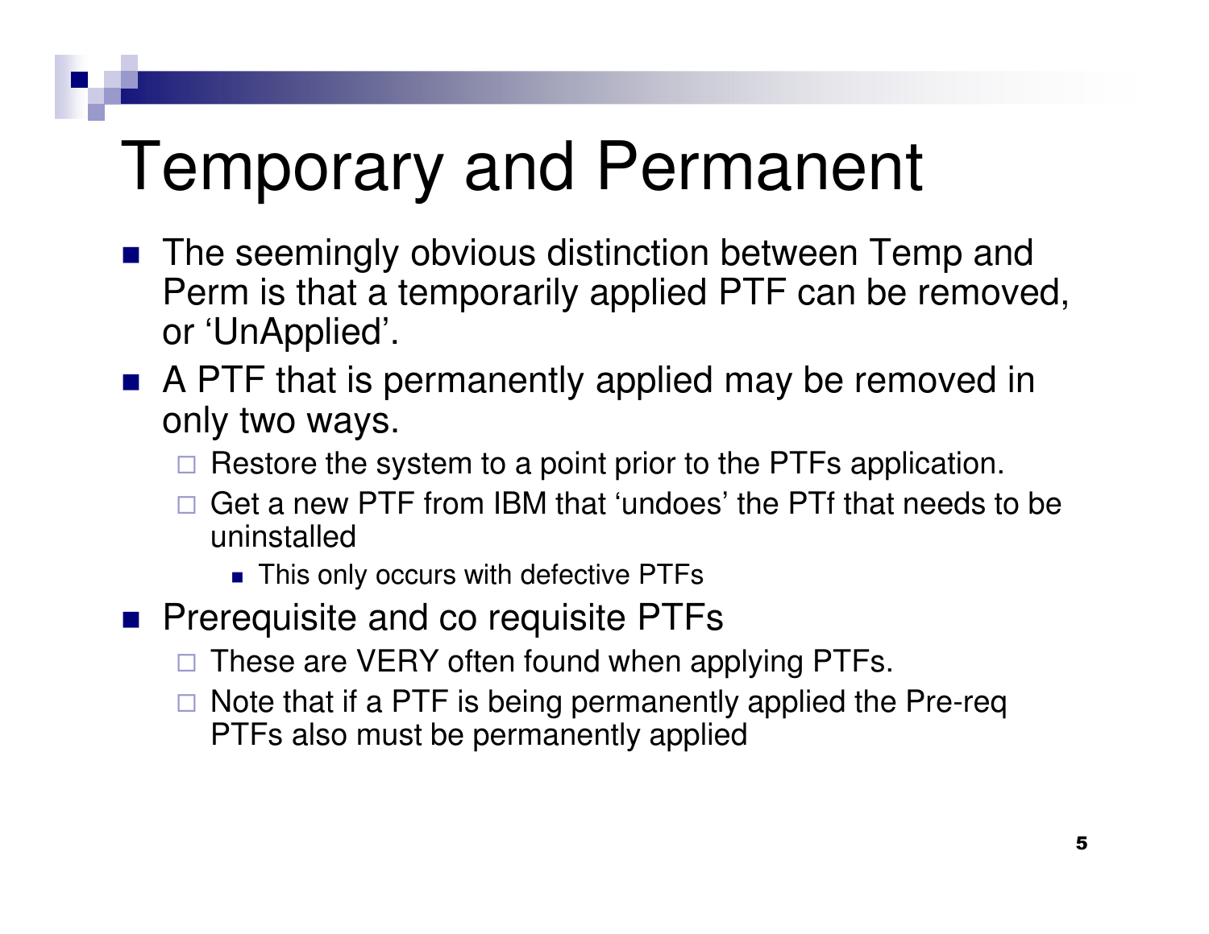# Temporary and Permanent

- The seemingly obvious distinction between Temp and Perm is that a temporarily applied PTF can be removed, or 'UnApplied'.
- A PTF that is permanently applied may be removed in only two ways.
  - Restore the system to a point prior to the PTFs application.
  - Get a new PTF from IBM that 'undoes' the PTf that needs to be uninstalled
    - This only occurs with defective PTFs
- Prerequisite and co requisite PTFs
  - These are VERY often found when applying PTFs.
  - Note that if a PTF is being permanently applied the Pre-req PTFs also must be permanently applied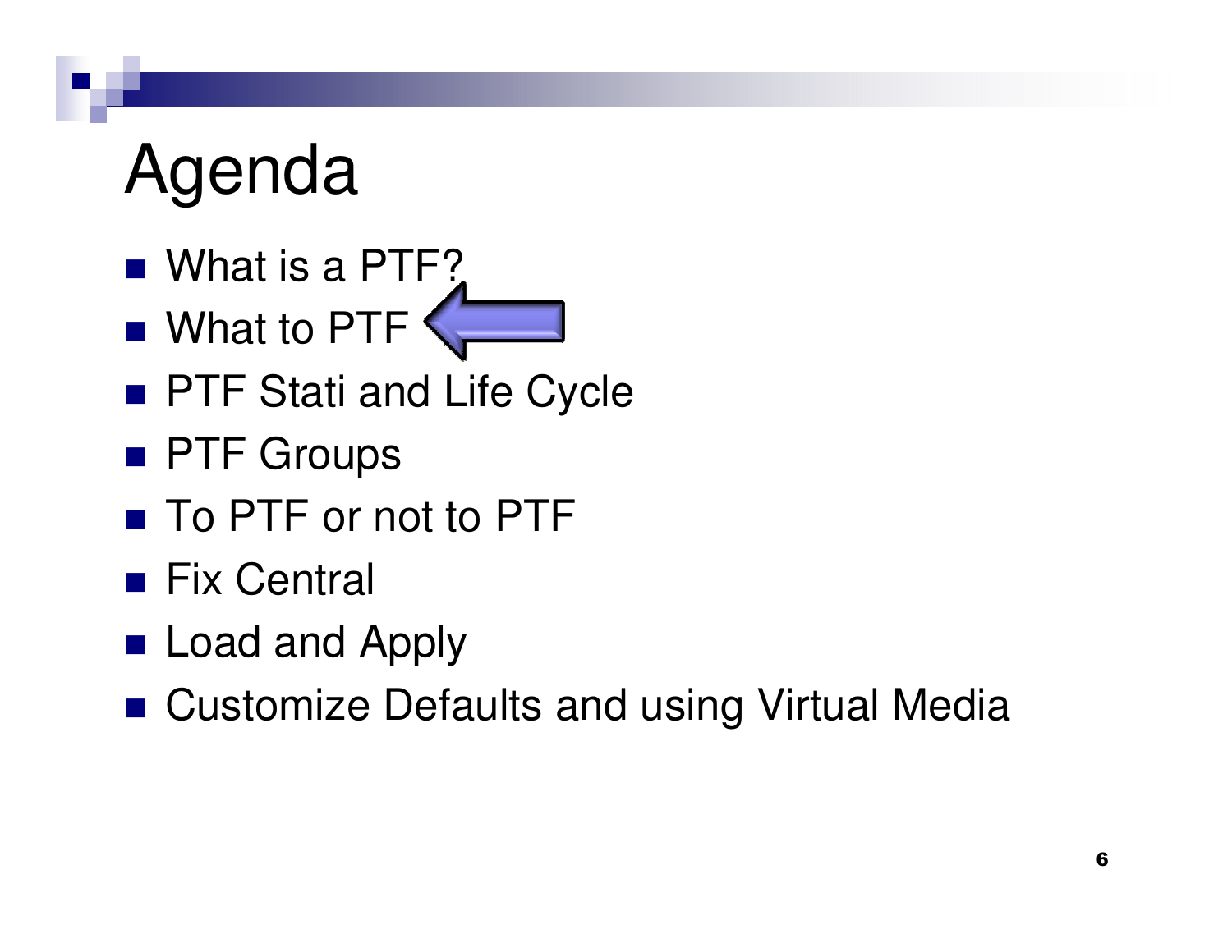# Agenda

- What is a PTF?
- What to PTF
- PTF Stati and Life Cycle
- PTF Groups
- To PTF or not to PTF
- Fix Central
- Load and Apply
- Customize Defaults and using Virtual Media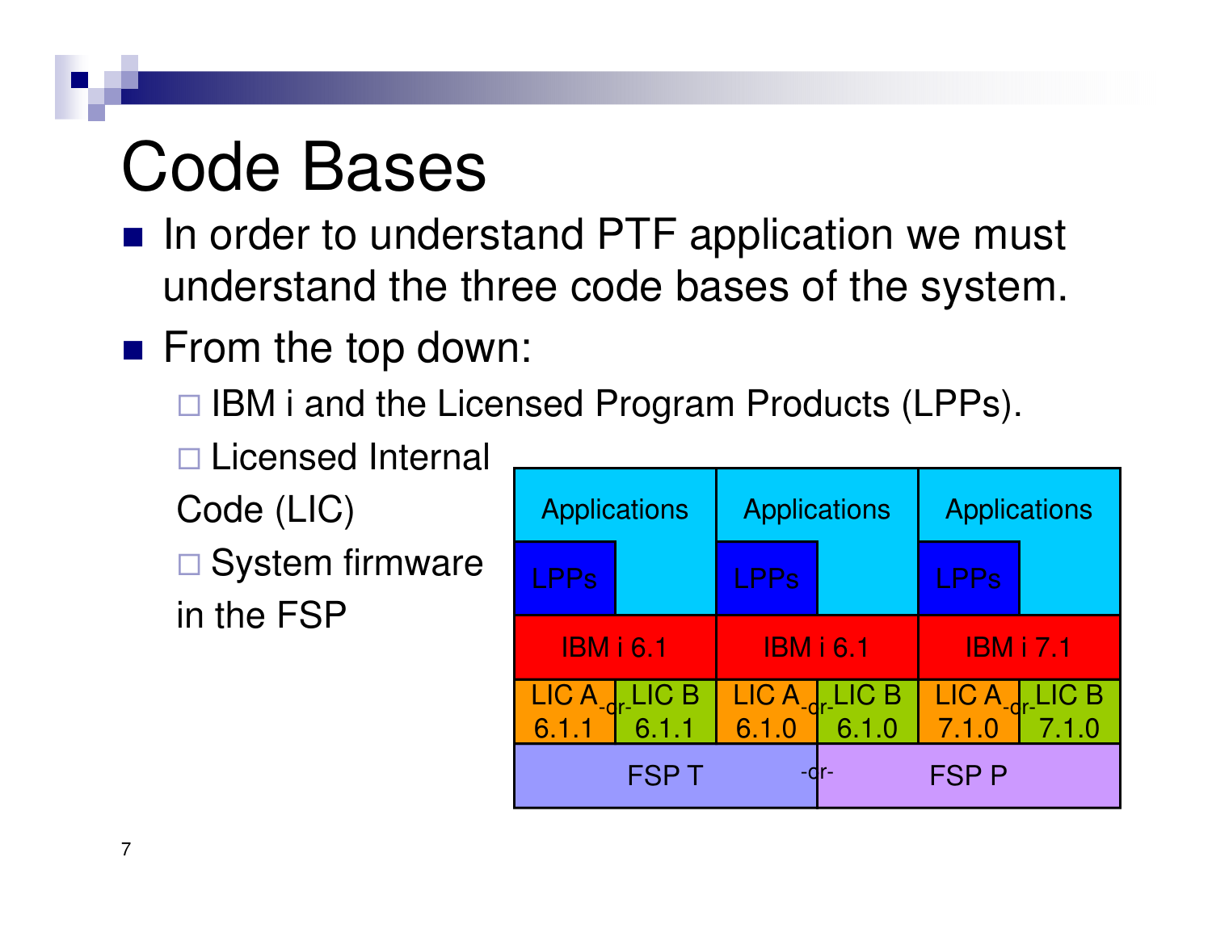# Code Bases

- In order to understand PTF application we must understand the three code bases of the system.
- From the top down:
  - IBM i and the Licensed Program Products (LPPs).
  - Licensed Internal Code (LIC)
  - System firmware in the FSP

| Applications | | Applications | | Applications | |
|---|---|---|---|---|---|
| LPPs | | LPPs | | LPPs | |
| IBM i 6.1 | | IBM i 6.1 | | IBM i 7.1 | |
| LIC A 6.1.1 -or- | LIC B 6.1.1 | LIC A 6.1.0 -or- | LIC B 6.1.0 | LIC A 7.1.0 -or- | LIC B 7.1.0 |
| FSP T | | | -or- FSP P | | |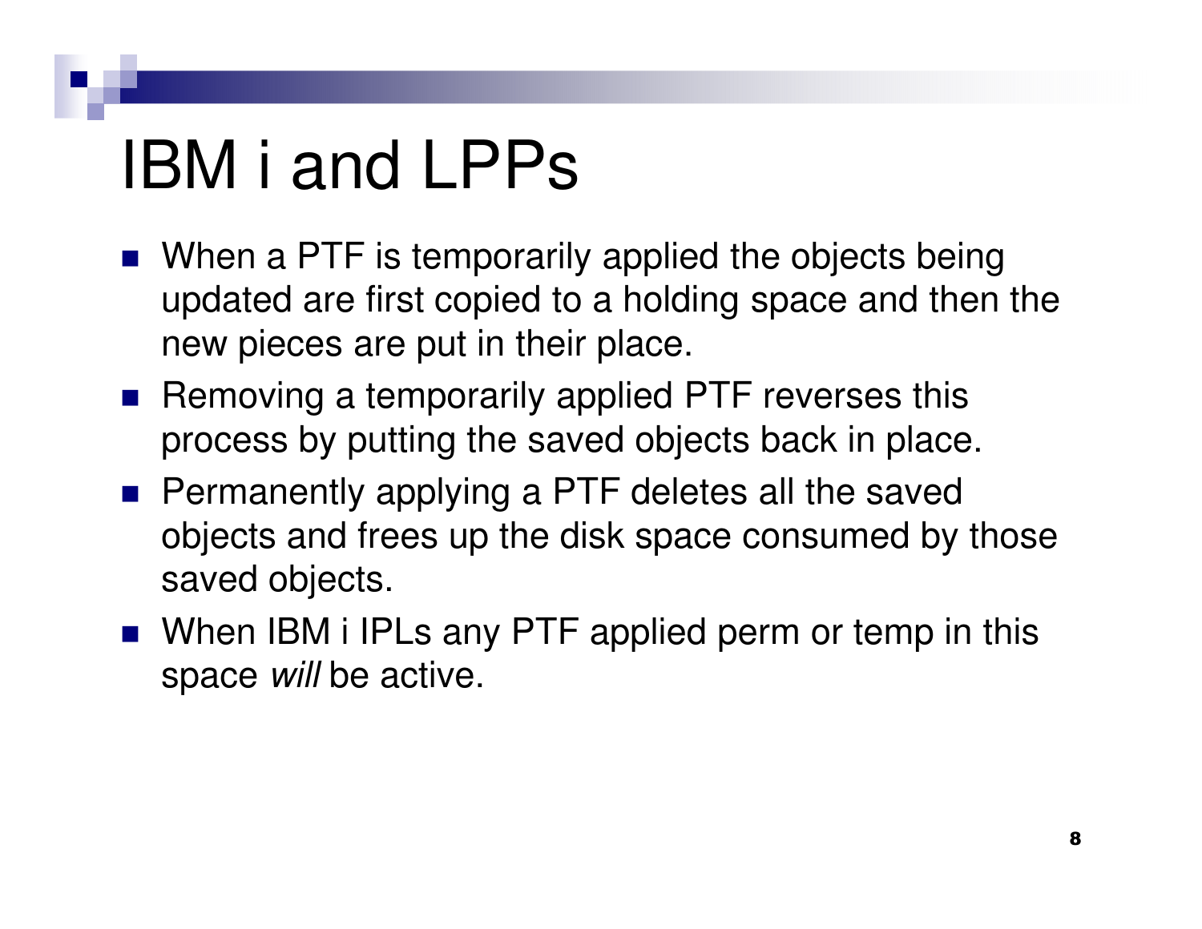# IBM i and LPPs

- When a PTF is temporarily applied the objects being updated are first copied to a holding space and then the new pieces are put in their place.
- Removing a temporarily applied PTF reverses this process by putting the saved objects back in place.
- Permanently applying a PTF deletes all the saved objects and frees up the disk space consumed by those saved objects.
- When IBM i IPLs any PTF applied perm or temp in this space *will* be active.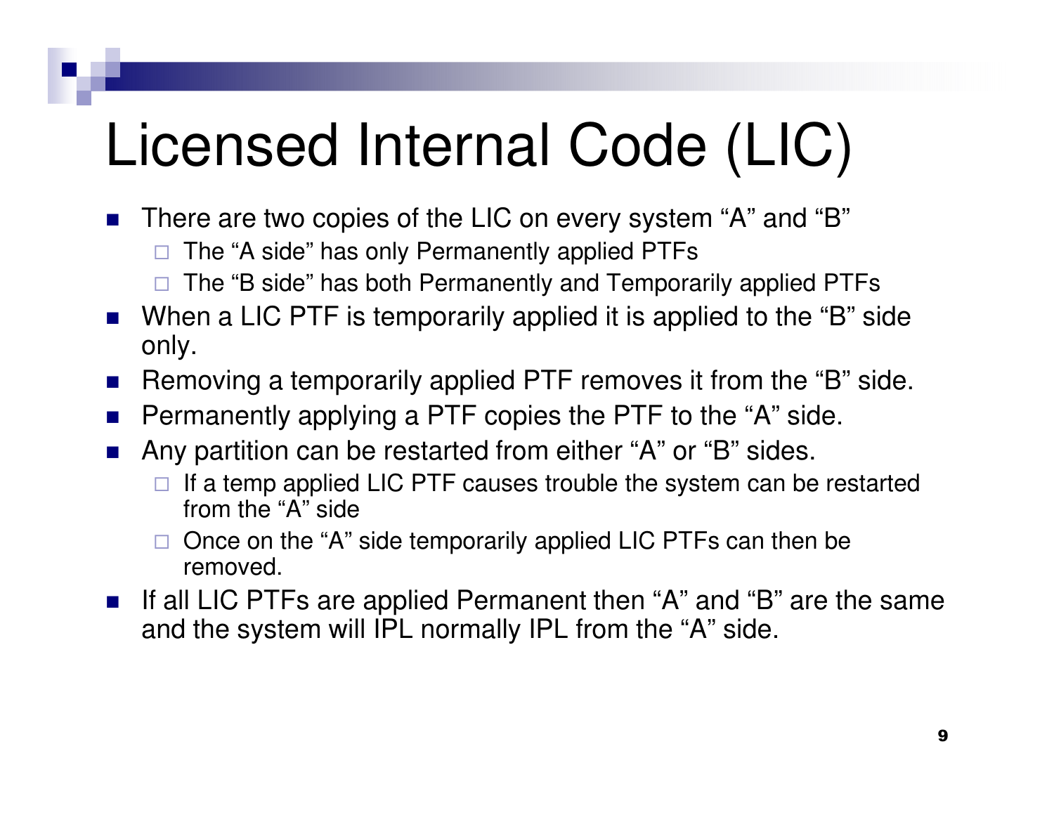# Licensed Internal Code (LIC)

- There are two copies of the LIC on every system “A” and “B”
  - The “A side” has only Permanently applied PTFs
  - The “B side” has both Permanently and Temporarily applied PTFs
- When a LIC PTF is temporarily applied it is applied to the “B” side only.
- Removing a temporarily applied PTF removes it from the “B” side.
- Permanently applying a PTF copies the PTF to the “A” side.
- Any partition can be restarted from either “A” or “B” sides.
  - If a temp applied LIC PTF causes trouble the system can be restarted from the “A” side
  - Once on the “A” side temporarily applied LIC PTFs can then be removed.
- If all LIC PTFs are applied Permanent then “A” and “B” are the same and the system will IPL normally IPL from the “A” side.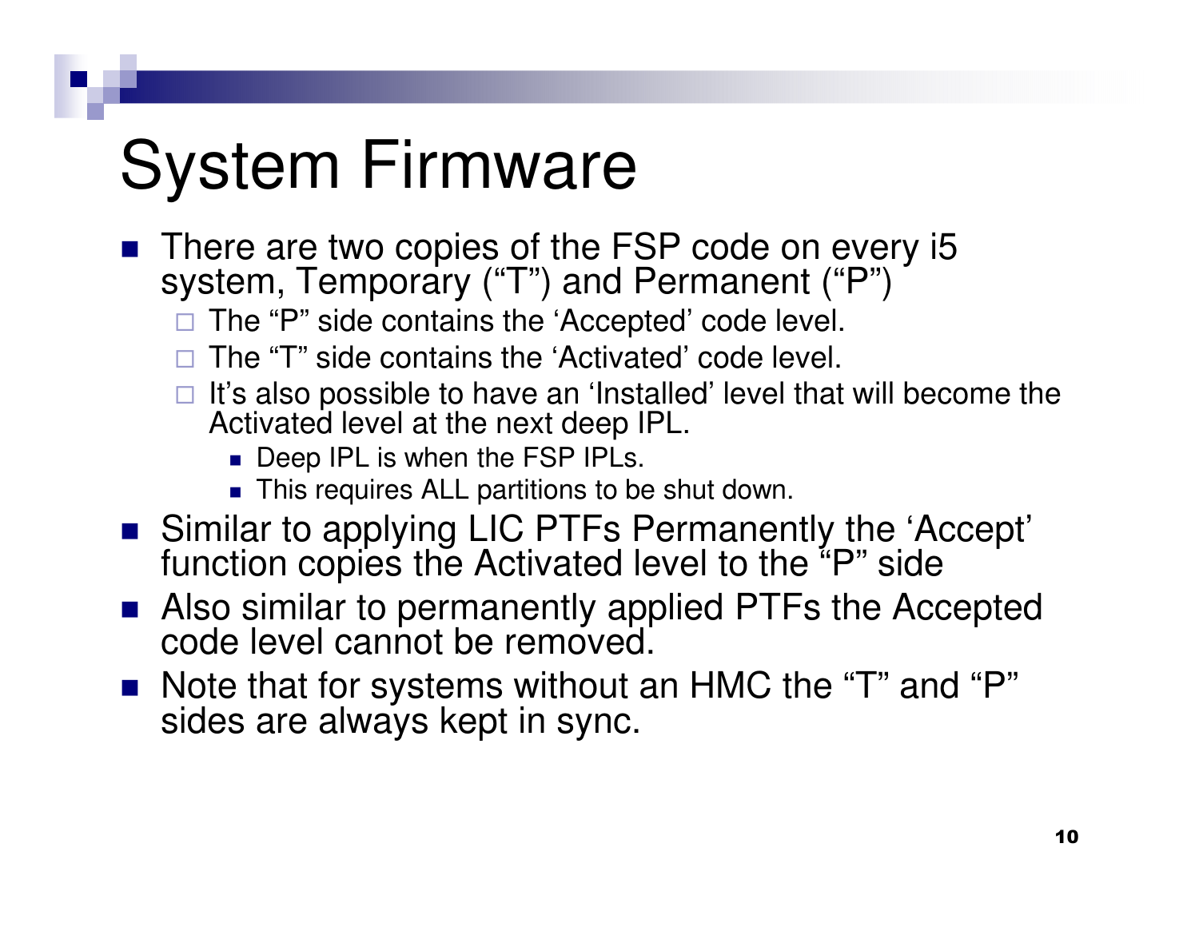# System Firmware

- There are two copies of the FSP code on every i5 system, Temporary (“T”) and Permanent (“P”)
  - The “P” side contains the ‘Accepted’ code level.
  - The “T” side contains the ‘Activated’ code level.
  - It’s also possible to have an ‘Installed’ level that will become the Activated level at the next deep IPL.
    - Deep IPL is when the FSP IPLs.
    - This requires ALL partitions to be shut down.
- Similar to applying LIC PTFs Permanently the ‘Accept’ function copies the Activated level to the “P” side
- Also similar to permanently applied PTFs the Accepted code level cannot be removed.
- Note that for systems without an HMC the “T” and “P” sides are always kept in sync.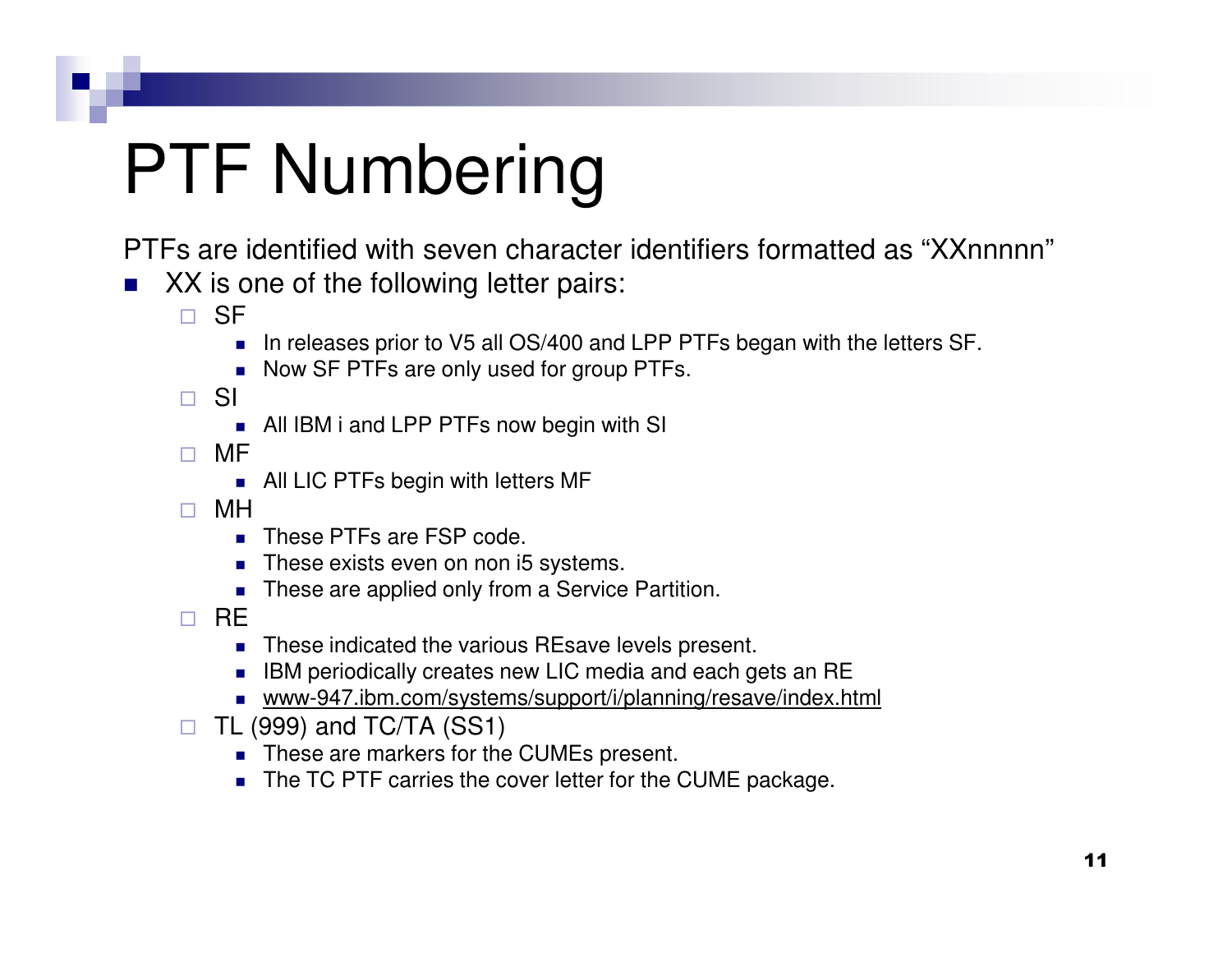# PTF Numbering

PTFs are identified with seven character identifiers formatted as “XXnnnnn”

- XX is one of the following letter pairs:
  - SF
    - In releases prior to V5 all OS/400 and LPP PTFs began with the letters SF.
    - Now SF PTFs are only used for group PTFs.
  - SI
    - All IBM i and LPP PTFs now begin with SI
  - MF
    - All LIC PTFs begin with letters MF
  - MH
    - These PTFs are FSP code.
    - These exists even on non i5 systems.
    - These are applied only from a Service Partition.
  - RE
    - These indicated the various REsave levels present.
    - IBM periodically creates new LIC media and each gets an RE
    - www-947.ibm.com/systems/support/i/planning/resave/index.html
  - TL (999) and TC/TA (SS1)
    - These are markers for the CUMEs present.
    - The TC PTF carries the cover letter for the CUME package.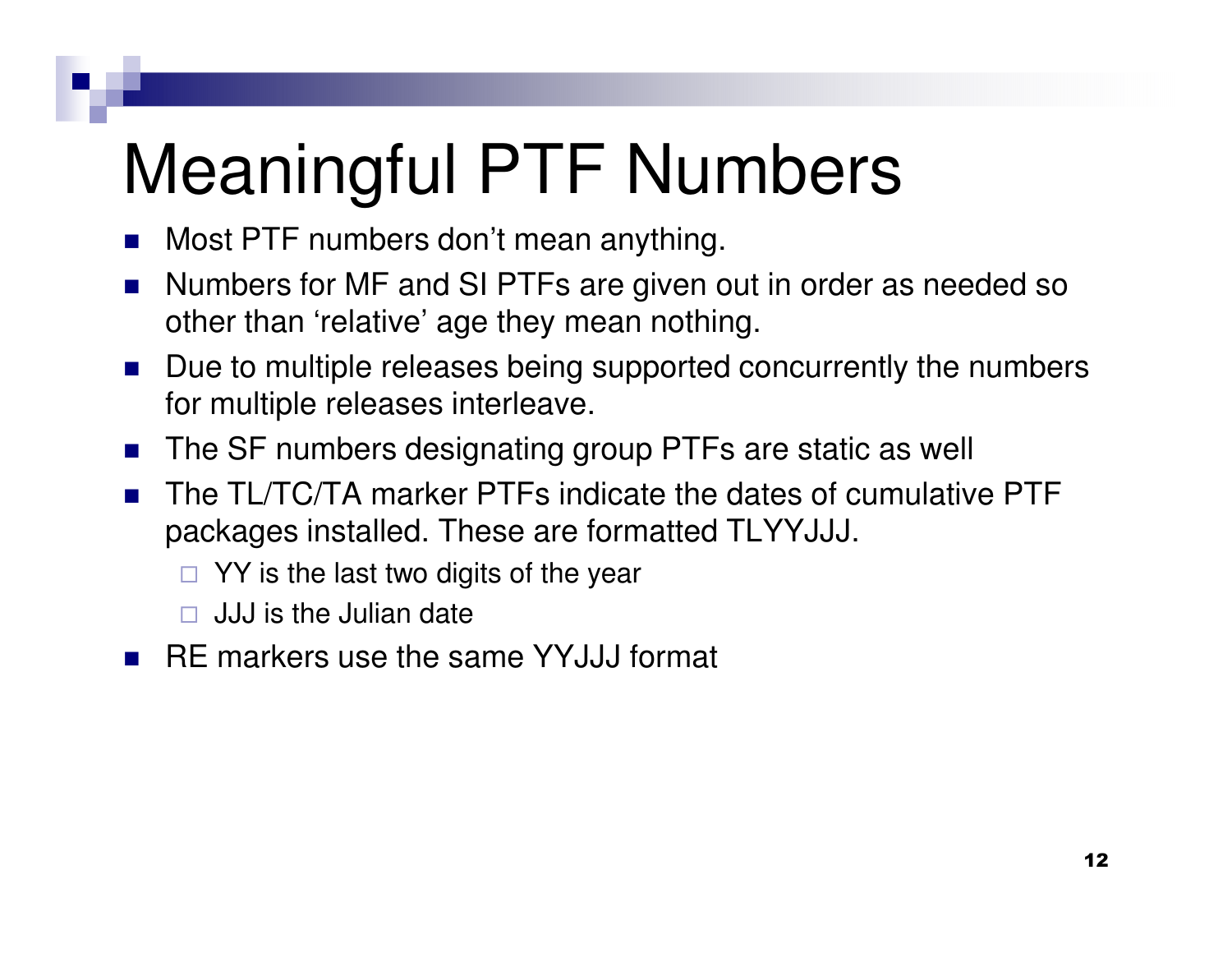# Meaningful PTF Numbers

- Most PTF numbers don't mean anything.
- Numbers for MF and SI PTFs are given out in order as needed so other than 'relative' age they mean nothing.
- Due to multiple releases being supported concurrently the numbers for multiple releases interleave.
- The SF numbers designating group PTFs are static as well
- The TL/TC/TA marker PTFs indicate the dates of cumulative PTF packages installed. These are formatted TLYYJJJ.
  - YY is the last two digits of the year
  - JJJ is the Julian date
- RE markers use the same YYJJJ format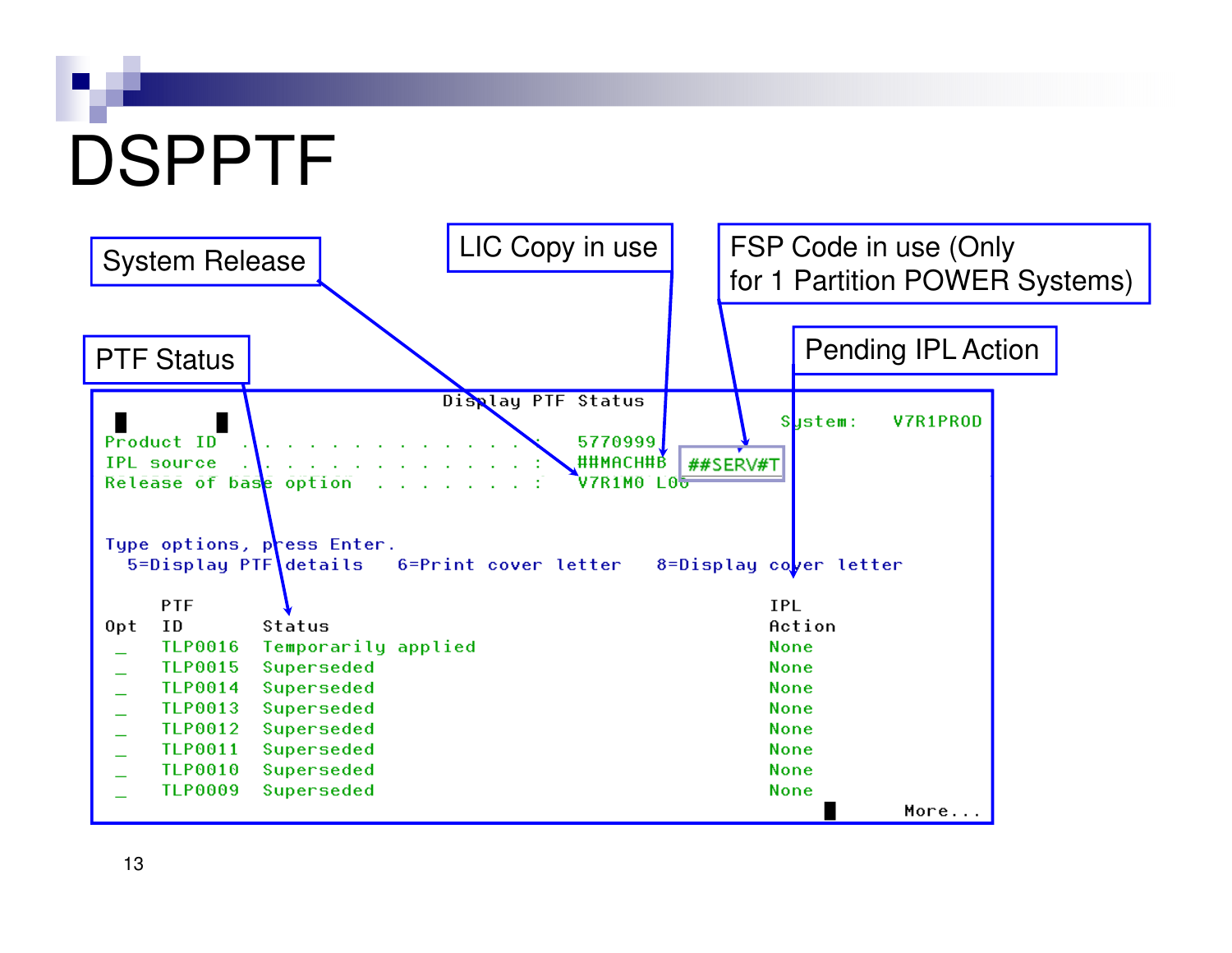# DSPPTF

System Release

LIC Copy in use

FSP Code in use (Only for 1 Partition POWER Systems)

PTF Status

Pending IPL Action

```
                         Display PTF Status
                                                        System:   V7R1PROD
Product ID  . . . . . . . . . . . . . :   5770999
IPL source  . . . . . . . . . . . . . :   ##MACH#B   ##SERV#T
Release of base option  . . . . . . . :   V7R1M0 L00

Type options, press Enter.
  5=Display PTF details   6=Print cover letter   8=Display cover letter

     PTF                                                   IPL
Opt  ID       Status                                       Action
 _   TLP0016  Temporarily applied                          None
 _   TLP0015  Superseded                                   None
 _   TLP0014  Superseded                                   None
 _   TLP0013  Superseded                                   None
 _   TLP0012  Superseded                                   None
 _   TLP0011  Superseded                                   None
 _   TLP0010  Superseded                                   None
 _   TLP0009  Superseded                                   None
                                                                  More...
```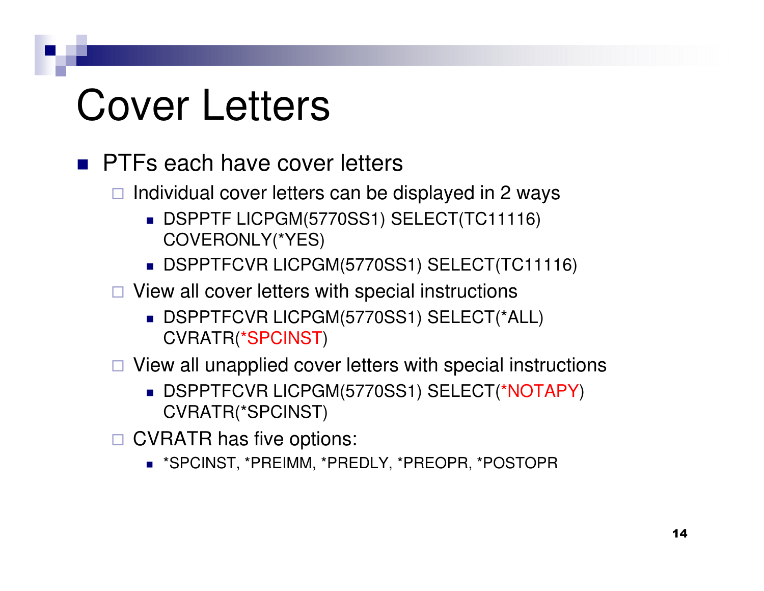# Cover Letters

- PTFs each have cover letters
  - Individual cover letters can be displayed in 2 ways
    - DSPPTF LICPGM(5770SS1) SELECT(TC11116) COVERONLY(*YES)
    - DSPPTFCVR LICPGM(5770SS1) SELECT(TC11116)
  - View all cover letters with special instructions
    - DSPPTFCVR LICPGM(5770SS1) SELECT(*ALL) CVRATR(*SPCINST)
  - View all unapplied cover letters with special instructions
    - DSPPTFCVR LICPGM(5770SS1) SELECT(*NOTAPY) CVRATR(*SPCINST)
  - CVRATR has five options:
    - *SPCINST, *PREIMM, *PREDLY, *PREOPR, *POSTOPR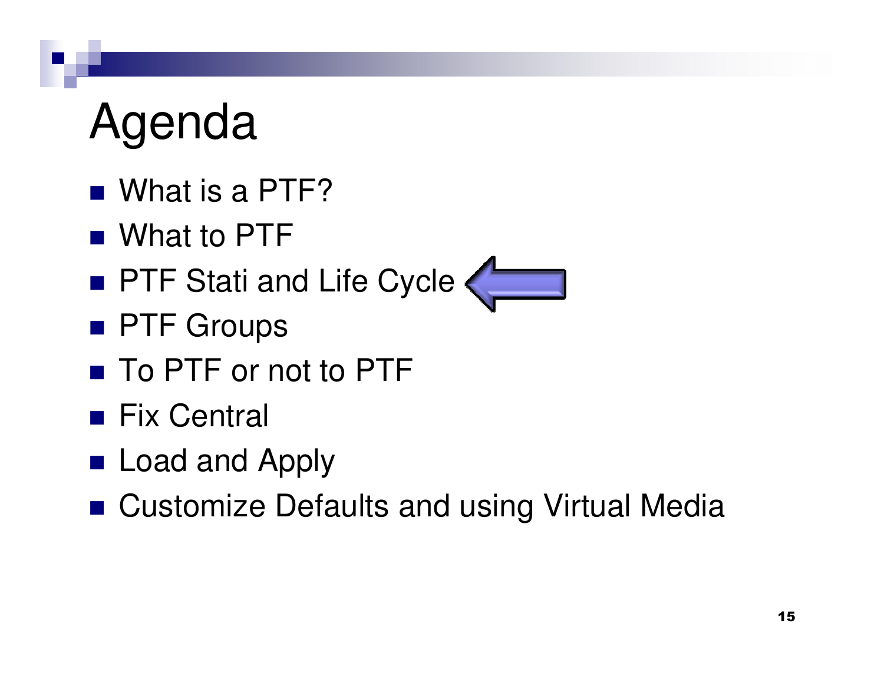# Agenda

- What is a PTF?
- What to PTF
- PTF Stati and Life Cycle
- PTF Groups
- To PTF or not to PTF
- Fix Central
- Load and Apply
- Customize Defaults and using Virtual Media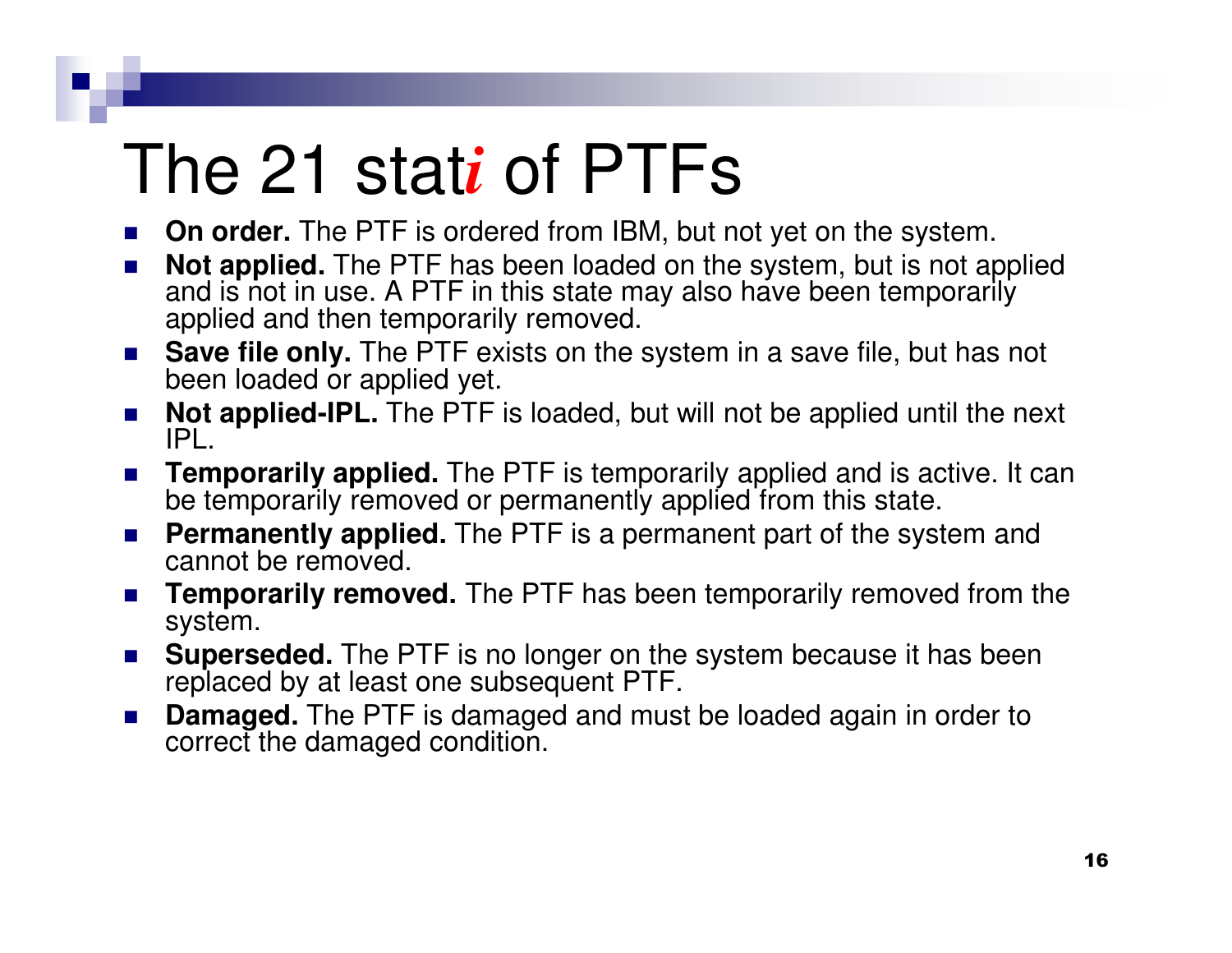# The 21 stat*i* of PTFs

- **On order.** The PTF is ordered from IBM, but not yet on the system.
- **Not applied.** The PTF has been loaded on the system, but is not applied and is not in use. A PTF in this state may also have been temporarily applied and then temporarily removed.
- **Save file only.** The PTF exists on the system in a save file, but has not been loaded or applied yet.
- **Not applied-IPL.** The PTF is loaded, but will not be applied until the next IPL.
- **Temporarily applied.** The PTF is temporarily applied and is active. It can be temporarily removed or permanently applied from this state.
- **Permanently applied.** The PTF is a permanent part of the system and cannot be removed.
- **Temporarily removed.** The PTF has been temporarily removed from the system.
- **Superseded.** The PTF is no longer on the system because it has been replaced by at least one subsequent PTF.
- **Damaged.** The PTF is damaged and must be loaded again in order to correct the damaged condition.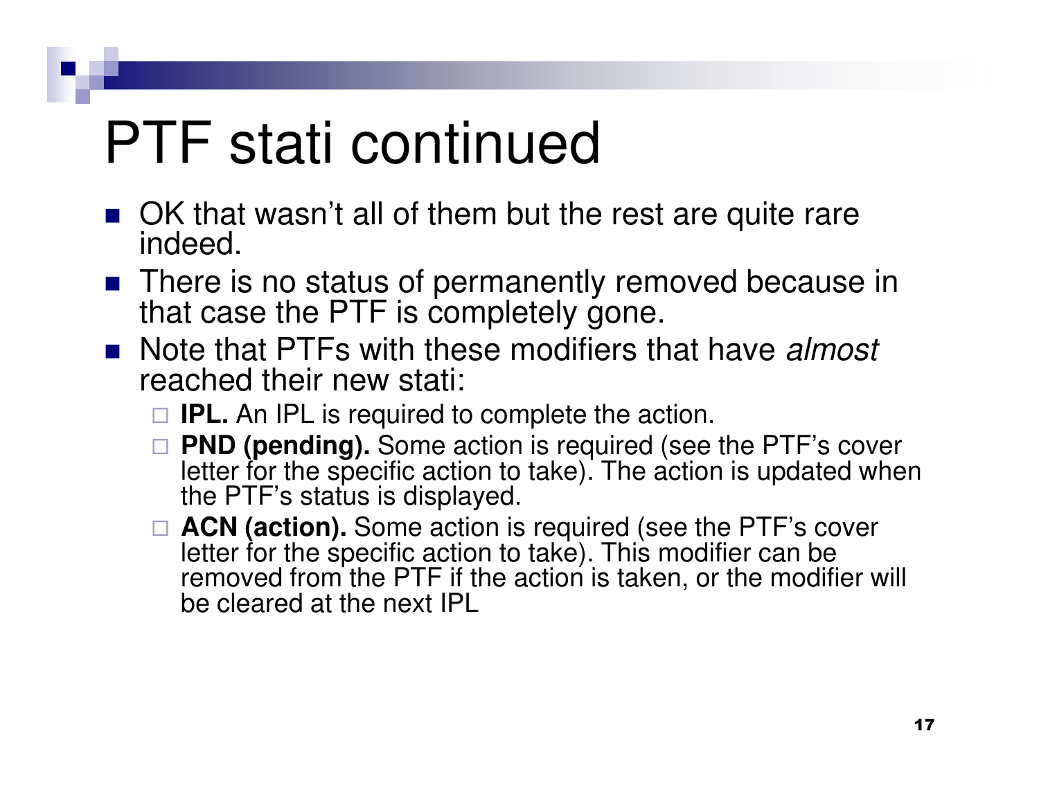# PTF stati continued

- OK that wasn't all of them but the rest are quite rare indeed.
- There is no status of permanently removed because in that case the PTF is completely gone.
- Note that PTFs with these modifiers that have *almost* reached their new stati:
  - **IPL.** An IPL is required to complete the action.
  - **PND (pending).** Some action is required (see the PTF's cover letter for the specific action to take). The action is updated when the PTF's status is displayed.
  - **ACN (action).** Some action is required (see the PTF's cover letter for the specific action to take). This modifier can be removed from the PTF if the action is taken, or the modifier will be cleared at the next IPL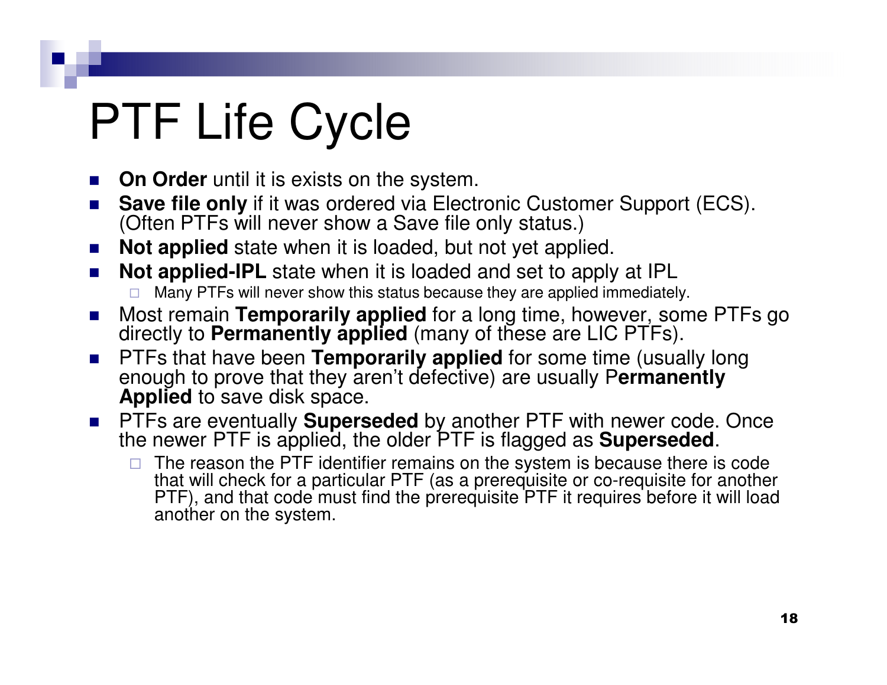# PTF Life Cycle

- **On Order** until it is exists on the system.
- **Save file only** if it was ordered via Electronic Customer Support (ECS). (Often PTFs will never show a Save file only status.)
- **Not applied** state when it is loaded, but not yet applied.
- **Not applied-IPL** state when it is loaded and set to apply at IPL
  - Many PTFs will never show this status because they are applied immediately.
- Most remain **Temporarily applied** for a long time, however, some PTFs go directly to **Permanently applied** (many of these are LIC PTFs).
- PTFs that have been **Temporarily applied** for some time (usually long enough to prove that they aren't defective) are usually P**ermanently Applied** to save disk space.
- PTFs are eventually **Superseded** by another PTF with newer code. Once the newer PTF is applied, the older PTF is flagged as **Superseded**.
  - The reason the PTF identifier remains on the system is because there is code that will check for a particular PTF (as a prerequisite or co-requisite for another PTF), and that code must find the prerequisite PTF it requires before it will load another on the system.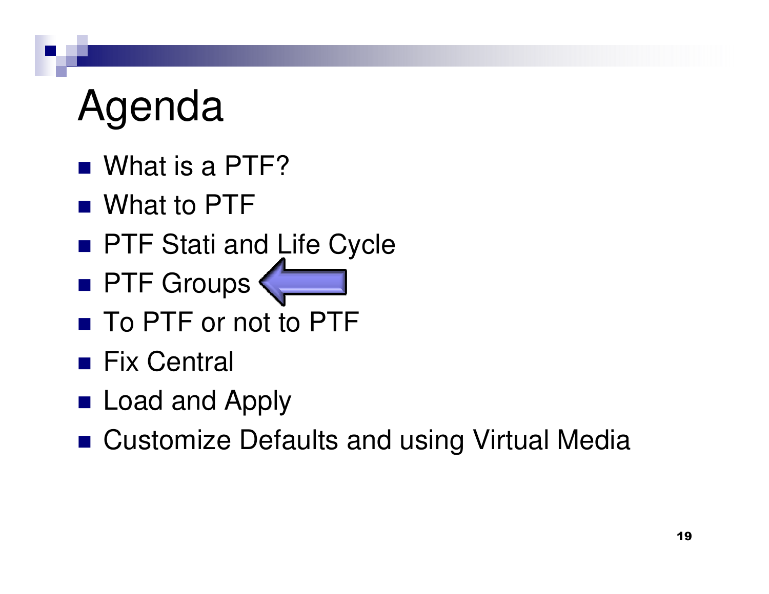# Agenda

- What is a PTF?
- What to PTF
- PTF Stati and Life Cycle
- PTF Groups
- To PTF or not to PTF
- Fix Central
- Load and Apply
- Customize Defaults and using Virtual Media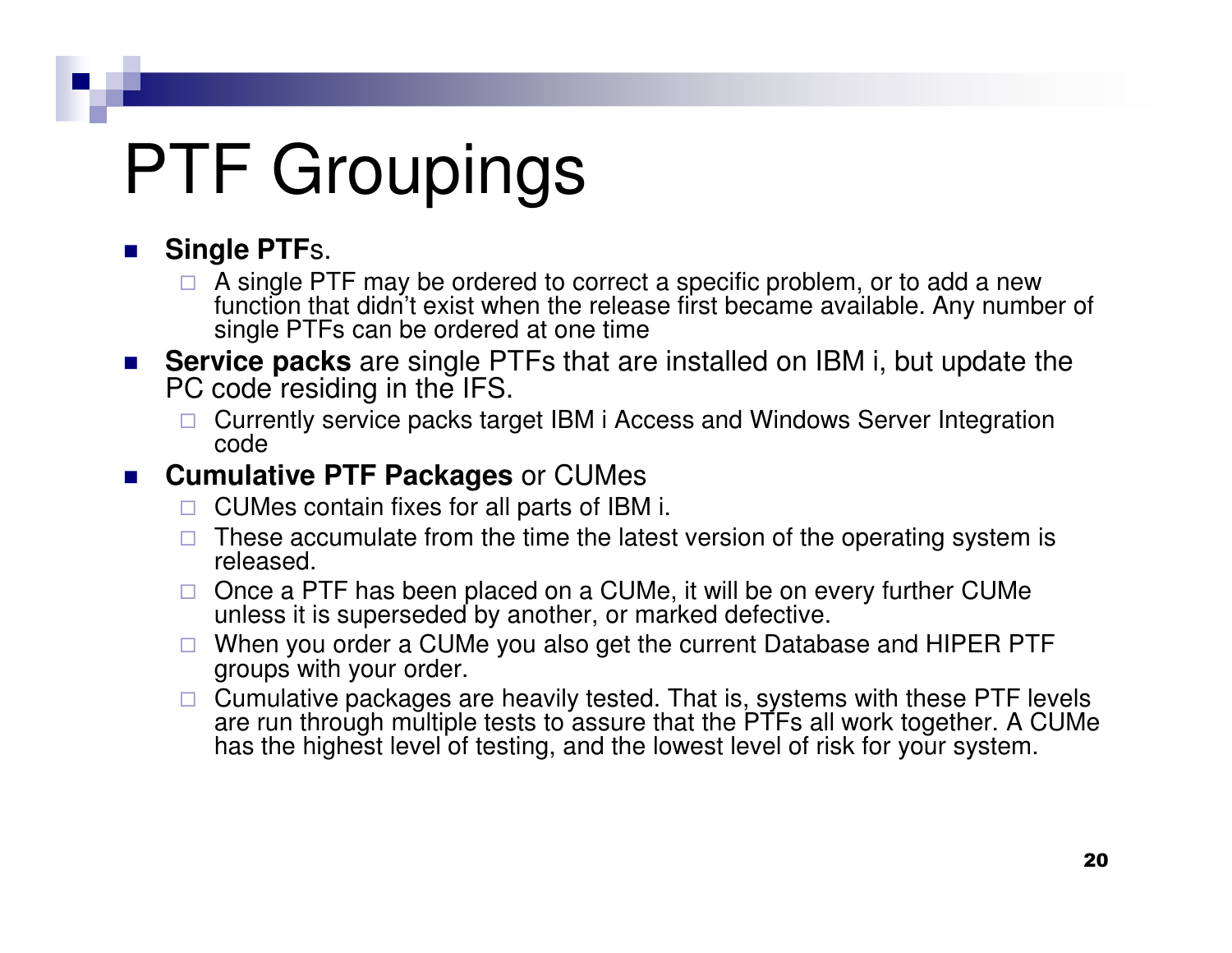# PTF Groupings

- **Single PTF**s.
  - A single PTF may be ordered to correct a specific problem, or to add a new function that didn't exist when the release first became available. Any number of single PTFs can be ordered at one time
- **Service packs** are single PTFs that are installed on IBM i, but update the PC code residing in the IFS.
  - Currently service packs target IBM i Access and Windows Server Integration code
- **Cumulative PTF Packages** or CUMes
  - CUMes contain fixes for all parts of IBM i.
  - These accumulate from the time the latest version of the operating system is released.
  - Once a PTF has been placed on a CUMe, it will be on every further CUMe unless it is superseded by another, or marked defective.
  - When you order a CUMe you also get the current Database and HIPER PTF groups with your order.
  - Cumulative packages are heavily tested. That is, systems with these PTF levels are run through multiple tests to assure that the PTFs all work together. A CUMe has the highest level of testing, and the lowest level of risk for your system.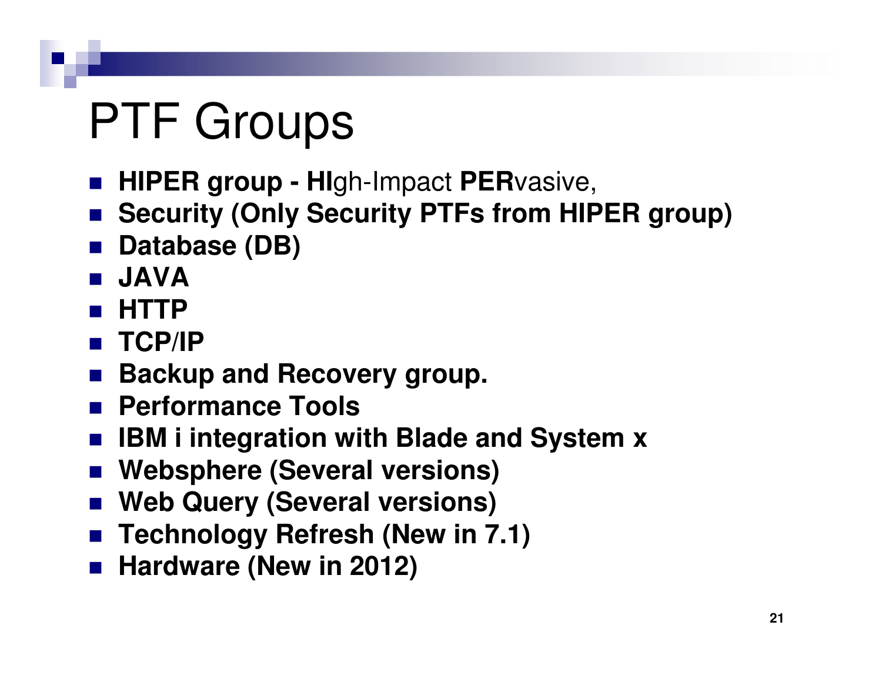# PTF Groups

- **HIPER group - HI**gh-Impact **PER**vasive,
- **Security (Only Security PTFs from HIPER group)**
- **Database (DB)**
- **JAVA**
- **HTTP**
- **TCP/IP**
- **Backup and Recovery group.**
- **Performance Tools**
- **IBM i integration with Blade and System x**
- **Websphere (Several versions)**
- **Web Query (Several versions)**
- **Technology Refresh (New in 7.1)**
- **Hardware (New in 2012)**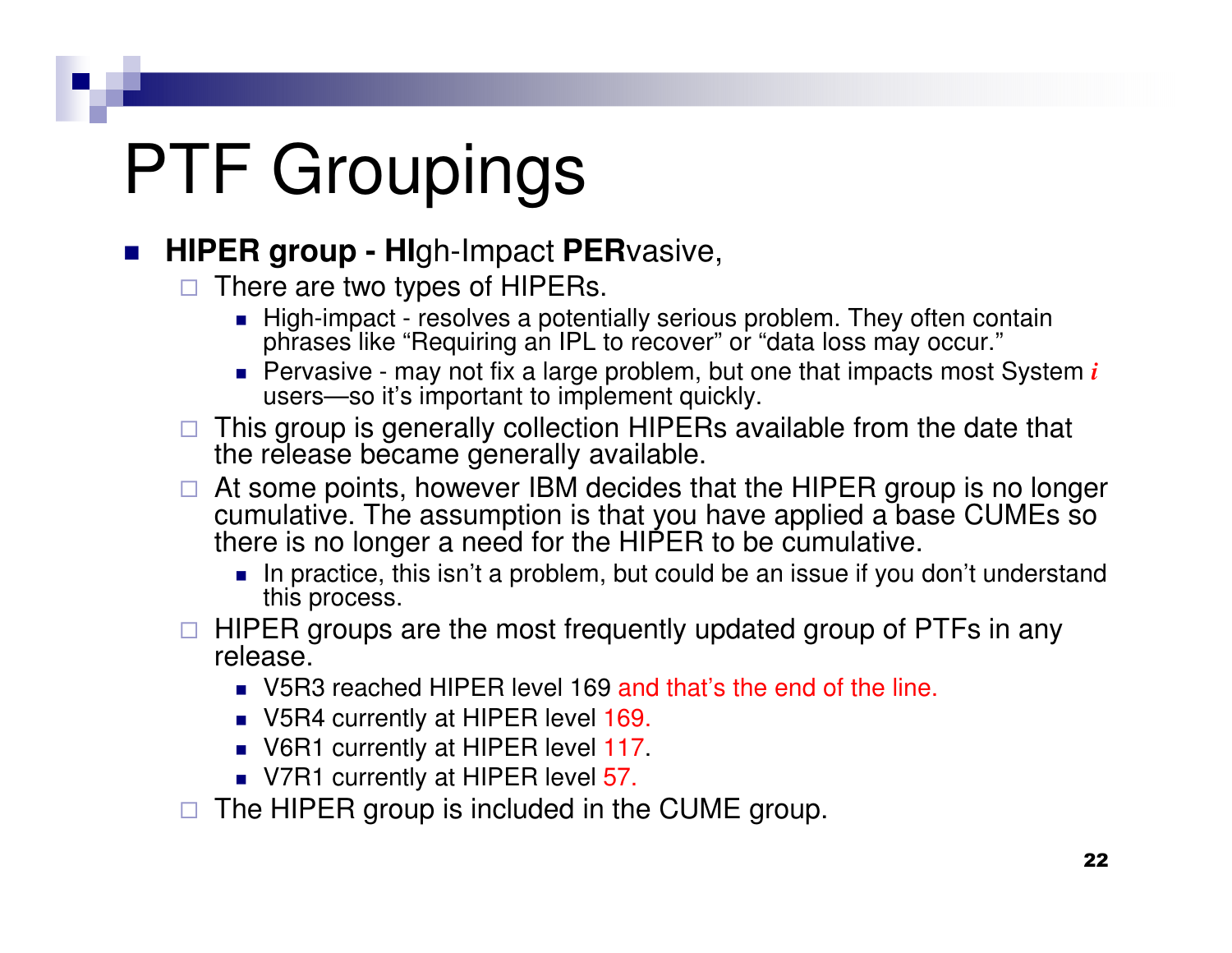# PTF Groupings

- **HIPER group - HI**gh-Impact **PER**vasive,
  - There are two types of HIPERs.
    - High-impact - resolves a potentially serious problem. They often contain phrases like “Requiring an IPL to recover” or “data loss may occur.”
    - Pervasive - may not fix a large problem, but one that impacts most System *i* users—so it’s important to implement quickly.
  - This group is generally collection HIPERs available from the date that the release became generally available.
  - At some points, however IBM decides that the HIPER group is no longer cumulative. The assumption is that you have applied a base CUMEs so there is no longer a need for the HIPER to be cumulative.
    - In practice, this isn’t a problem, but could be an issue if you don’t understand this process.
  - HIPER groups are the most frequently updated group of PTFs in any release.
    - V5R3 reached HIPER level 169 and that’s the end of the line.
    - V5R4 currently at HIPER level 169.
    - V6R1 currently at HIPER level 117.
    - V7R1 currently at HIPER level 57.
  - The HIPER group is included in the CUME group.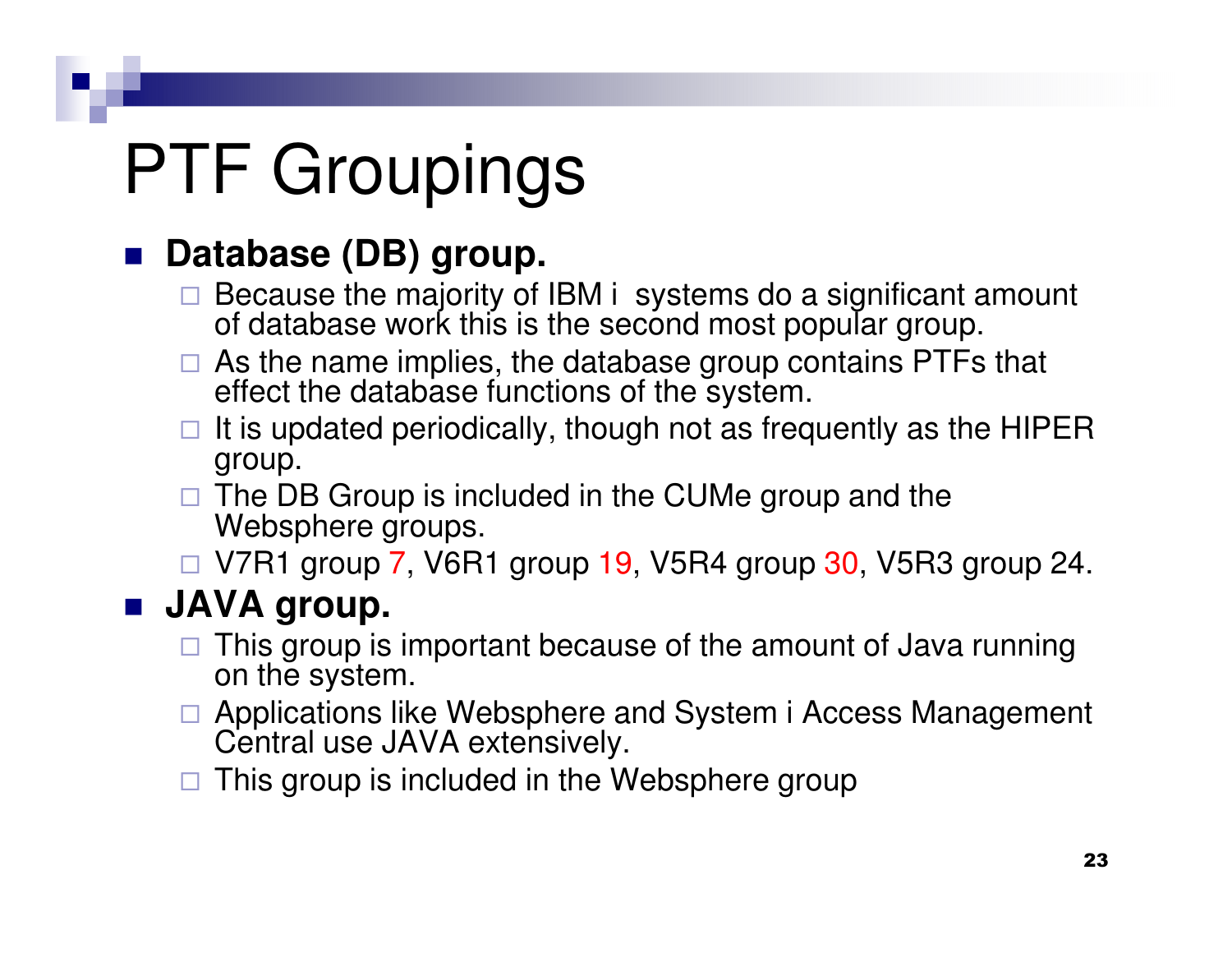# PTF Groupings

- **Database (DB) group.**
  - Because the majority of IBM i  systems do a significant amount of database work this is the second most popular group.
  - As the name implies, the database group contains PTFs that effect the database functions of the system.
  - It is updated periodically, though not as frequently as the HIPER group.
  - The DB Group is included in the CUMe group and the Websphere groups.
  - V7R1 group 7, V6R1 group 19, V5R4 group 30, V5R3 group 24.
- **JAVA group.**
  - This group is important because of the amount of Java running on the system.
  - Applications like Websphere and System i Access Management Central use JAVA extensively.
  - This group is included in the Websphere group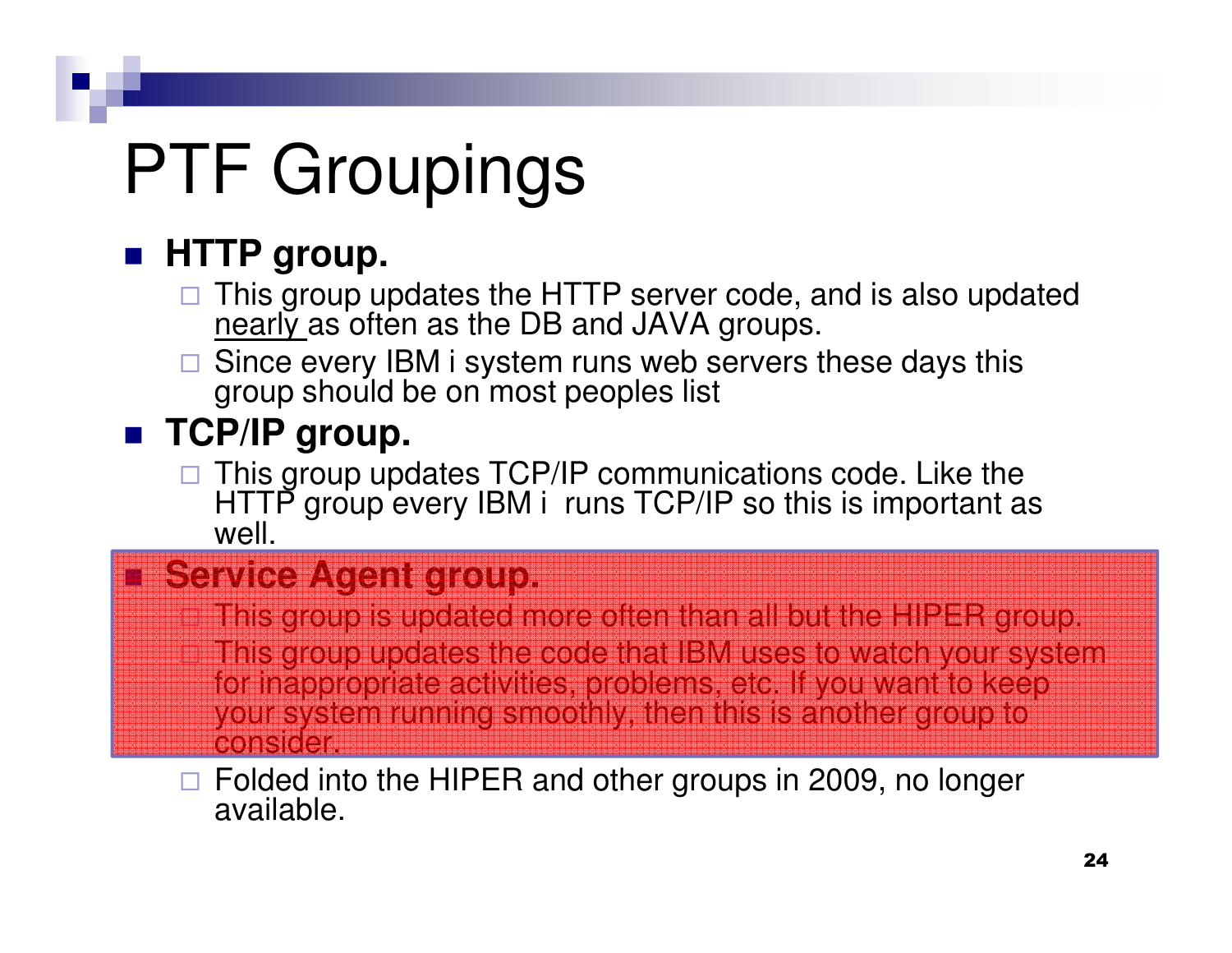# PTF Groupings

- **HTTP group.**
  - This group updates the HTTP server code, and is also updated nearly as often as the DB and JAVA groups.
  - Since every IBM i system runs web servers these days this group should be on most peoples list
- **TCP/IP group.**
  - This group updates TCP/IP communications code. Like the HTTP group every IBM i runs TCP/IP so this is important as well.
- **Service Agent group.**
  - This group is updated more often than all but the HIPER group.
  - This group updates the code that IBM uses to watch your system for inappropriate activities, problems, etc. If you want to keep your system running smoothly, then this is another group to consider.
  - Folded into the HIPER and other groups in 2009, no longer available.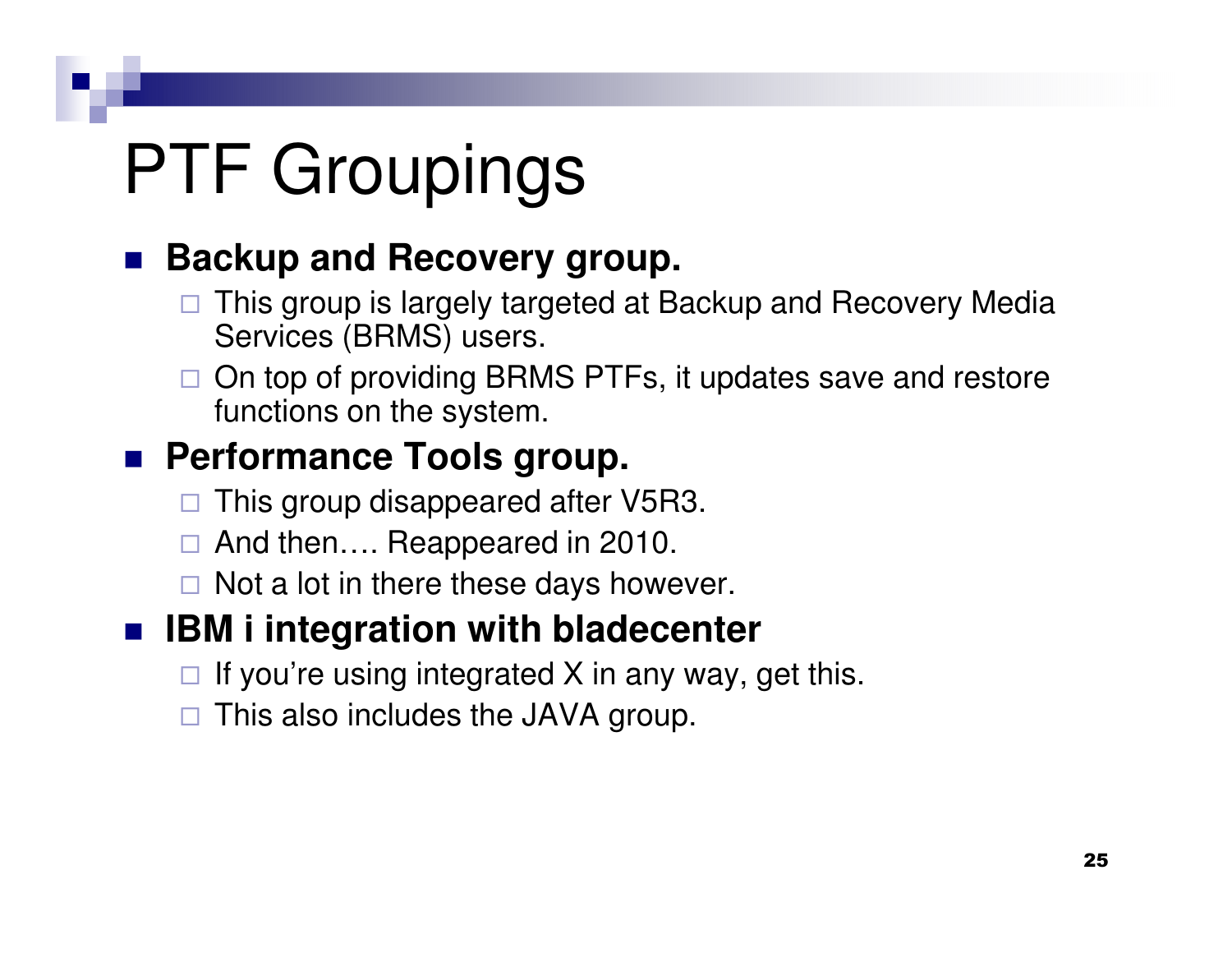# PTF Groupings

- **Backup and Recovery group.**
  - This group is largely targeted at Backup and Recovery Media Services (BRMS) users.
  - On top of providing BRMS PTFs, it updates save and restore functions on the system.
- **Performance Tools group.**
  - This group disappeared after V5R3.
  - And then…. Reappeared in 2010.
  - Not a lot in there these days however.
- **IBM i integration with bladecenter**
  - If you're using integrated X in any way, get this.
  - This also includes the JAVA group.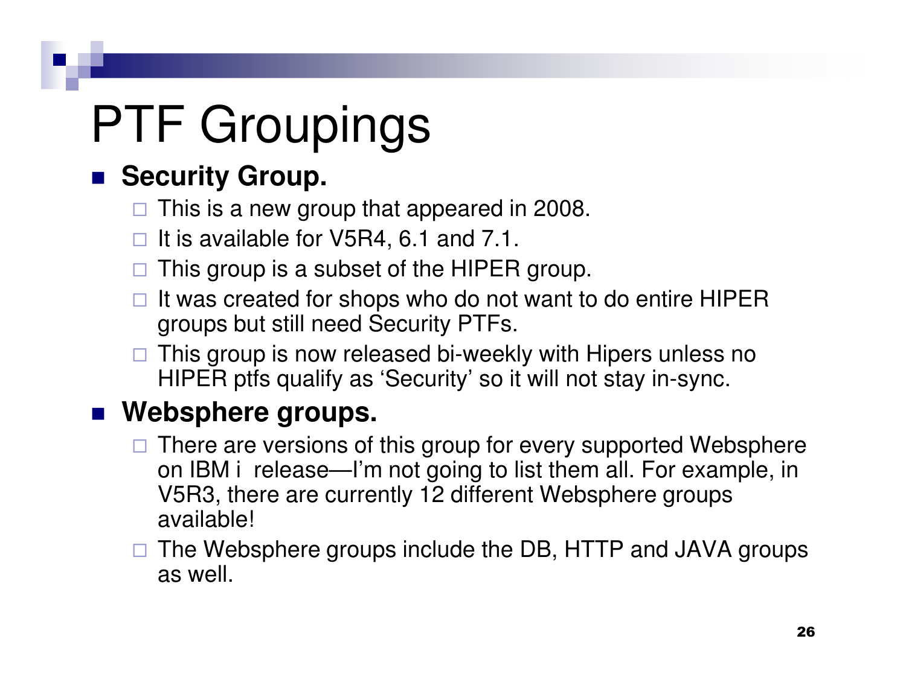# PTF Groupings

- **Security Group.**
  - This is a new group that appeared in 2008.
  - It is available for V5R4, 6.1 and 7.1.
  - This group is a subset of the HIPER group.
  - It was created for shops who do not want to do entire HIPER groups but still need Security PTFs.
  - This group is now released bi-weekly with Hipers unless no HIPER ptfs qualify as 'Security' so it will not stay in-sync.
- **Websphere groups.**
  - There are versions of this group for every supported Websphere on IBM i release—I'm not going to list them all. For example, in V5R3, there are currently 12 different Websphere groups available!
  - The Websphere groups include the DB, HTTP and JAVA groups as well.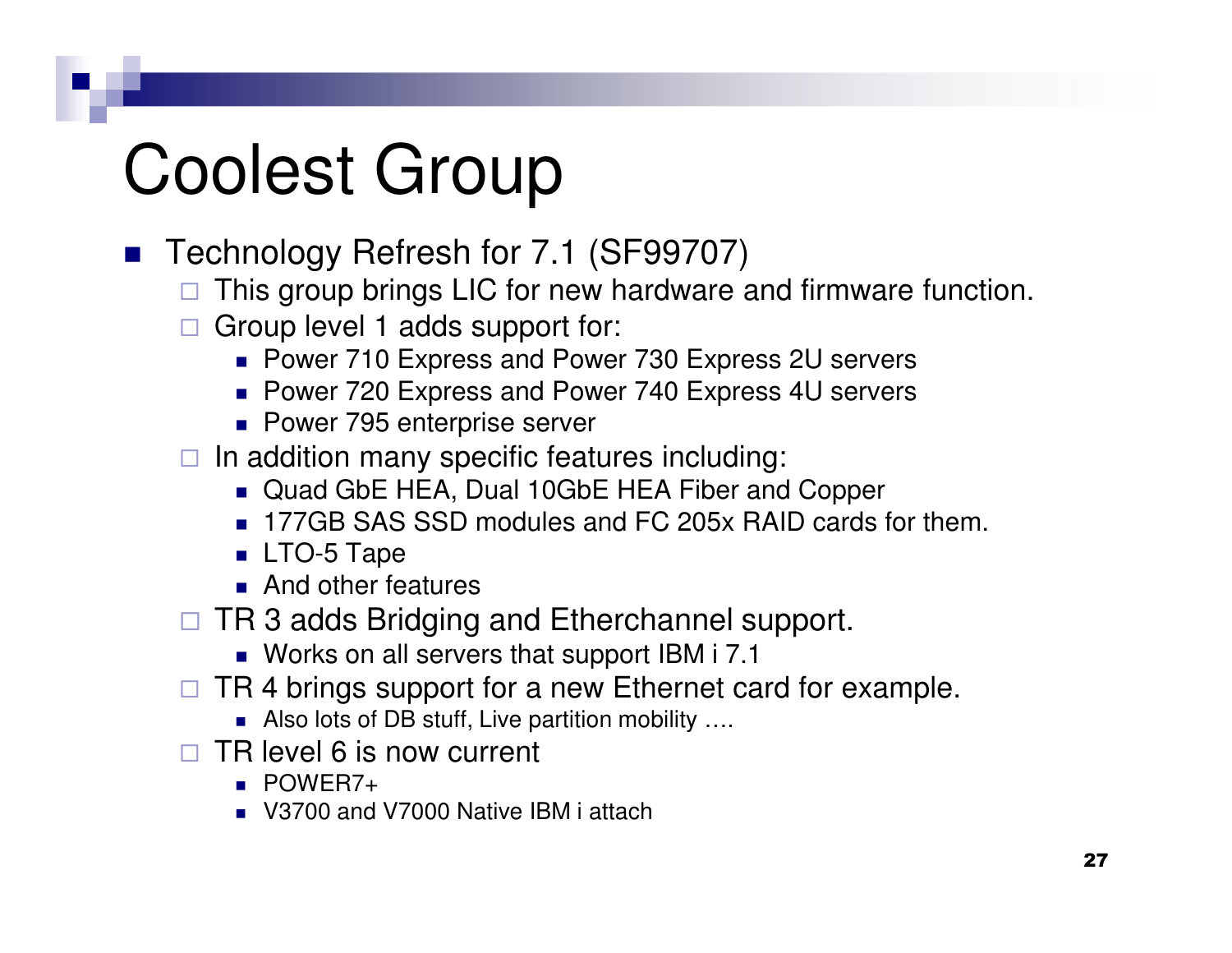# Coolest Group

- Technology Refresh for 7.1 (SF99707)
  - This group brings LIC for new hardware and firmware function.
  - Group level 1 adds support for:
    - Power 710 Express and Power 730 Express 2U servers
    - Power 720 Express and Power 740 Express 4U servers
    - Power 795 enterprise server
  - In addition many specific features including:
    - Quad GbE HEA, Dual 10GbE HEA Fiber and Copper
    - 177GB SAS SSD modules and FC 205x RAID cards for them.
    - LTO-5 Tape
    - And other features
  - TR 3 adds Bridging and Etherchannel support.
    - Works on all servers that support IBM i 7.1
  - TR 4 brings support for a new Ethernet card for example.
    - Also lots of DB stuff, Live partition mobility ….
  - TR level 6 is now current
    - POWER7+
    - V3700 and V7000 Native IBM i attach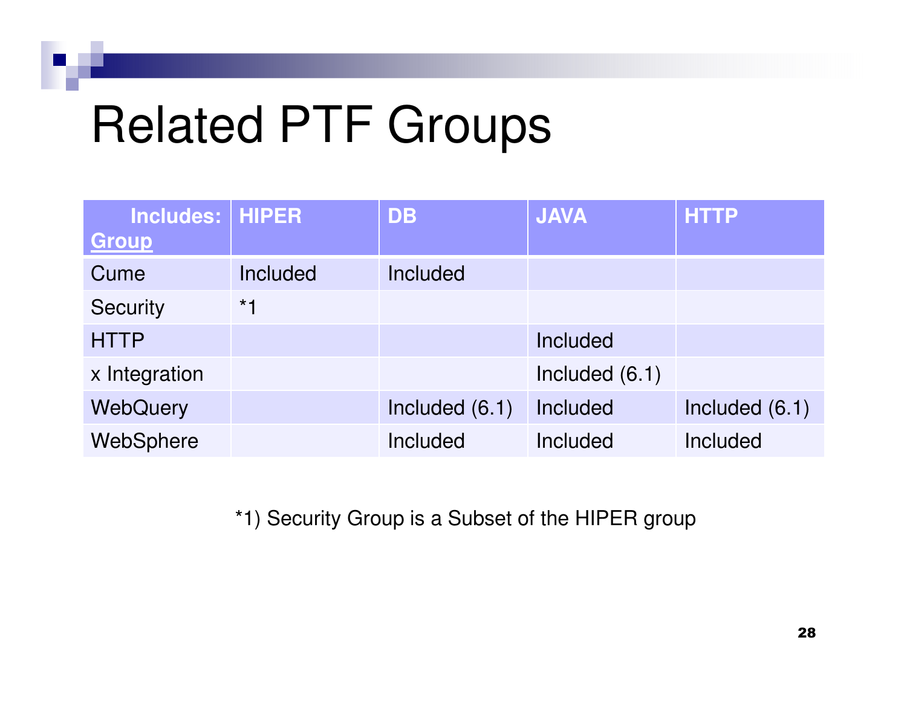# Related PTF Groups

| Includes: Group | HIPER | DB | JAVA | HTTP |
|---|---|---|---|---|
| Cume | Included | Included | | |
| Security | *1 | | | |
| HTTP | | | Included | |
| x Integration | | | Included (6.1) | |
| WebQuery | | Included (6.1) | Included | Included (6.1) |
| WebSphere | | Included | Included | Included |

*1) Security Group is a Subset of the HIPER group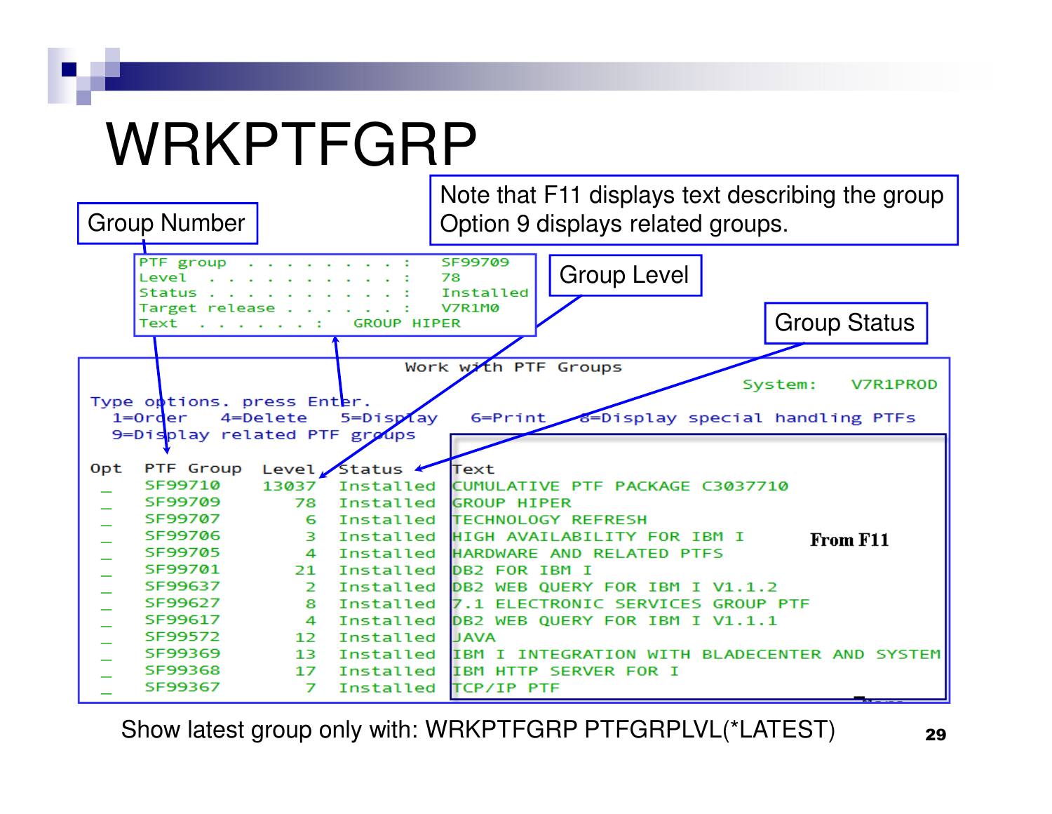# WRKPTFGRP

Group Number

Note that F11 displays text describing the group
Option 9 displays related groups.

Group Level

Group Status

```
PTF group . . . . . . . . . :   SF99709
Level . . . . . . . . . . . :   78
Status . . . . . . . . . . . :  Installed
Target release . . . . . . . :  V7R1M0
Text . . . . . . . :    GROUP HIPER
```

```
                         Work with PTF Groups
                                                   System:   V7R1PROD
Type options, press Enter.
  1=Order   4=Delete   5=Display   6=Print   8=Display special handling PTFs
  9=Display related PTF groups

Opt  PTF Group   Level  Status     Text
 _   SF99710     13037  Installed  CUMULATIVE PTF PACKAGE C3037710
 _   SF99709        78  Installed  GROUP HIPER
 _   SF99707         6  Installed  TECHNOLOGY REFRESH
 _   SF99706         3  Installed  HIGH AVAILABILITY FOR IBM I
 _   SF99705         4  Installed  HARDWARE AND RELATED PTFS
 _   SF99701        21  Installed  DB2 FOR IBM I
 _   SF99637         2  Installed  DB2 WEB QUERY FOR IBM I V1.1.2
 _   SF99627         8  Installed  7.1 ELECTRONIC SERVICES GROUP PTF
 _   SF99617         4  Installed  DB2 WEB QUERY FOR IBM I V1.1.1
 _   SF99572        12  Installed  JAVA
 _   SF99369        13  Installed  IBM I INTEGRATION WITH BLADECENTER AND SYSTEM
 _   SF99368        17  Installed  IBM HTTP SERVER FOR I
 _   SF99367         7  Installed  TCP/IP PTF
```

**From F11**

Show latest group only with: WRKPTFGRP PTFGRPLVL(*LATEST)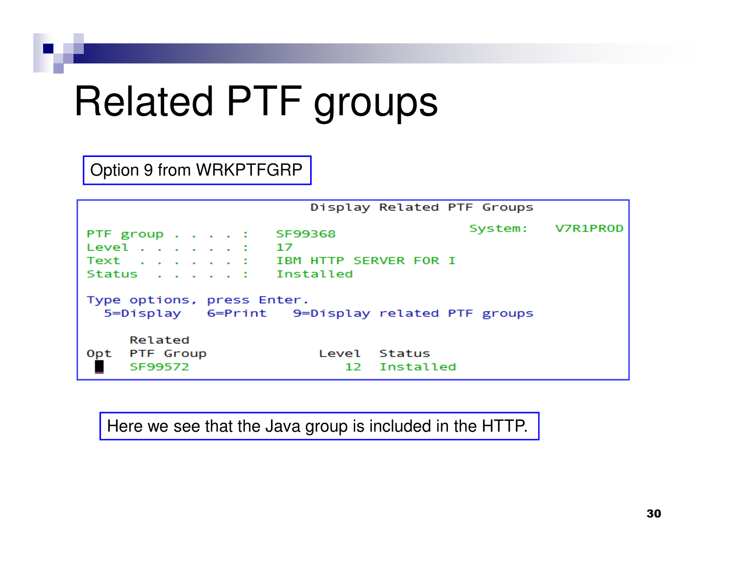# Related PTF groups

Option 9 from WRKPTFGRP

```
                          Display Related PTF Groups
                                                        System:   V7R1PROD
PTF group . . . . :   SF99368
Level . . . . . . :   17
Text  . . . . . . :   IBM HTTP SERVER FOR I
Status  . . . . . :   Installed

Type options, press Enter.
  5=Display   6=Print   9=Display related PTF groups

     Related
Opt  PTF Group                  Level  Status
     SF99572                       12  Installed
```

Here we see that the Java group is included in the HTTP.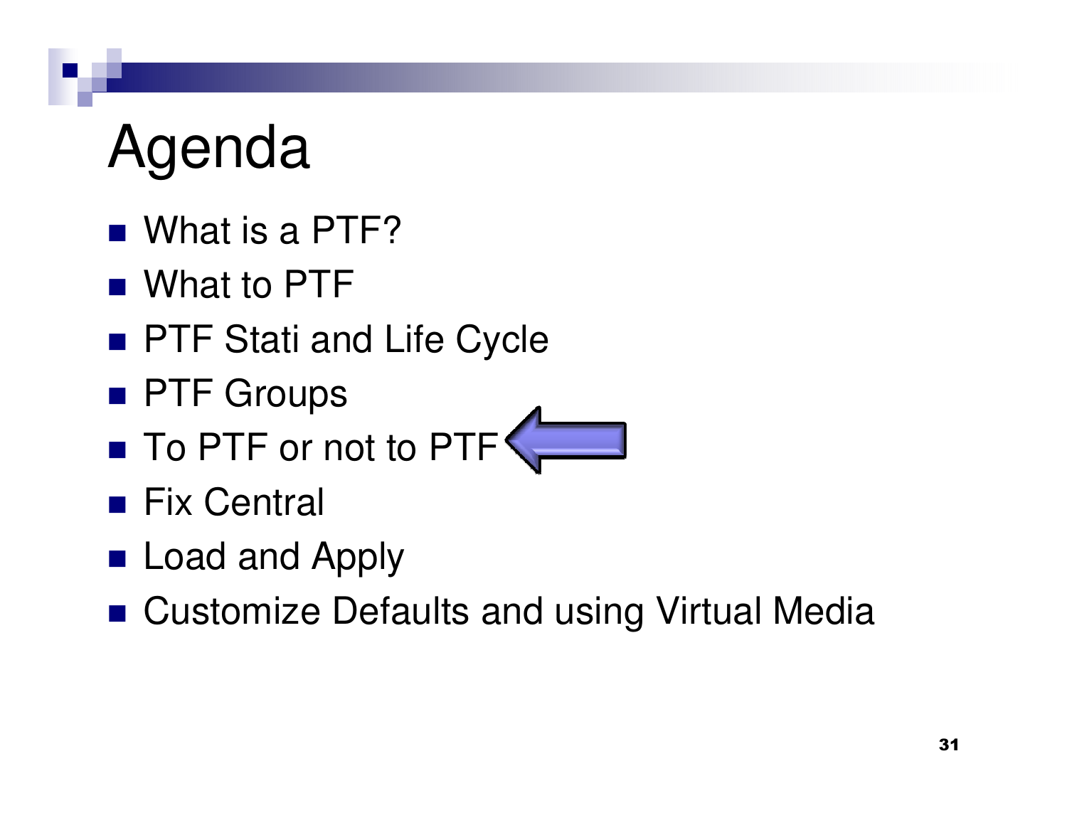# Agenda

- What is a PTF?
- What to PTF
- PTF Stati and Life Cycle
- PTF Groups
- To PTF or not to PTF
- Fix Central
- Load and Apply
- Customize Defaults and using Virtual Media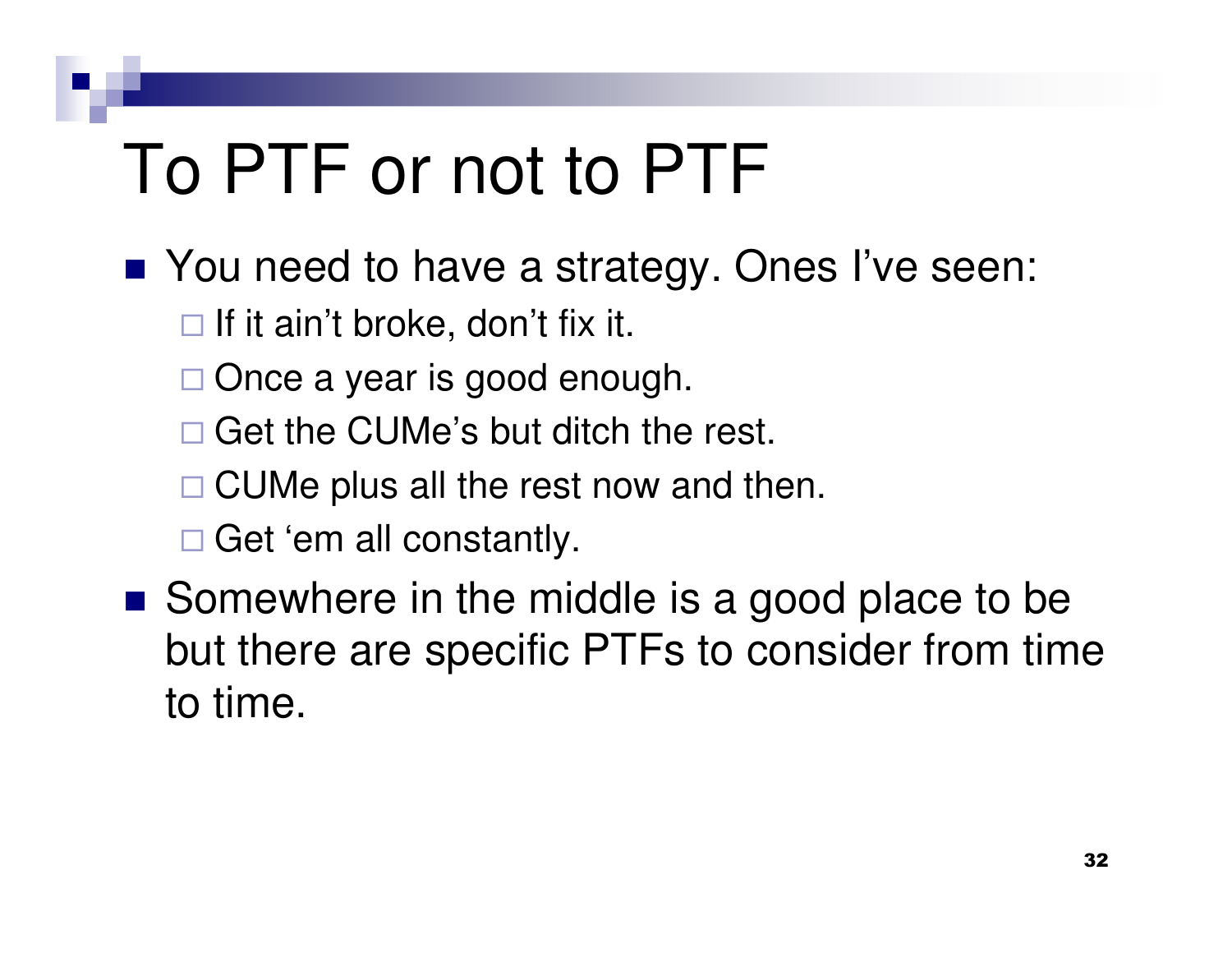# To PTF or not to PTF

- You need to have a strategy. Ones I've seen:
  - If it ain't broke, don't fix it.
  - Once a year is good enough.
  - Get the CUMe's but ditch the rest.
  - CUMe plus all the rest now and then.
  - Get 'em all constantly.
- Somewhere in the middle is a good place to be but there are specific PTFs to consider from time to time.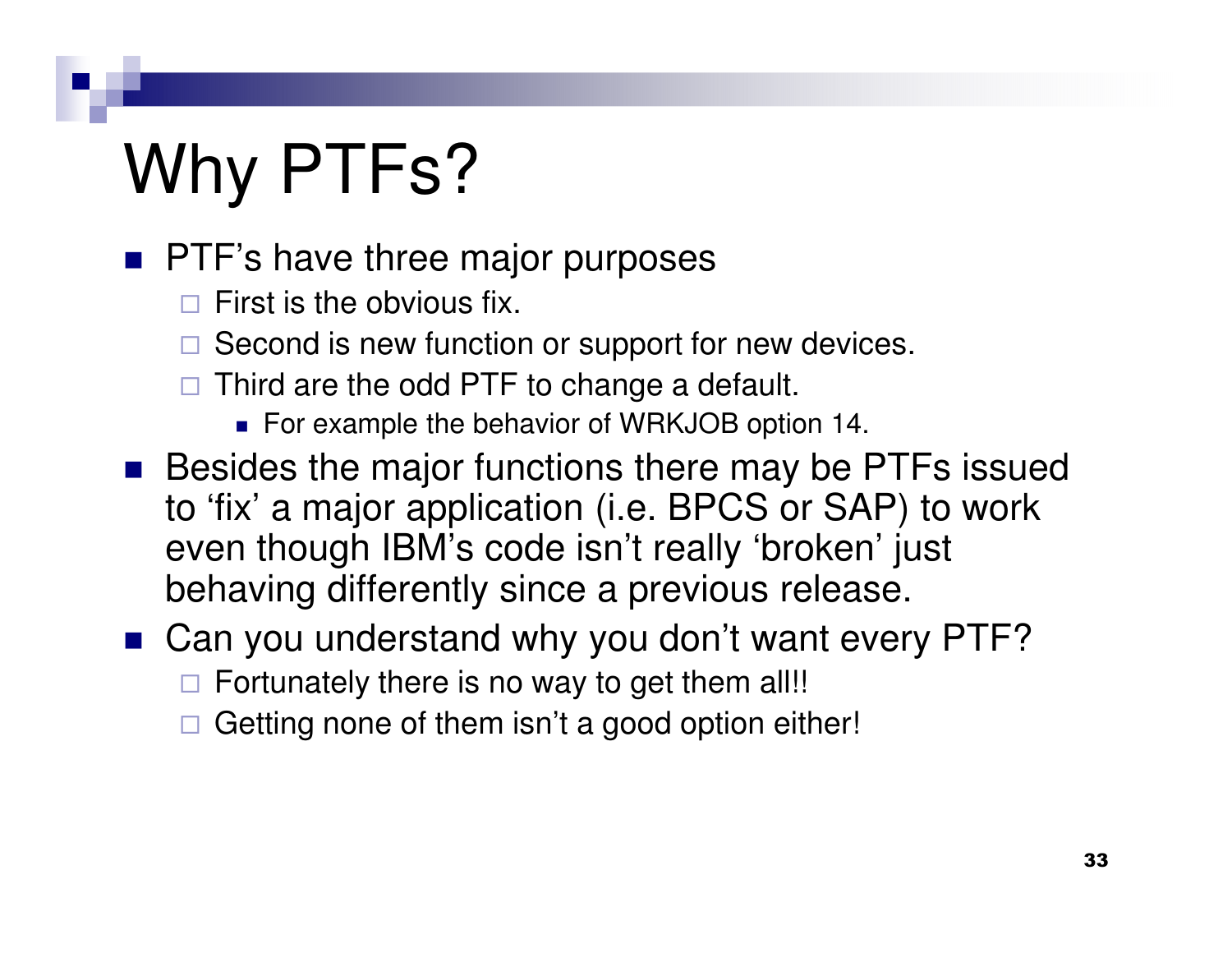# Why PTFs?

- PTF's have three major purposes
  - First is the obvious fix.
  - Second is new function or support for new devices.
  - Third are the odd PTF to change a default.
    - For example the behavior of WRKJOB option 14.
- Besides the major functions there may be PTFs issued to 'fix' a major application (i.e. BPCS or SAP) to work even though IBM's code isn't really 'broken' just behaving differently since a previous release.
- Can you understand why you don't want every PTF?
  - Fortunately there is no way to get them all!!
  - Getting none of them isn't a good option either!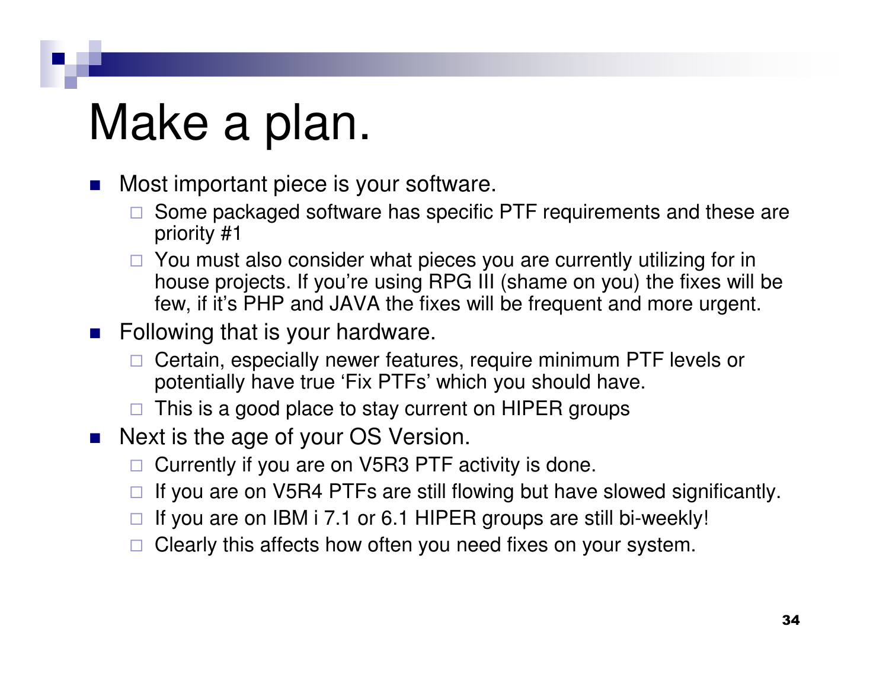# Make a plan.

- Most important piece is your software.
  - Some packaged software has specific PTF requirements and these are priority #1
  - You must also consider what pieces you are currently utilizing for in house projects. If you're using RPG III (shame on you) the fixes will be few, if it's PHP and JAVA the fixes will be frequent and more urgent.
- Following that is your hardware.
  - Certain, especially newer features, require minimum PTF levels or potentially have true 'Fix PTFs' which you should have.
  - This is a good place to stay current on HIPER groups
- Next is the age of your OS Version.
  - Currently if you are on V5R3 PTF activity is done.
  - If you are on V5R4 PTFs are still flowing but have slowed significantly.
  - If you are on IBM i 7.1 or 6.1 HIPER groups are still bi-weekly!
  - Clearly this affects how often you need fixes on your system.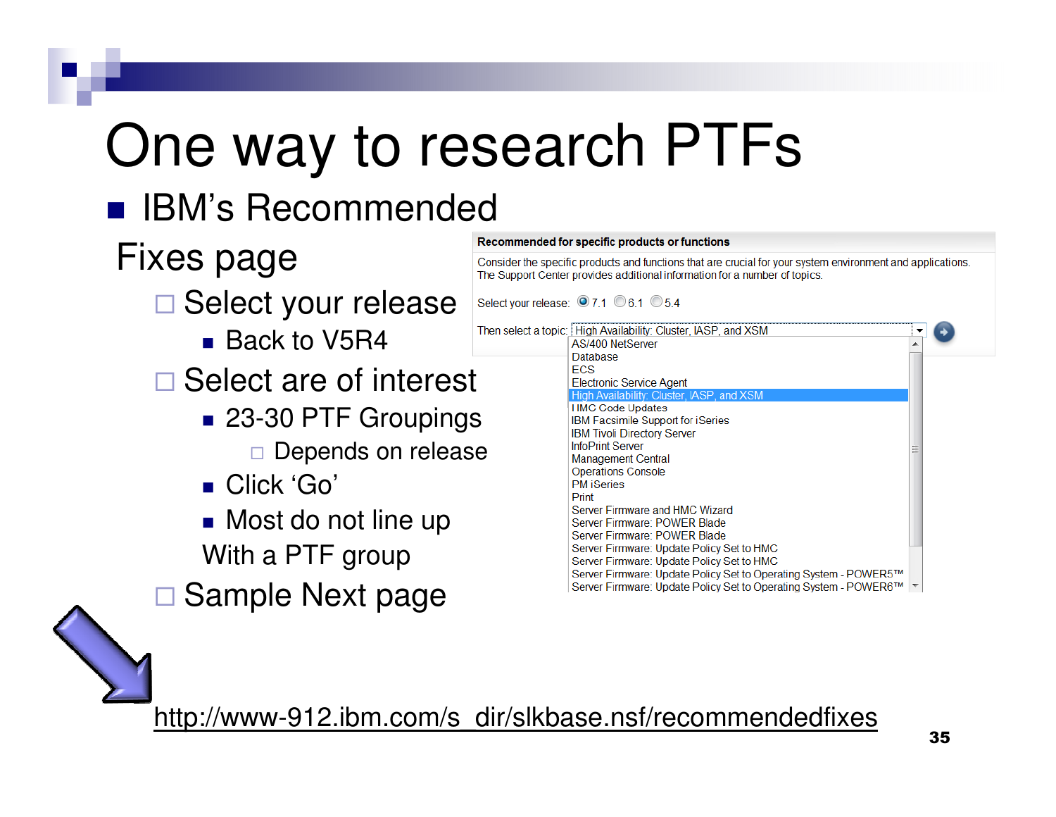# One way to research PTFs

- IBM's Recommended Fixes page
  - Select your release
    - Back to V5R4
  - Select are of interest
    - 23-30 PTF Groupings
      - Depends on release
    - Click 'Go'
    - Most do not line up With a PTF group
  - Sample Next page

**Recommended for specific products or functions**

Consider the specific products and functions that are crucial for your system environment and applications. The Support Center provides additional information for a number of topics.

Select your release: 7.1 6.1 5.4

Then select a topic: High Availability: Cluster, IASP, and XSM

AS/400 NetServer
Database
ECS
Electronic Service Agent
High Availability: Cluster, IASP, and XSM
HMC Code Updates
IBM Facsimile Support for iSeries
IBM Tivoli Directory Server
InfoPrint Server
Management Central
Operations Console
PM iSeries
Print
Server Firmware and HMC Wizard
Server Firmware: POWER Blade
Server Firmware: POWER Blade
Server Firmware: Update Policy Set to HMC
Server Firmware: Update Policy Set to HMC
Server Firmware: Update Policy Set to Operating System - POWER5™
Server Firmware: Update Policy Set to Operating System - POWER6™

http://www-912.ibm.com/s_dir/slkbase.nsf/recommendedfixes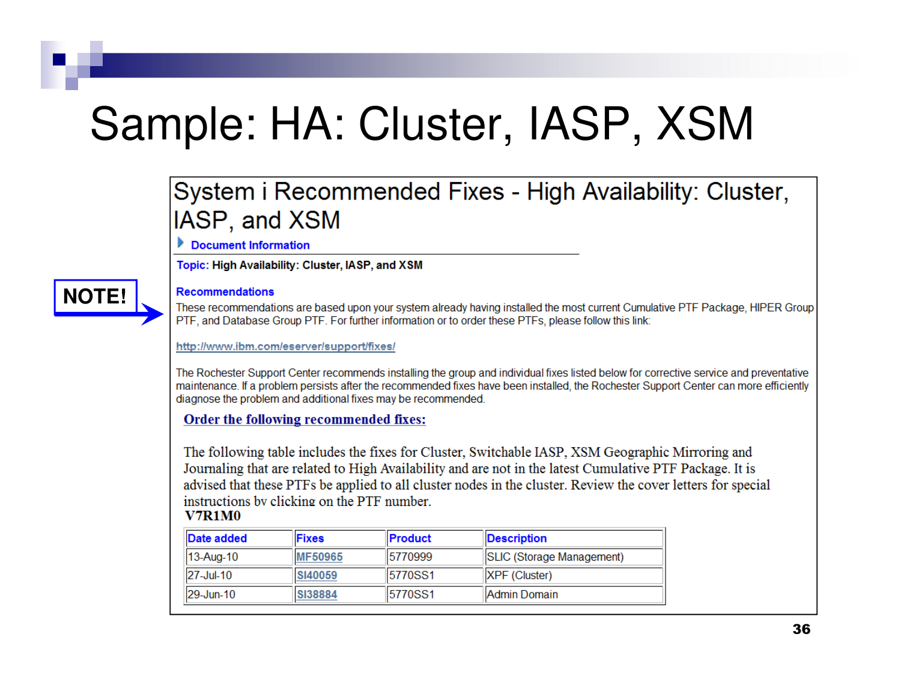# Sample: HA: Cluster, IASP, XSM

## System i Recommended Fixes - High Availability: Cluster, IASP, and XSM

Document Information

**Topic:** High Availability: Cluster, IASP, and XSM

**NOTE!**

**Recommendations**

These recommendations are based upon your system already having installed the most current Cumulative PTF Package, HIPER Group PTF, and Database Group PTF. For further information or to order these PTFs, please follow this link:

http://www.ibm.com/eserver/support/fixes/

The Rochester Support Center recommends installing the group and individual fixes listed below for corrective service and preventative maintenance. If a problem persists after the recommended fixes have been installed, the Rochester Support Center can more efficiently diagnose the problem and additional fixes may be recommended.

**Order the following recommended fixes:**

The following table includes the fixes for Cluster, Switchable IASP, XSM Geographic Mirroring and Journaling that are related to High Availability and are not in the latest Cumulative PTF Package. It is advised that these PTFs be applied to all cluster nodes in the cluster. Review the cover letters for special instructions by clicking on the PTF number.

**V7R1M0**

| Date added | Fixes | Product | Description |
|---|---|---|---|
| 13-Aug-10 | MF50965 | 5770999 | SLIC (Storage Management) |
| 27-Jul-10 | SI40059 | 5770SS1 | XPF (Cluster) |
| 29-Jun-10 | SI38884 | 5770SS1 | Admin Domain |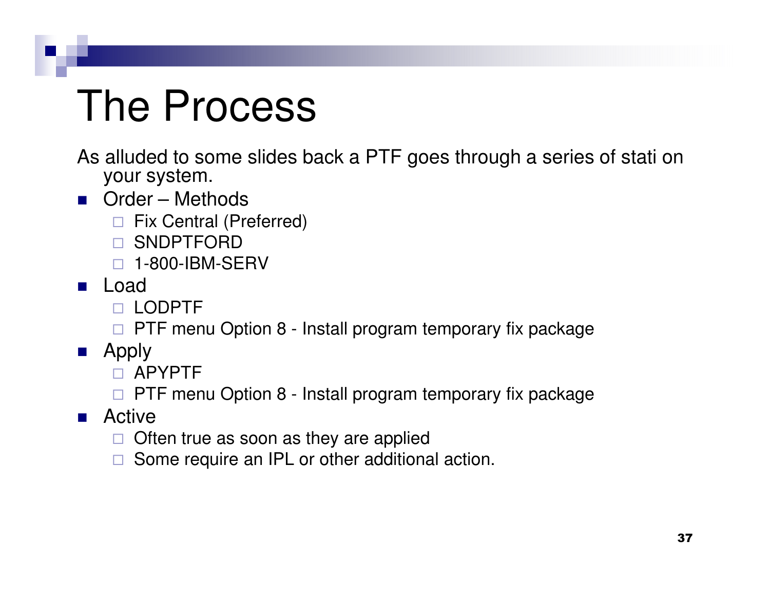# The Process

As alluded to some slides back a PTF goes through a series of stati on your system.

- Order – Methods
  - Fix Central (Preferred)
  - SNDPTFORD
  - 1-800-IBM-SERV
- Load
  - LODPTF
  - PTF menu Option 8 - Install program temporary fix package
- Apply
  - APYPTF
  - PTF menu Option 8 - Install program temporary fix package
- Active
  - Often true as soon as they are applied
  - Some require an IPL or other additional action.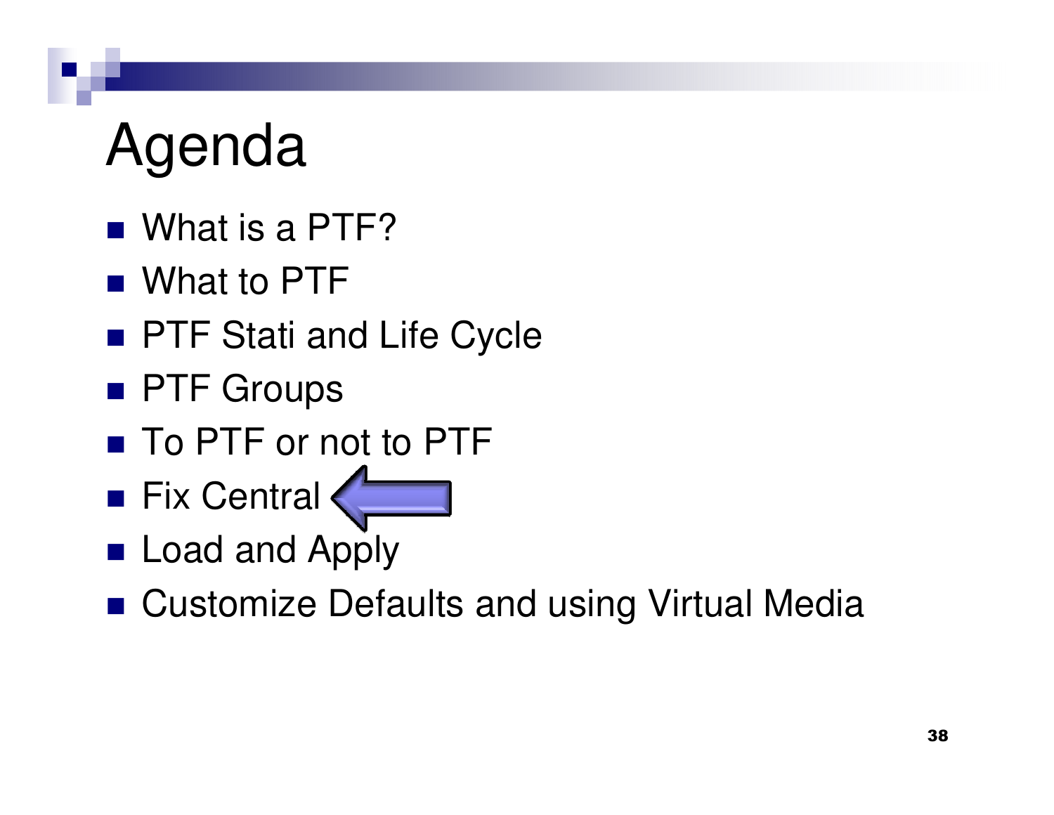# Agenda

- What is a PTF?
- What to PTF
- PTF Stati and Life Cycle
- PTF Groups
- To PTF or not to PTF
- Fix Central
- Load and Apply
- Customize Defaults and using Virtual Media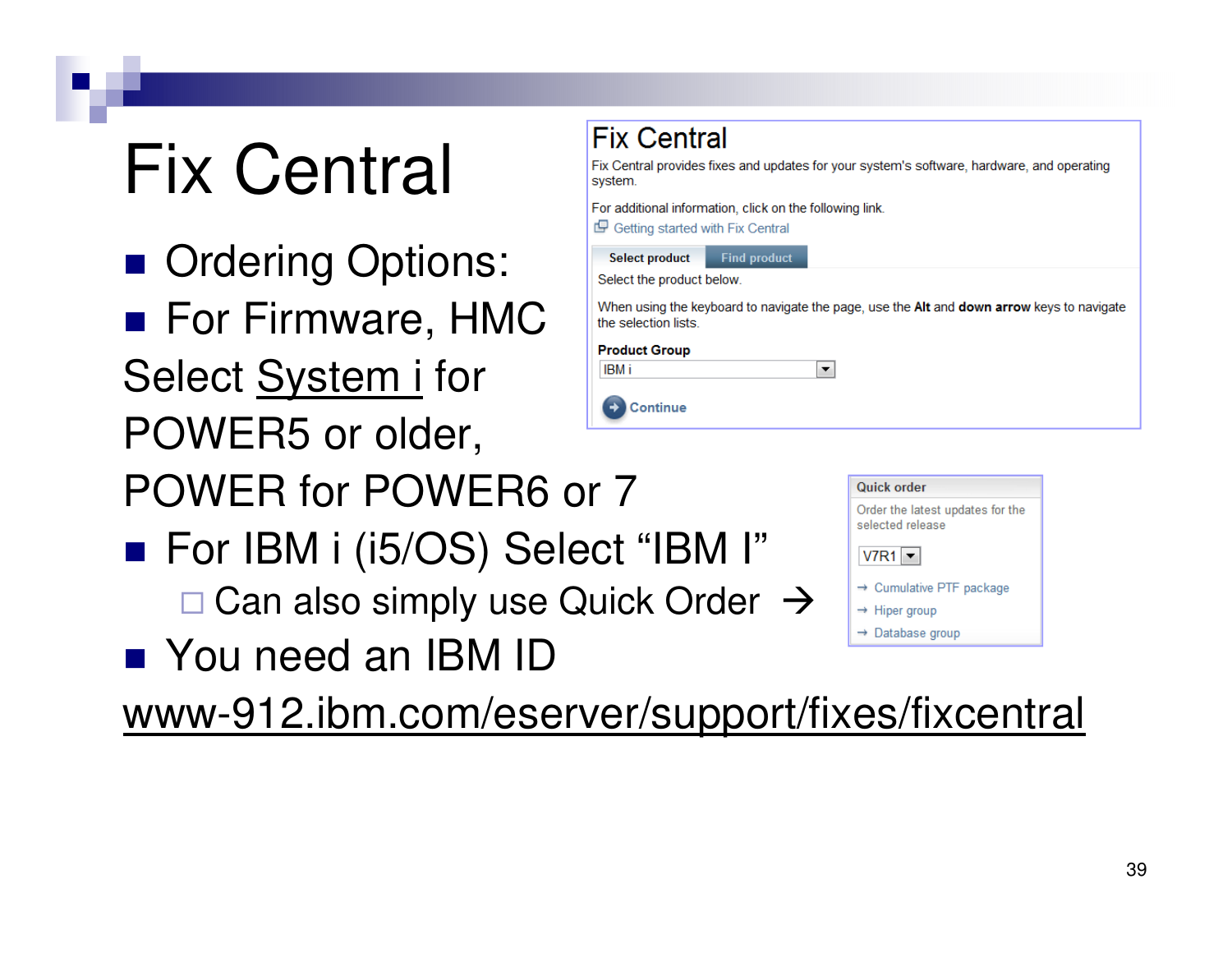# Fix Central

- Ordering Options:
- For Firmware, HMC Select System i for POWER5 or older, POWER for POWER6 or 7
- For IBM i (i5/OS) Select "IBM I"
  - Can also simply use Quick Order →
- You need an IBM ID

www-912.ibm.com/eserver/support/fixes/fixcentral

## Fix Central

Fix Central provides fixes and updates for your system's software, hardware, and operating system.

For additional information, click on the following link.

Getting started with Fix Central

Select product | Find product

Select the product below.

When using the keyboard to navigate the page, use the **Alt** and **down arrow** keys to navigate the selection lists.

**Product Group**

IBM i

Continue

**Quick order**

Order the latest updates for the selected release

V7R1

→ Cumulative PTF package

→ Hiper group

→ Database group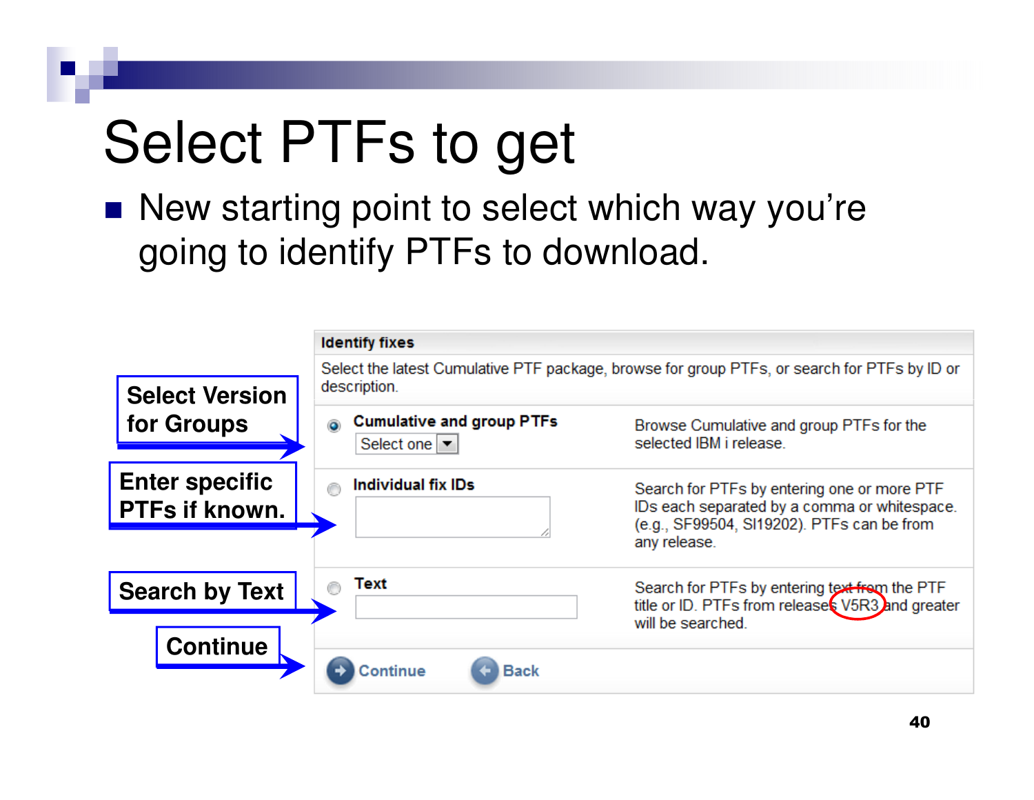# Select PTFs to get

- New starting point to select which way you're going to identify PTFs to download.

**Identify fixes**

Select the latest Cumulative PTF package, browse for group PTFs, or search for PTFs by ID or description.

| Option | Description |
| --- | --- |
| **Cumulative and group PTFs** (Select one) | Browse Cumulative and group PTFs for the selected IBM i release. |
| **Individual fix IDs** | Search for PTFs by entering one or more PTF IDs each separated by a comma or whitespace. (e.g., SF99504, SI19202). PTFs can be from any release. |
| **Text** | Search for PTFs by entering text from the PTF title or ID. PTFs from releases V5R3 and greater will be searched. |

Continue | Back

- **Select Version for Groups**
- **Enter specific PTFs if known.**
- **Search by Text**
- **Continue**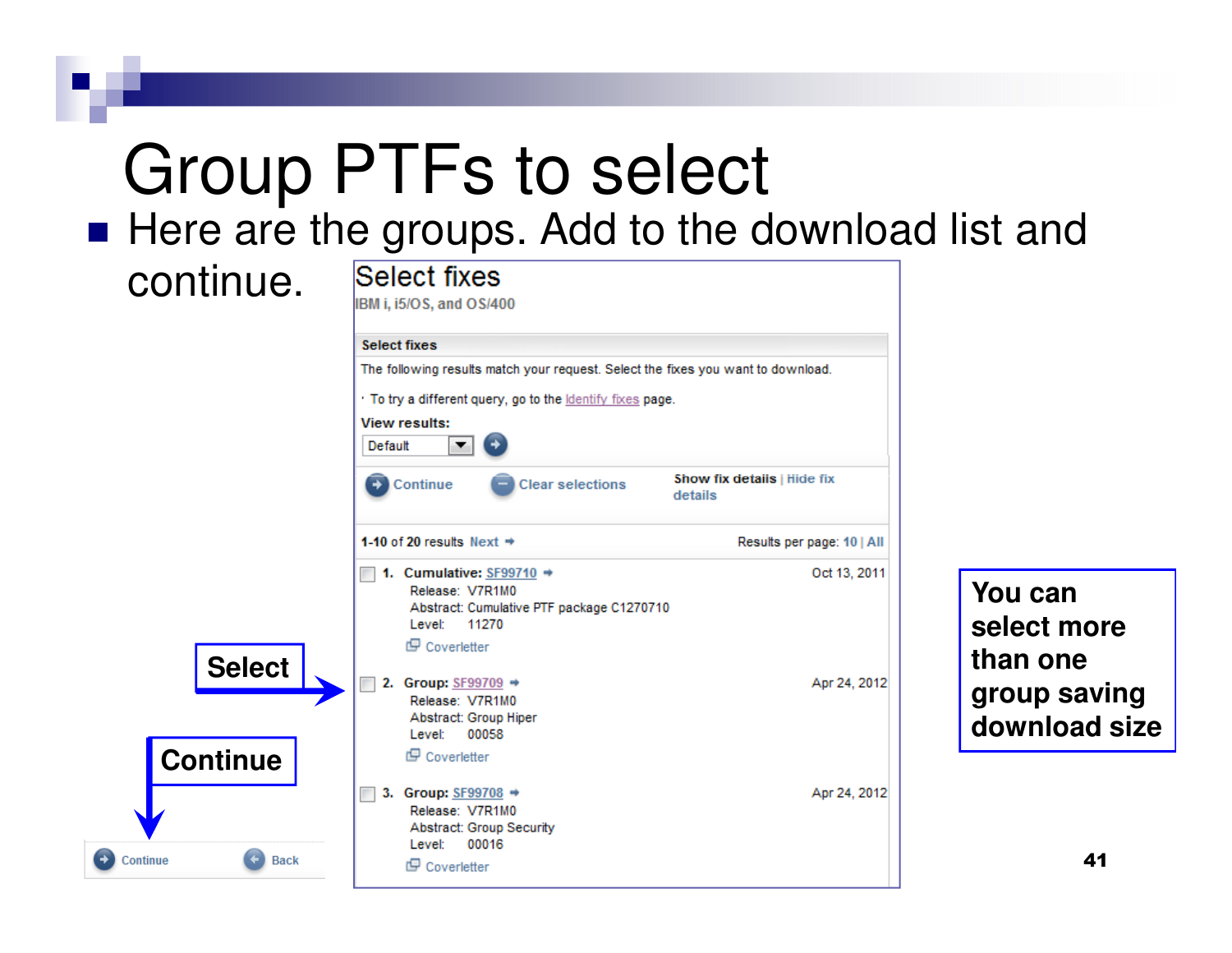# Group PTFs to select

- Here are the groups. Add to the download list and continue.

## Select fixes

IBM i, i5/OS, and OS/400

**Select fixes**

The following results match your request. Select the fixes you want to download.

- To try a different query, go to the Identify fixes page.

**View results:**

Default

Continue | Clear selections | **Show fix details** | Hide fix details

1-10 of 20 results Next

Results per page: 10 | All

1. **Cumulative:** SF99710 — Oct 13, 2011
   Release: V7R1M0
   Abstract: Cumulative PTF package C1270710
   Level: 11270
   Coverletter

2. **Group:** SF99709 — Apr 24, 2012
   Release: V7R1M0
   Abstract: Group Hiper
   Level: 00058
   Coverletter

3. **Group:** SF99708 — Apr 24, 2012
   Release: V7R1M0
   Abstract: Group Security
   Level: 00016
   Coverletter

**Select**

**Continue**

Continue | Back

**You can select more than one group saving download size**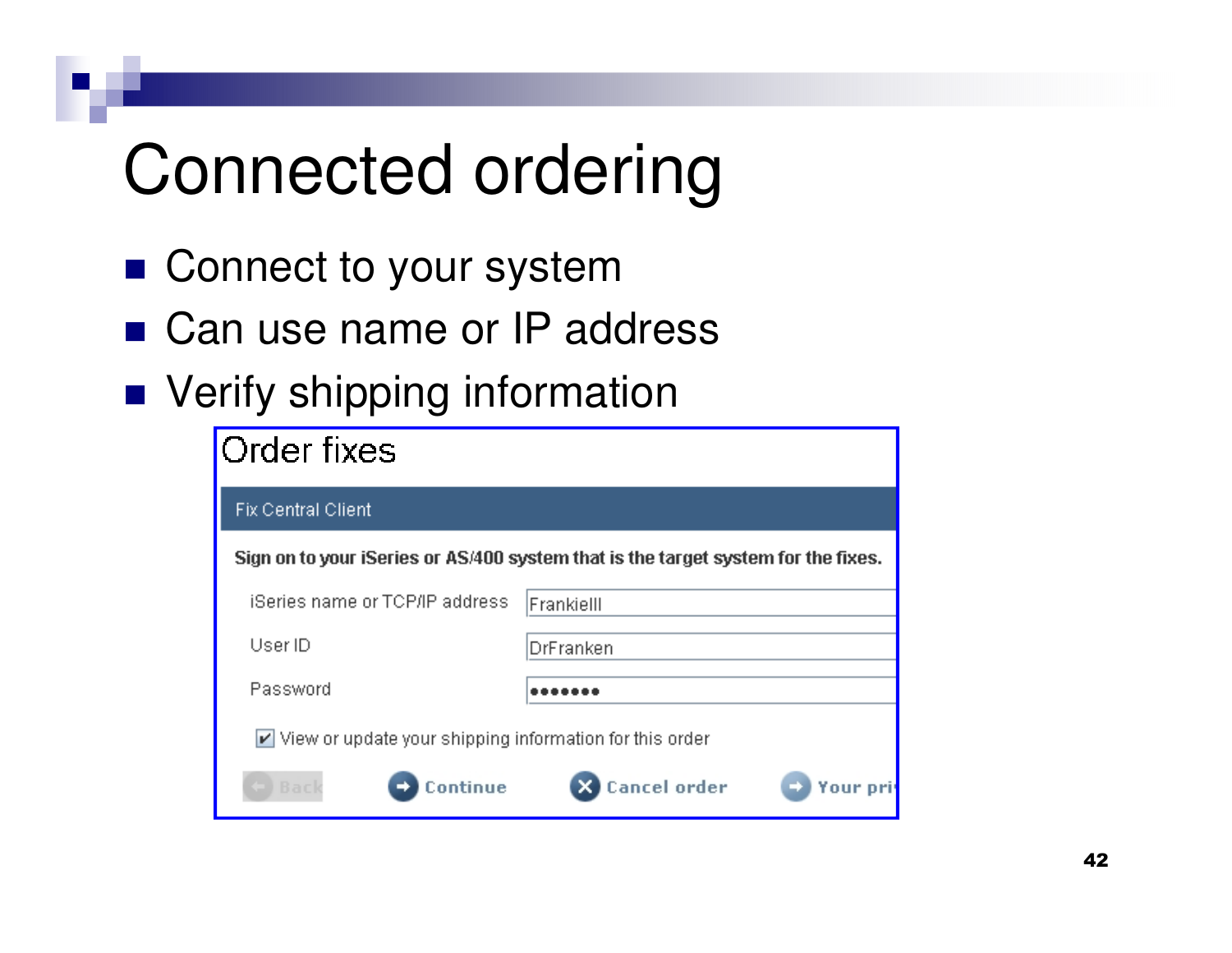# Connected ordering

- Connect to your system
- Can use name or IP address
- Verify shipping information

Order fixes

Fix Central Client

**Sign on to your iSeries or AS/400 system that is the target system for the fixes.**

iSeries name or TCP/IP address: FrankieIII

User ID: DrFranken

Password: •••••••

☑ View or update your shipping information for this order

Back | Continue | Cancel order | Your pri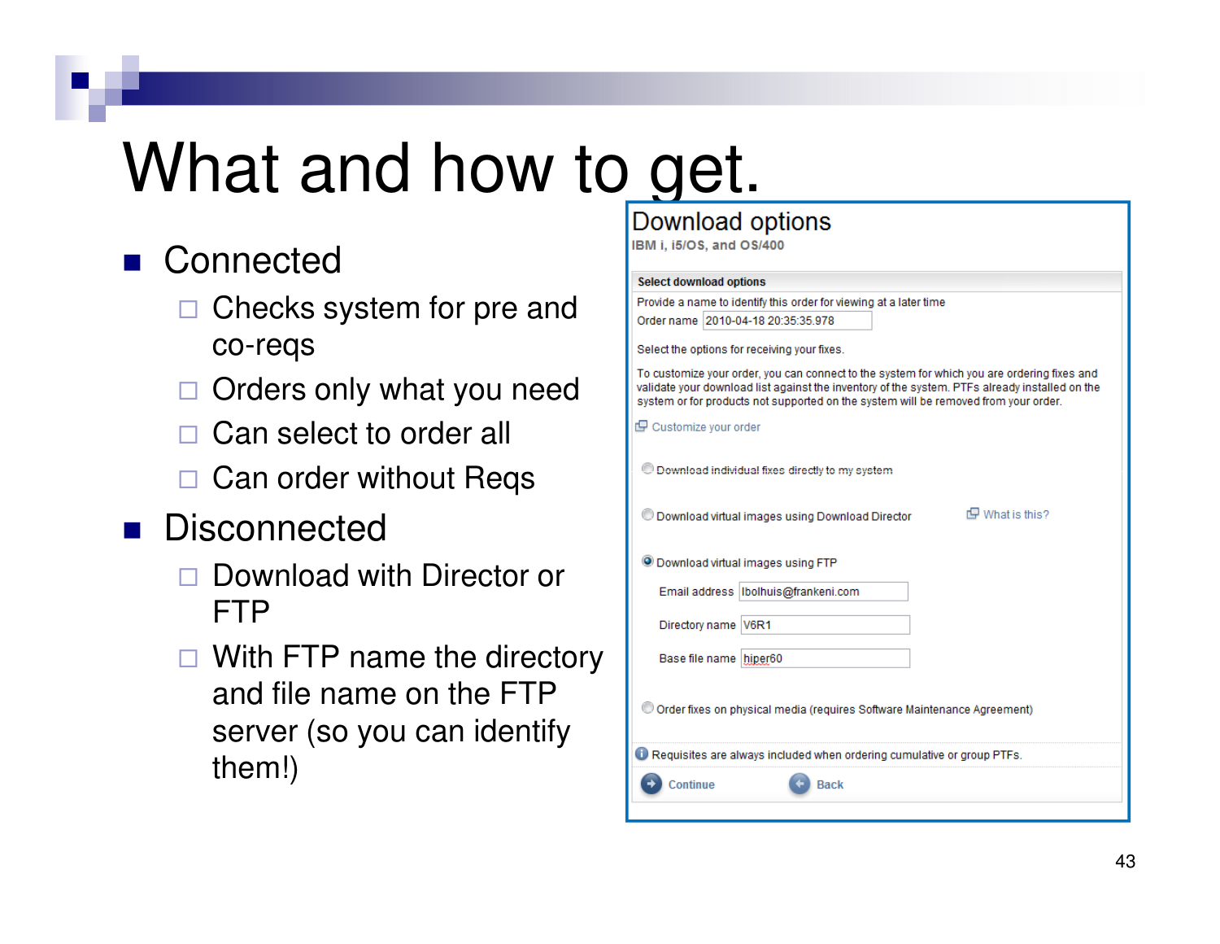# What and how to get.

- Connected
  - Checks system for pre and co-reqs
  - Orders only what you need
  - Can select to order all
  - Can order without Reqs
- Disconnected
  - Download with Director or FTP
  - With FTP name the directory and file name on the FTP server (so you can identify them!)

## Download options

IBM i, i5/OS, and OS/400

**Select download options**

Provide a name to identify this order for viewing at a later time

Order name: 2010-04-18 20:35:35.978

Select the options for receiving your fixes.

To customize your order, you can connect to the system for which you are ordering fixes and validate your download list against the inventory of the system. PTFs already installed on the system or for products not supported on the system will be removed from your order.

Customize your order

- ○ Download individual fixes directly to my system
- ○ Download virtual images using Download Director — What is this?
- ● Download virtual images using FTP
  - Email address: lbolhuis@frankeni.com
  - Directory name: V6R1
  - Base file name: hiper60
- ○ Order fixes on physical media (requires Software Maintenance Agreement)

Requisites are always included when ordering cumulative or group PTFs.

Continue | Back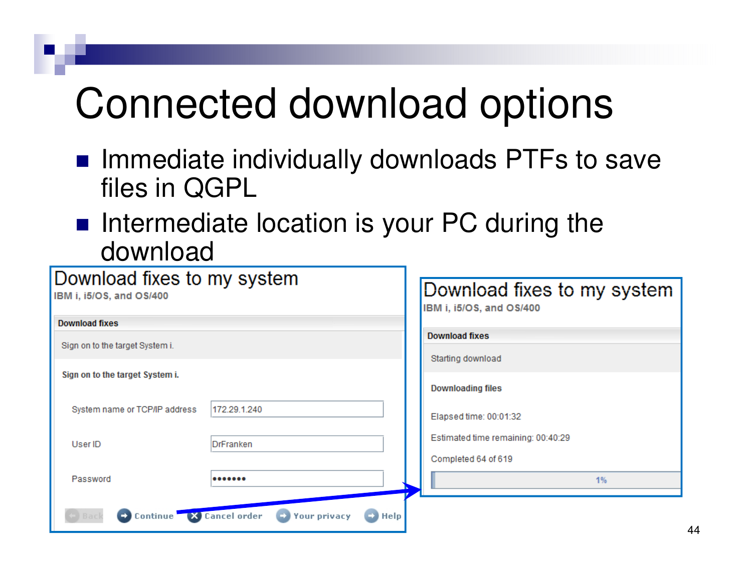# Connected download options

- Immediate individually downloads PTFs to save files in QGPL
- Intermediate location is your PC during the download

**Download fixes to my system**
IBM i, i5/OS, and OS/400

**Download fixes**

Sign on to the target System i.

**Sign on to the target System i.**

System name or TCP/IP address: 172.29.1.240

User ID: DrFranken

Password: •••••••

Back | Continue | Cancel order | Your privacy | Help

**Download fixes to my system**
IBM i, i5/OS, and OS/400

**Download fixes**

Starting download

**Downloading files**

Elapsed time: 00:01:32

Estimated time remaining: 00:40:29

Completed 64 of 619

1%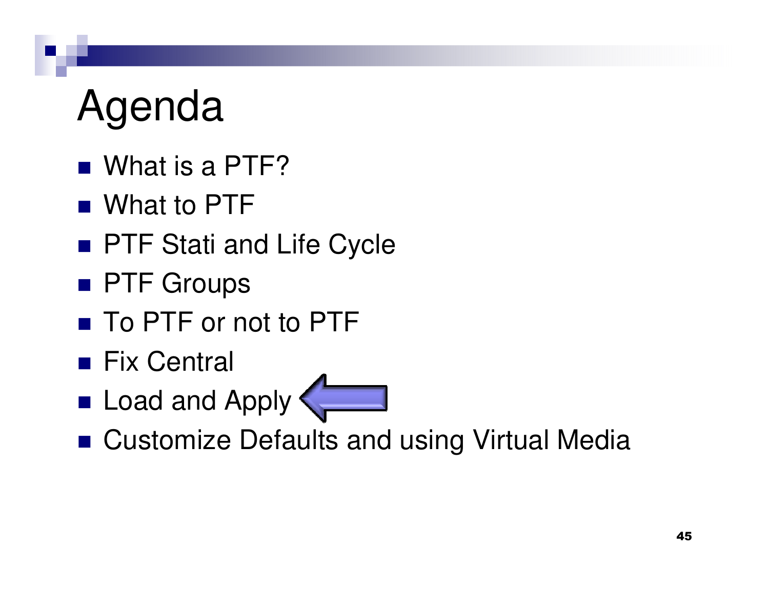# Agenda

- What is a PTF?
- What to PTF
- PTF Stati and Life Cycle
- PTF Groups
- To PTF or not to PTF
- Fix Central
- Load and Apply
- Customize Defaults and using Virtual Media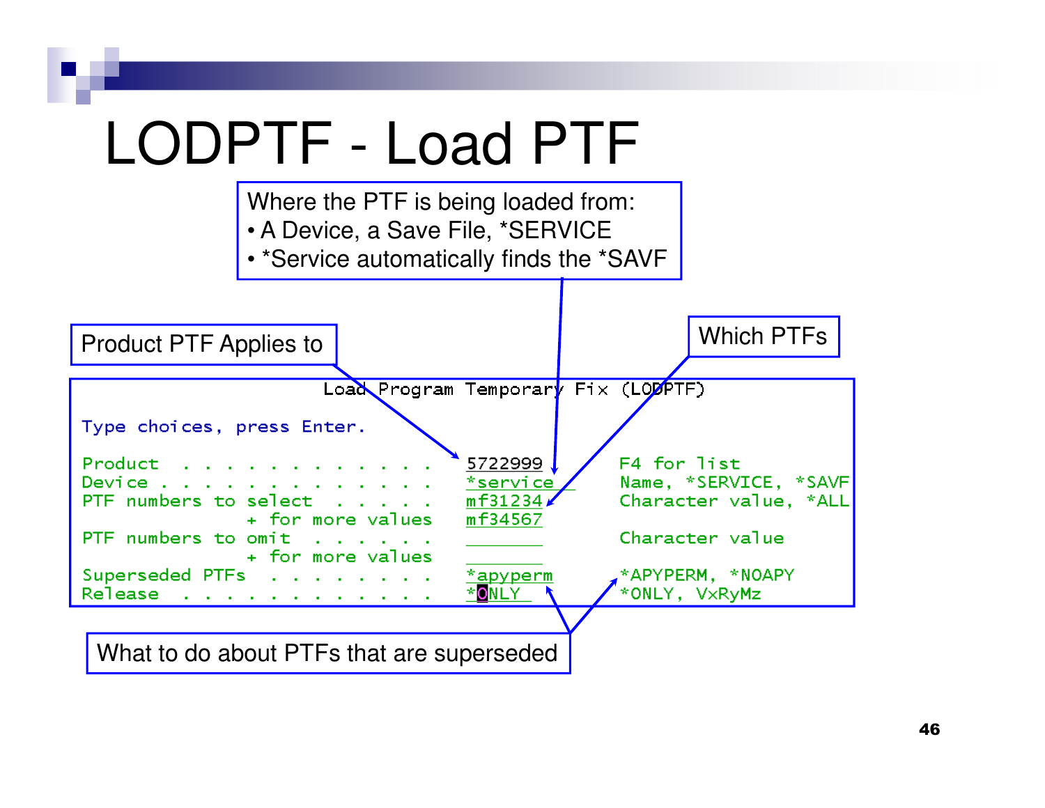# LODPTF - Load PTF

Where the PTF is being loaded from:
- A Device, a Save File, *SERVICE
- *Service automatically finds the *SAVF

Product PTF Applies to

Which PTFs

```
                  Load Program Temporary Fix (LODPTF)

Type choices, press Enter.

Product  . . . . . . . . . . . . . 5722999        F4 for list
Device . . . . . . . . . . . . . . *service       Name, *SERVICE, *SAVF
PTF numbers to select  . . . . . . mf31234        Character value, *ALL
               + for more values   mf34567
PTF numbers to omit  . . . . . . .                Character value
               + for more values
Superseded PTFs  . . . . . . . . . *apyperm       *APYPERM, *NOAPY
Release  . . . . . . . . . . . . . *ONLY          *ONLY, VxRyMz
```

What to do about PTFs that are superseded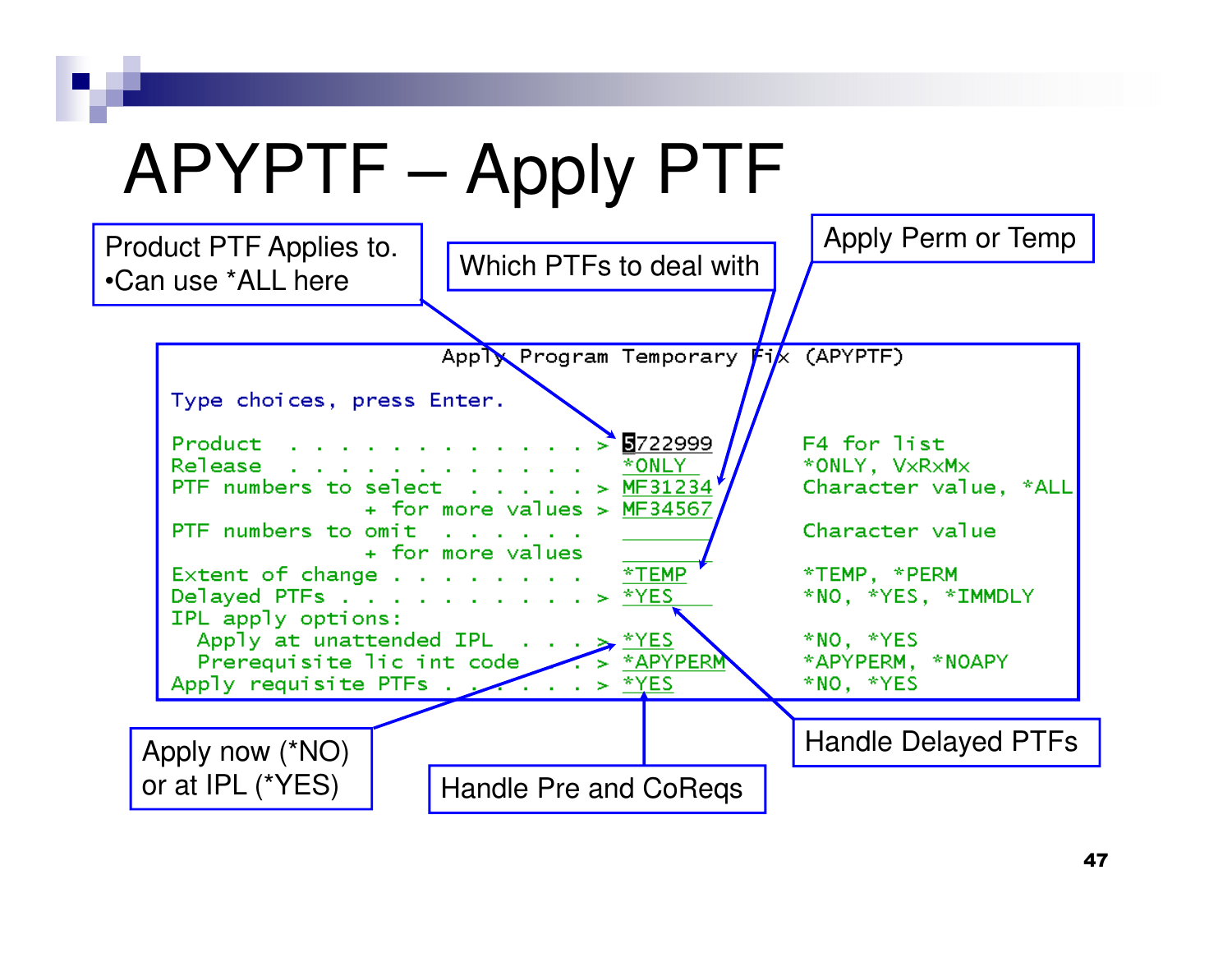# APYPTF – Apply PTF

```
                    Apply Program Temporary Fix (APYPTF)

 Type choices, press Enter.

 Product  . . . . . . . . . . . . . > 5722999      F4 for list
 Release  . . . . . . . . . . . . .   *ONLY        *ONLY, VxRxMx
 PTF numbers to select  . . . . . . > MF31234      Character value, *ALL
               + for more values   > MF34567
 PTF numbers to omit  . . . . . . .                Character value
               + for more values
 Extent of change . . . . . . . . .   *TEMP        *TEMP, *PERM
 Delayed PTFs . . . . . . . . . . . > *YES         *NO, *YES, *IMMDLY
 IPL apply options:
   Apply at unattended IPL  . . . . > *YES         *NO, *YES
   Prerequisite lic int code  . . . > *APYPERM     *APYPERM, *NOAPY
 Apply requisite PTFs . . . . . . . > *YES         *NO, *YES
```

- Product PTF Applies to.
  - Can use *ALL here
- Which PTFs to deal with
- Apply Perm or Temp
- Handle Delayed PTFs
- Apply now (*NO) or at IPL (*YES)
- Handle Pre and CoReqs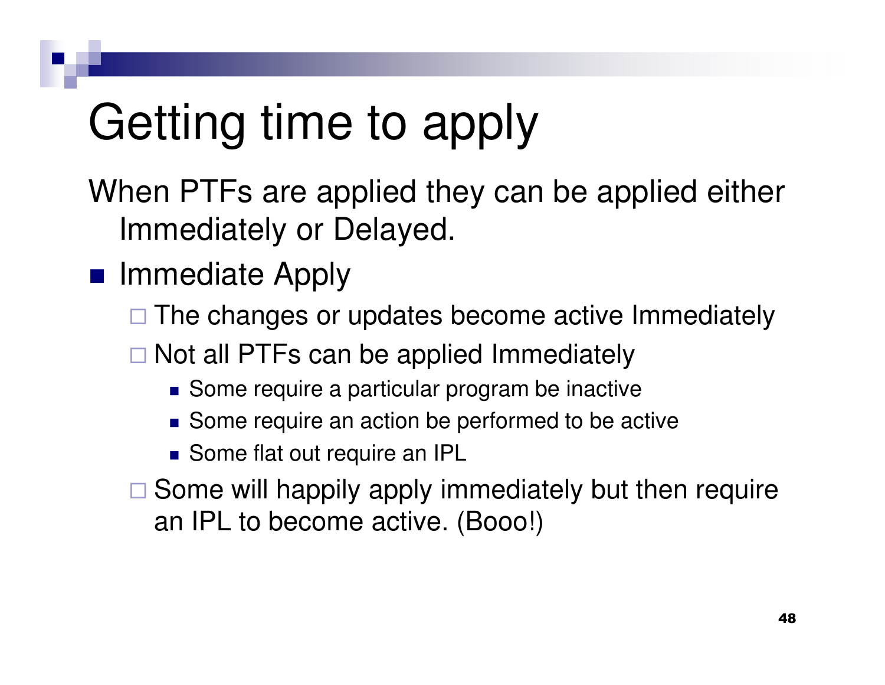# Getting time to apply

When PTFs are applied they can be applied either Immediately or Delayed.

- Immediate Apply
  - The changes or updates become active Immediately
  - Not all PTFs can be applied Immediately
    - Some require a particular program be inactive
    - Some require an action be performed to be active
    - Some flat out require an IPL
  - Some will happily apply immediately but then require an IPL to become active. (Booo!)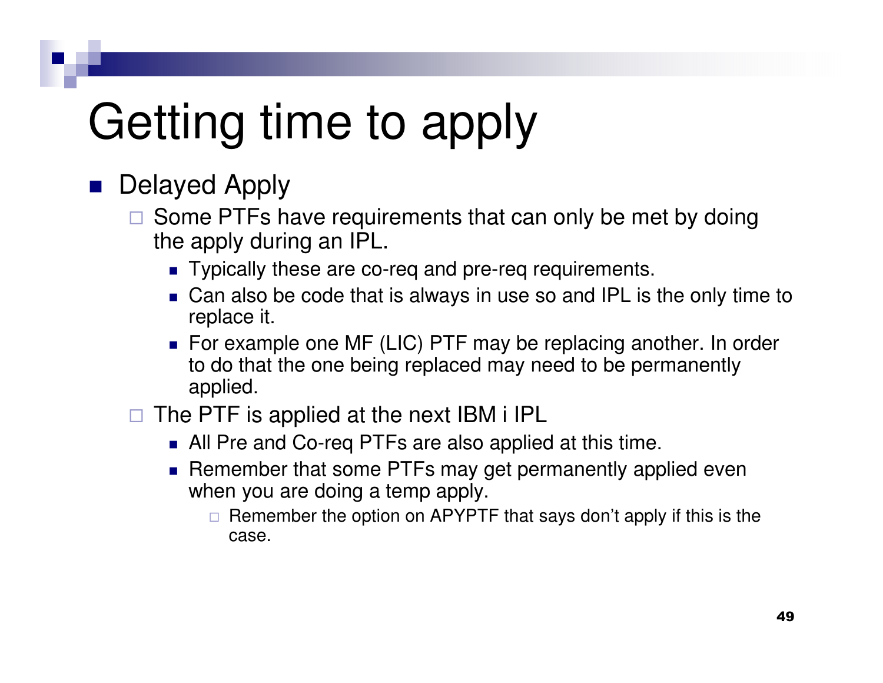# Getting time to apply

- Delayed Apply
  - Some PTFs have requirements that can only be met by doing the apply during an IPL.
    - Typically these are co-req and pre-req requirements.
    - Can also be code that is always in use so and IPL is the only time to replace it.
    - For example one MF (LIC) PTF may be replacing another. In order to do that the one being replaced may need to be permanently applied.
  - The PTF is applied at the next IBM i IPL
    - All Pre and Co-req PTFs are also applied at this time.
    - Remember that some PTFs may get permanently applied even when you are doing a temp apply.
      - Remember the option on APYPTF that says don't apply if this is the case.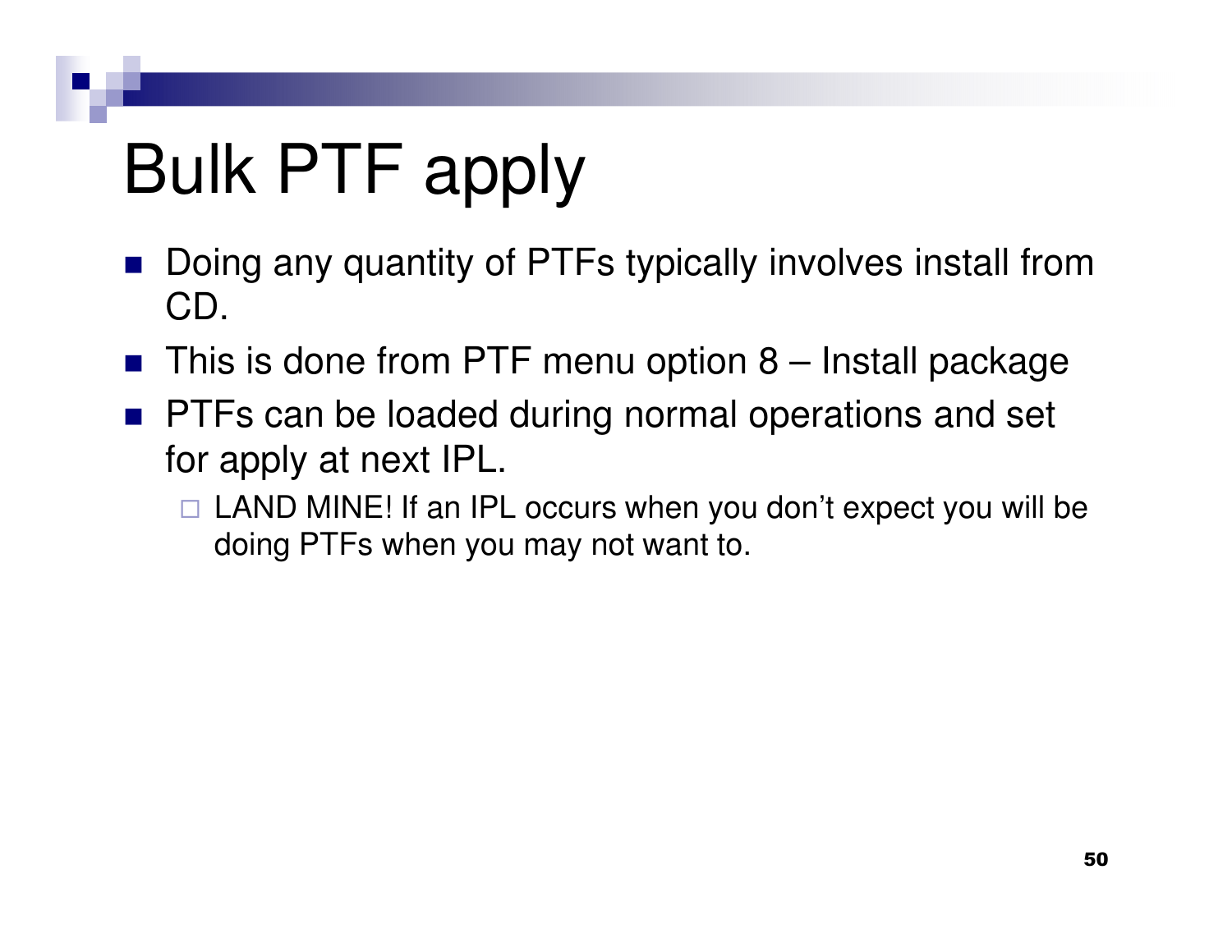# Bulk PTF apply

- Doing any quantity of PTFs typically involves install from CD.
- This is done from PTF menu option 8 – Install package
- PTFs can be loaded during normal operations and set for apply at next IPL.
  - LAND MINE! If an IPL occurs when you don't expect you will be doing PTFs when you may not want to.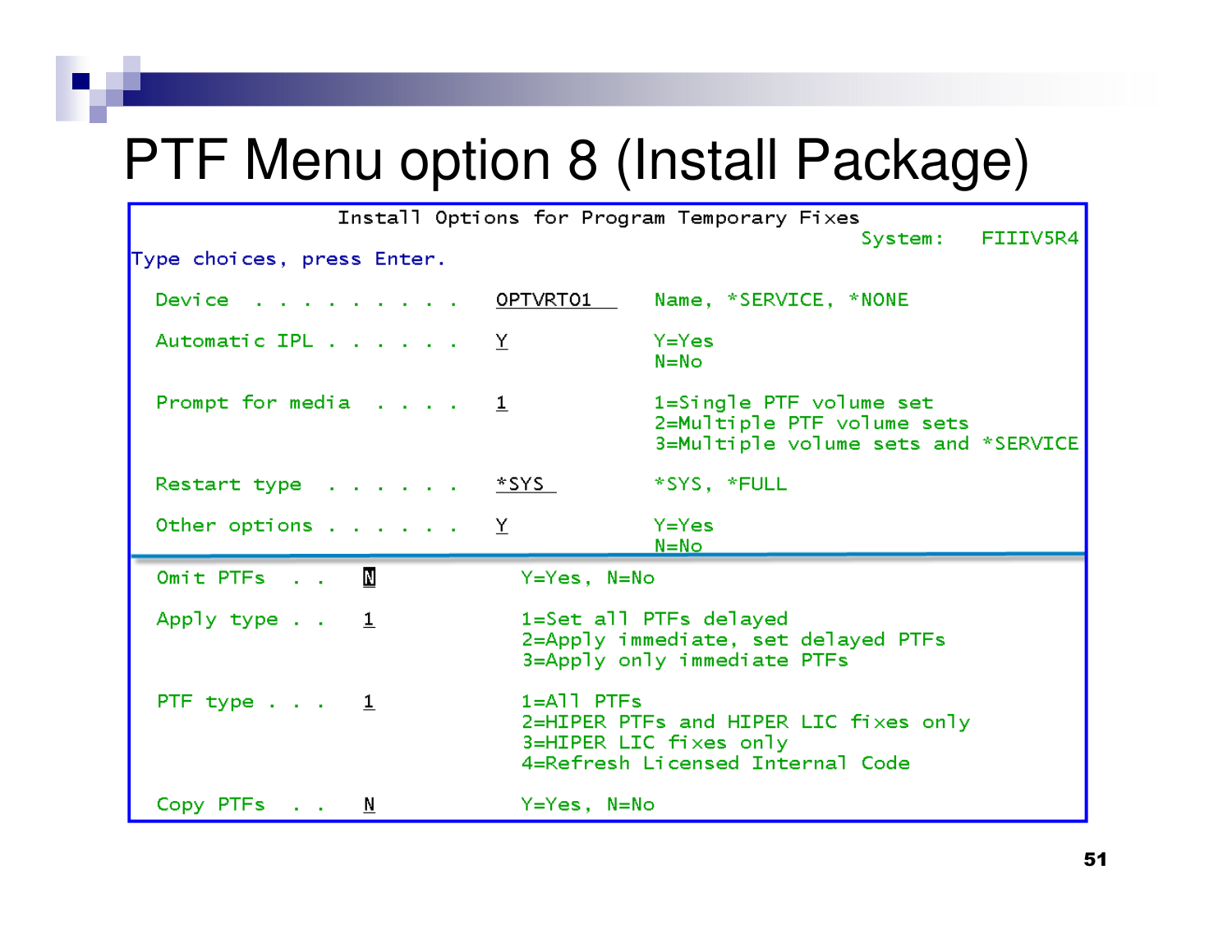# PTF Menu option 8 (Install Package)

```
                    Install Options for Program Temporary Fixes
                                                          System:   FIIIV5R4
Type choices, press Enter.

  Device  . . . . . . . . . .   OPTVRT01      Name, *SERVICE, *NONE

  Automatic IPL . . . . . . .   Y             Y=Yes
                                              N=No

  Prompt for media  . . . . .   1             1=Single PTF volume set
                                              2=Multiple PTF volume sets
                                              3=Multiple volume sets and *SERVICE

  Restart type  . . . . . . .   *SYS          *SYS, *FULL

  Other options . . . . . . .   Y             Y=Yes
                                              N=No

  Omit PTFs  . .   N               Y=Yes, N=No

  Apply type . .   1               1=Set all PTFs delayed
                                   2=Apply immediate, set delayed PTFs
                                   3=Apply only immediate PTFs

  PTF type . . .   1               1=All PTFs
                                   2=HIPER PTFs and HIPER LIC fixes only
                                   3=HIPER LIC fixes only
                                   4=Refresh Licensed Internal Code

  Copy PTFs  . .   N               Y=Yes, N=No
```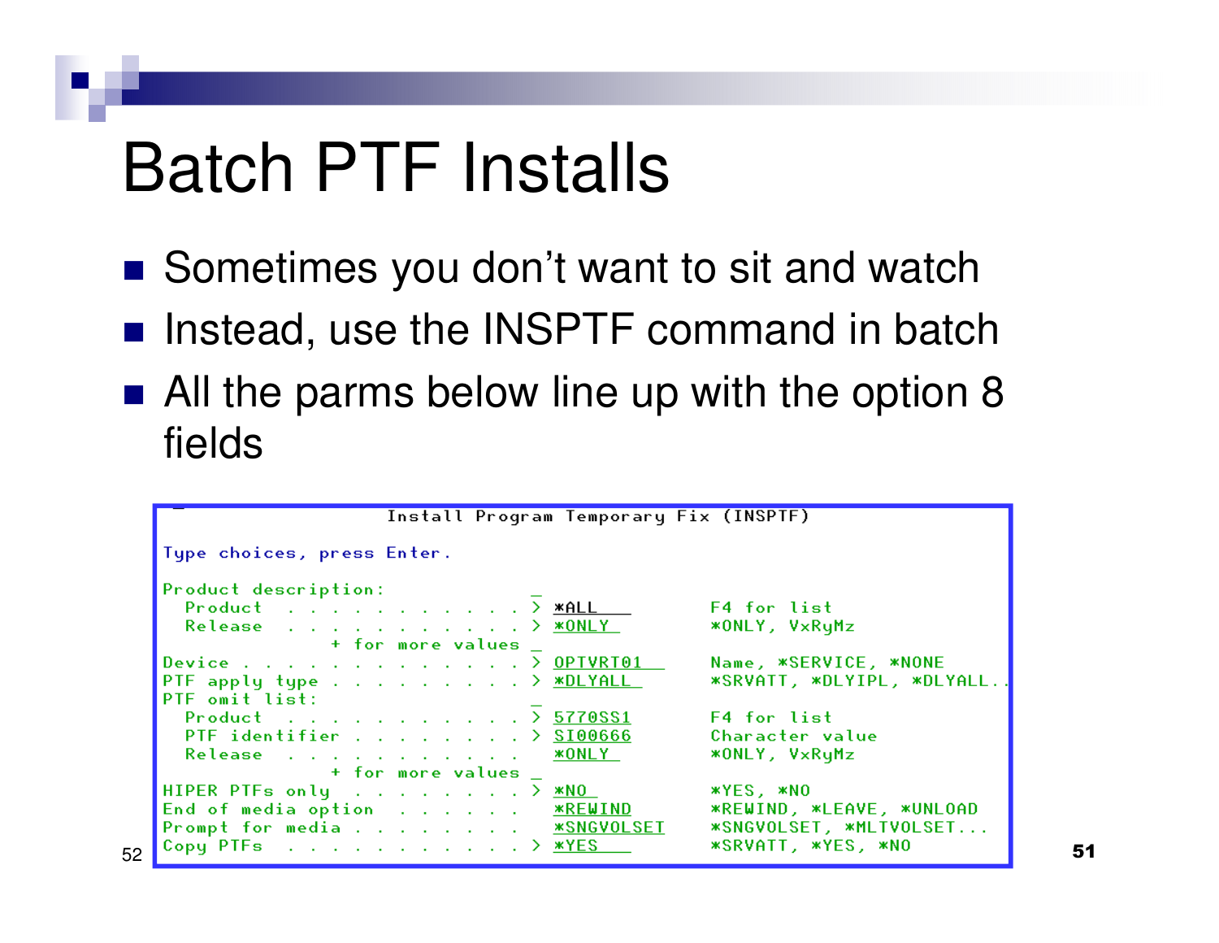# Batch PTF Installs

- Sometimes you don't want to sit and watch
- Instead, use the INSPTF command in batch
- All the parms below line up with the option 8 fields

```
                     Install Program Temporary Fix (INSPTF)

Type choices, press Enter.

Product description:                _
  Product  . . . . . . . . . . . > *ALL          F4 for list
  Release  . . . . . . . . . . . > *ONLY         *ONLY, VxRyMz
              + for more values _
Device . . . . . . . . . . . . . > OPTVRT01      Name, *SERVICE, *NONE
PTF apply type . . . . . . . . . > *DLYALL       *SRVATT, *DLYIPL, *DLYALL..
PTF omit list:                      _
  Product  . . . . . . . . . . . > 5770SS1       F4 for list
  PTF identifier . . . . . . . . > SI00666       Character value
  Release  . . . . . . . . . . .   *ONLY         *ONLY, VxRyMz
              + for more values _
HIPER PTFs only  . . . . . . . . > *NO           *YES, *NO
End of media option  . . . . . .   *REWIND       *REWIND, *LEAVE, *UNLOAD
Prompt for media . . . . . . . .   *SNGVOLSET    *SNGVOLSET, *MLTVOLSET...
Copy PTFs  . . . . . . . . . . . > *YES          *SRVATT, *YES, *NO
```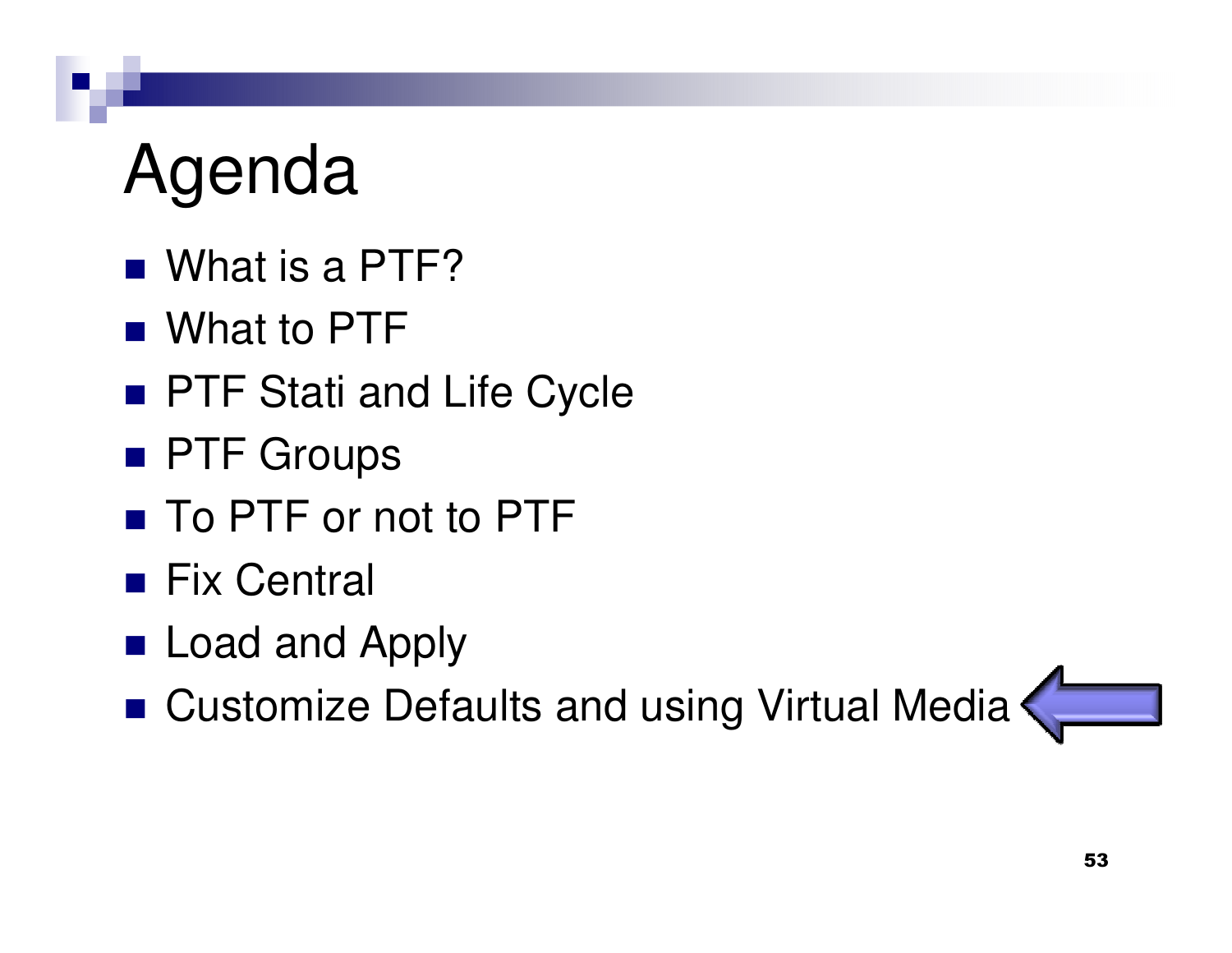# Agenda

- What is a PTF?
- What to PTF
- PTF Stati and Life Cycle
- PTF Groups
- To PTF or not to PTF
- Fix Central
- Load and Apply
- Customize Defaults and using Virtual Media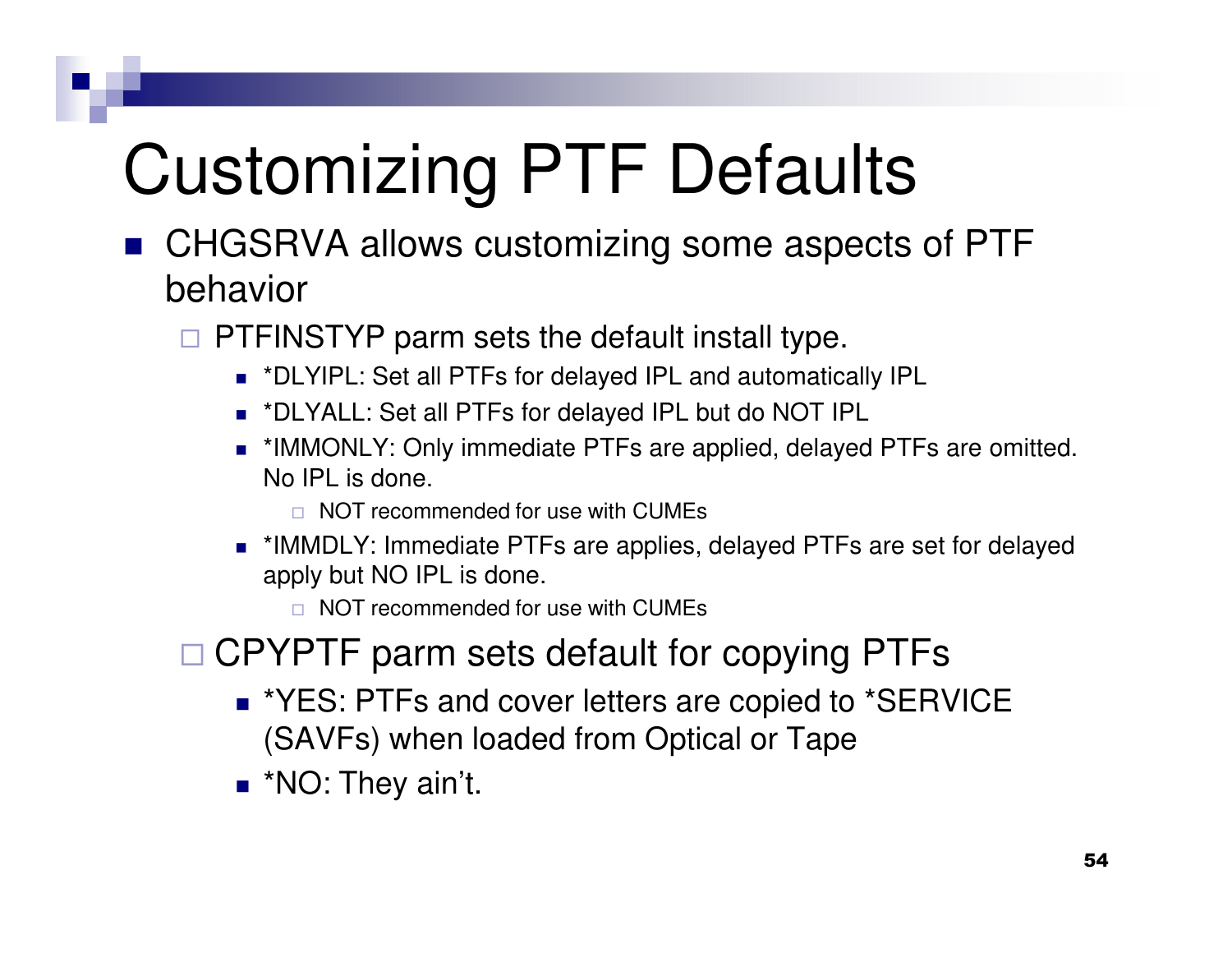# Customizing PTF Defaults

- CHGSRVA allows customizing some aspects of PTF behavior
  - PTFINSTYP parm sets the default install type.
    - *DLYIPL: Set all PTFs for delayed IPL and automatically IPL
    - *DLYALL: Set all PTFs for delayed IPL but do NOT IPL
    - *IMMONLY: Only immediate PTFs are applied, delayed PTFs are omitted. No IPL is done.
      - NOT recommended for use with CUMEs
    - *IMMDLY: Immediate PTFs are applies, delayed PTFs are set for delayed apply but NO IPL is done.
      - NOT recommended for use with CUMEs
  - CPYPTF parm sets default for copying PTFs
    - *YES: PTFs and cover letters are copied to *SERVICE (SAVFs) when loaded from Optical or Tape
    - *NO: They ain't.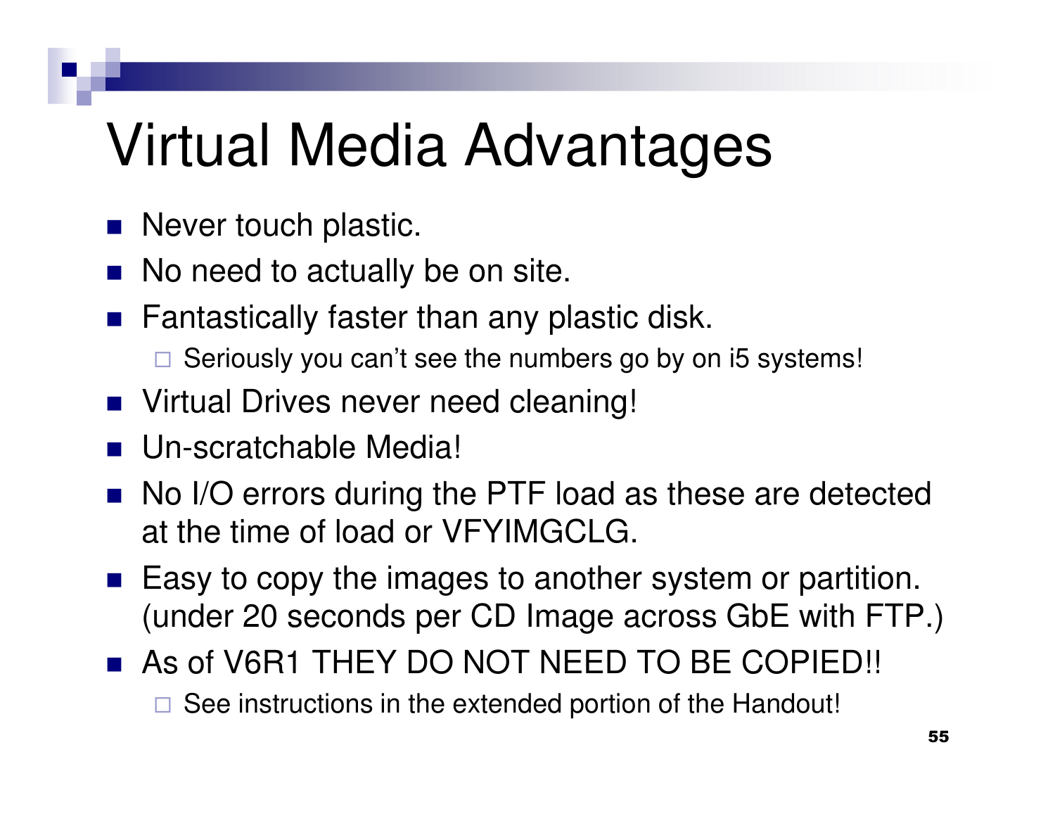# Virtual Media Advantages

- Never touch plastic.
- No need to actually be on site.
- Fantastically faster than any plastic disk.
  - Seriously you can't see the numbers go by on i5 systems!
- Virtual Drives never need cleaning!
- Un-scratchable Media!
- No I/O errors during the PTF load as these are detected at the time of load or VFYIMGCLG.
- Easy to copy the images to another system or partition. (under 20 seconds per CD Image across GbE with FTP.)
- As of V6R1 THEY DO NOT NEED TO BE COPIED!!
  - See instructions in the extended portion of the Handout!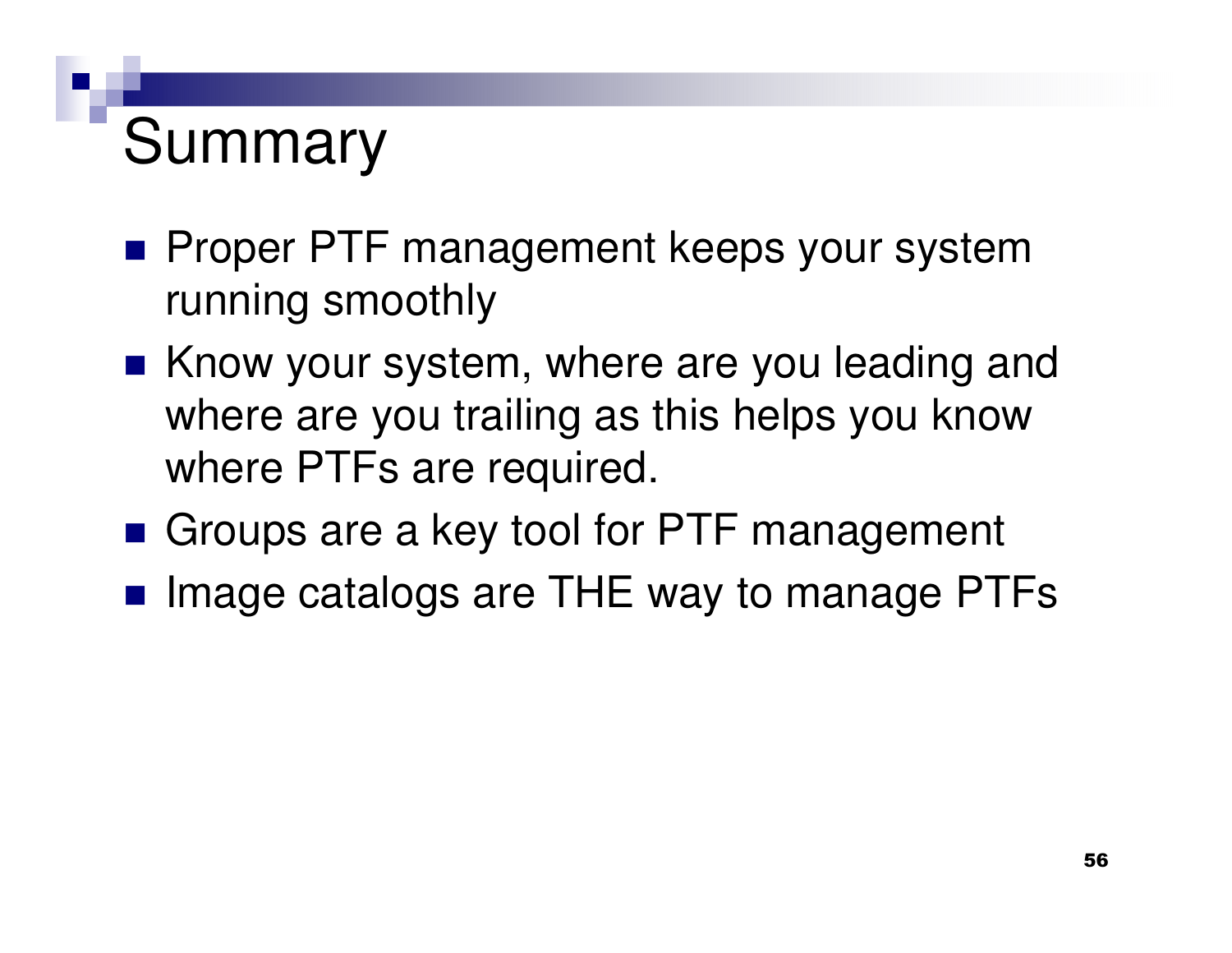# Summary

- Proper PTF management keeps your system running smoothly
- Know your system, where are you leading and where are you trailing as this helps you know where PTFs are required.
- Groups are a key tool for PTF management
- Image catalogs are THE way to manage PTFs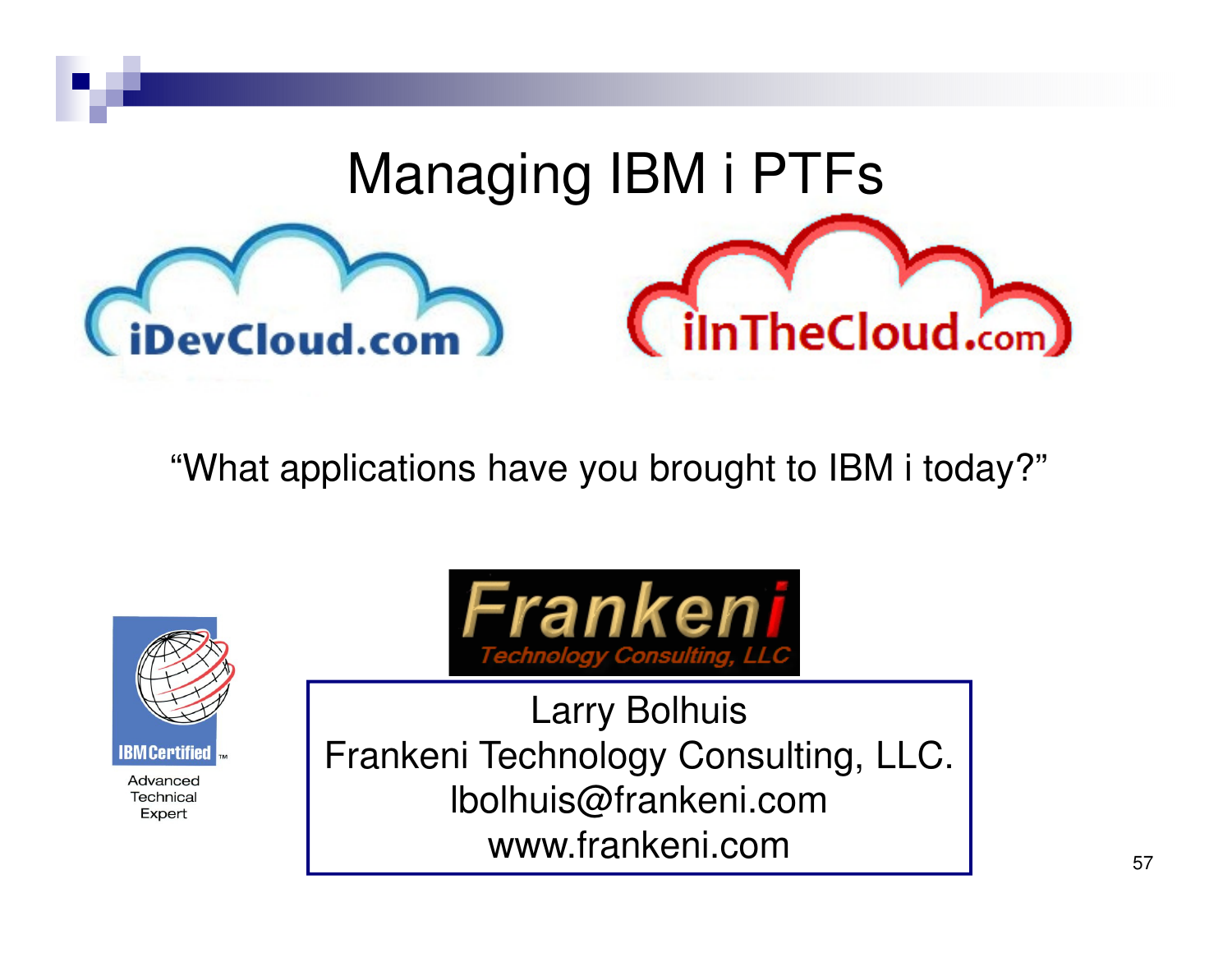# Managing IBM i PTFs

iDevCloud.com

iInTheCloud.com

"What applications have you brought to IBM i today?"

Frankeni Technology Consulting, LLC

IBM Certified Advanced Technical Expert

Larry Bolhuis
Frankeni Technology Consulting, LLC.
lbolhuis@frankeni.com
www.frankeni.com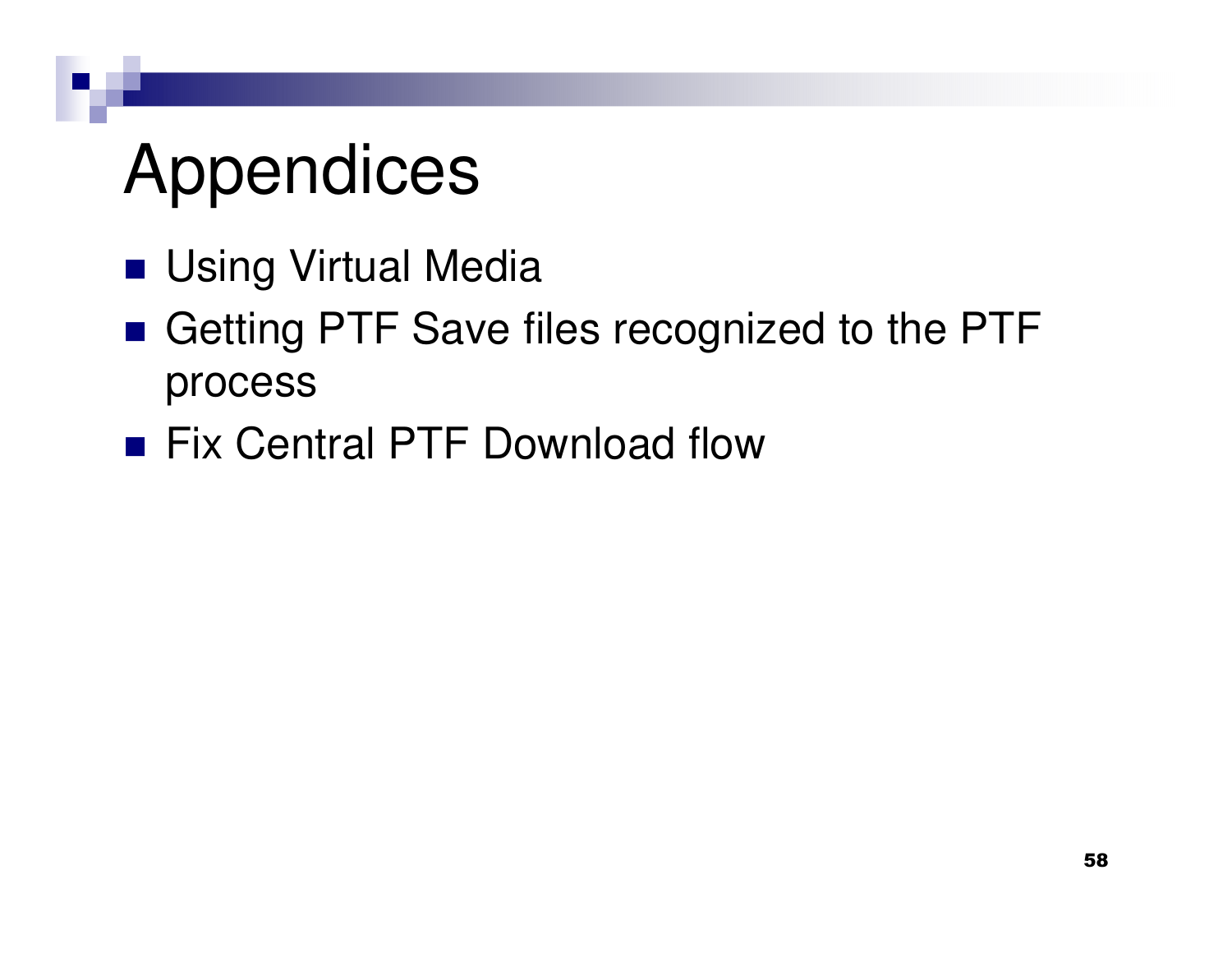# Appendices

- Using Virtual Media
- Getting PTF Save files recognized to the PTF process
- Fix Central PTF Download flow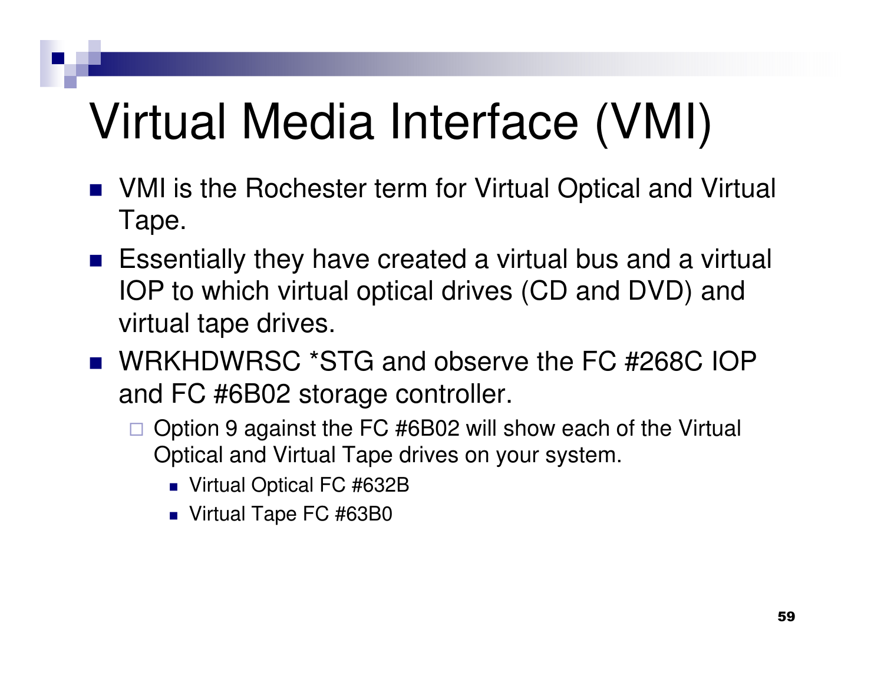# Virtual Media Interface (VMI)

- VMI is the Rochester term for Virtual Optical and Virtual Tape.
- Essentially they have created a virtual bus and a virtual IOP to which virtual optical drives (CD and DVD) and virtual tape drives.
- WRKHDWRSC *STG and observe the FC #268C IOP and FC #6B02 storage controller.
  - Option 9 against the FC #6B02 will show each of the Virtual Optical and Virtual Tape drives on your system.
    - Virtual Optical FC #632B
    - Virtual Tape FC #63B0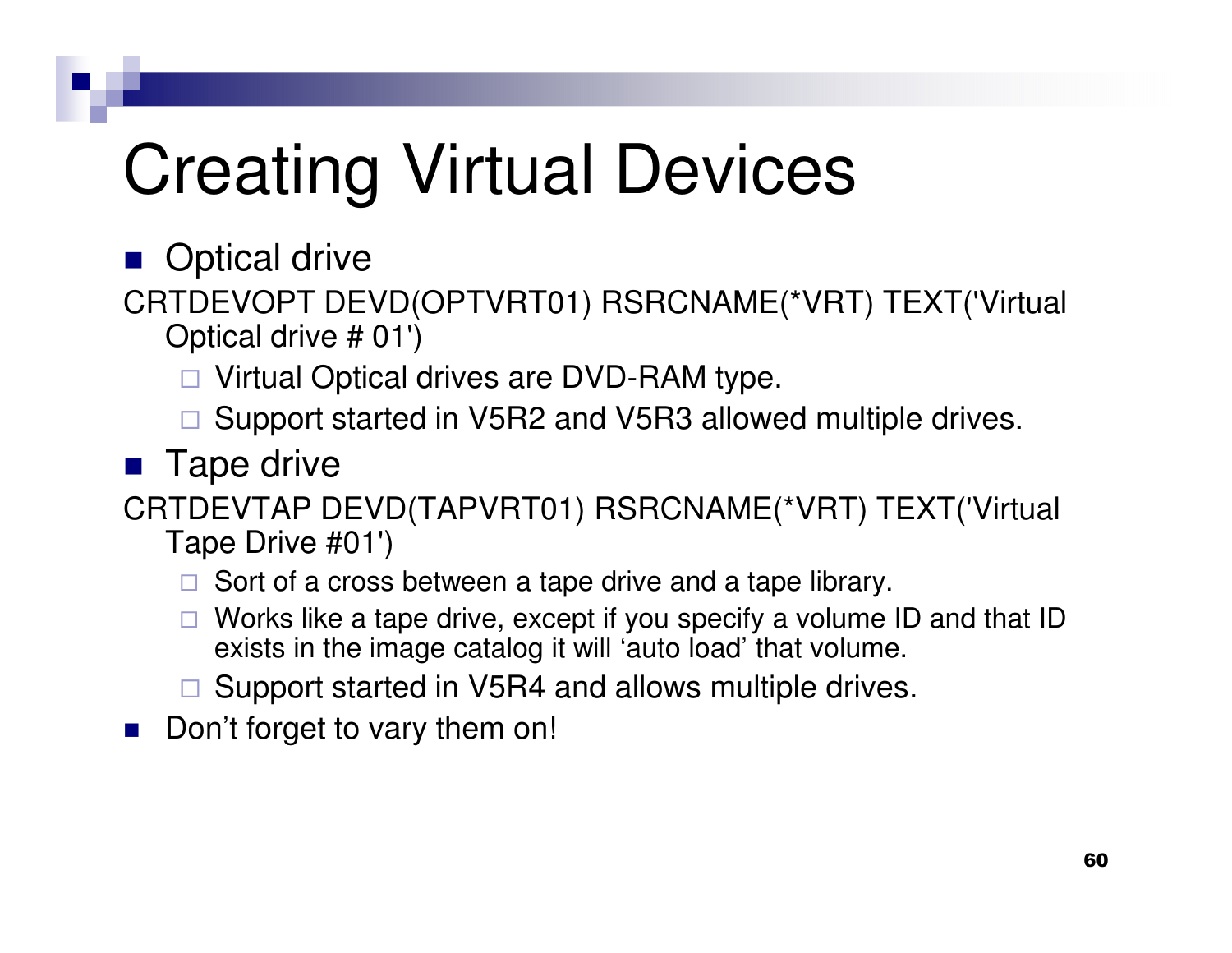# Creating Virtual Devices

- Optical drive

```
CRTDEVOPT DEVD(OPTVRT01) RSRCNAME(*VRT) TEXT('Virtual Optical drive # 01')
```

  - Virtual Optical drives are DVD-RAM type.
  - Support started in V5R2 and V5R3 allowed multiple drives.

- Tape drive

```
CRTDEVTAP DEVD(TAPVRT01) RSRCNAME(*VRT) TEXT('Virtual Tape Drive #01')
```

  - Sort of a cross between a tape drive and a tape library.
  - Works like a tape drive, except if you specify a volume ID and that ID exists in the image catalog it will 'auto load' that volume.
  - Support started in V5R4 and allows multiple drives.

- Don't forget to vary them on!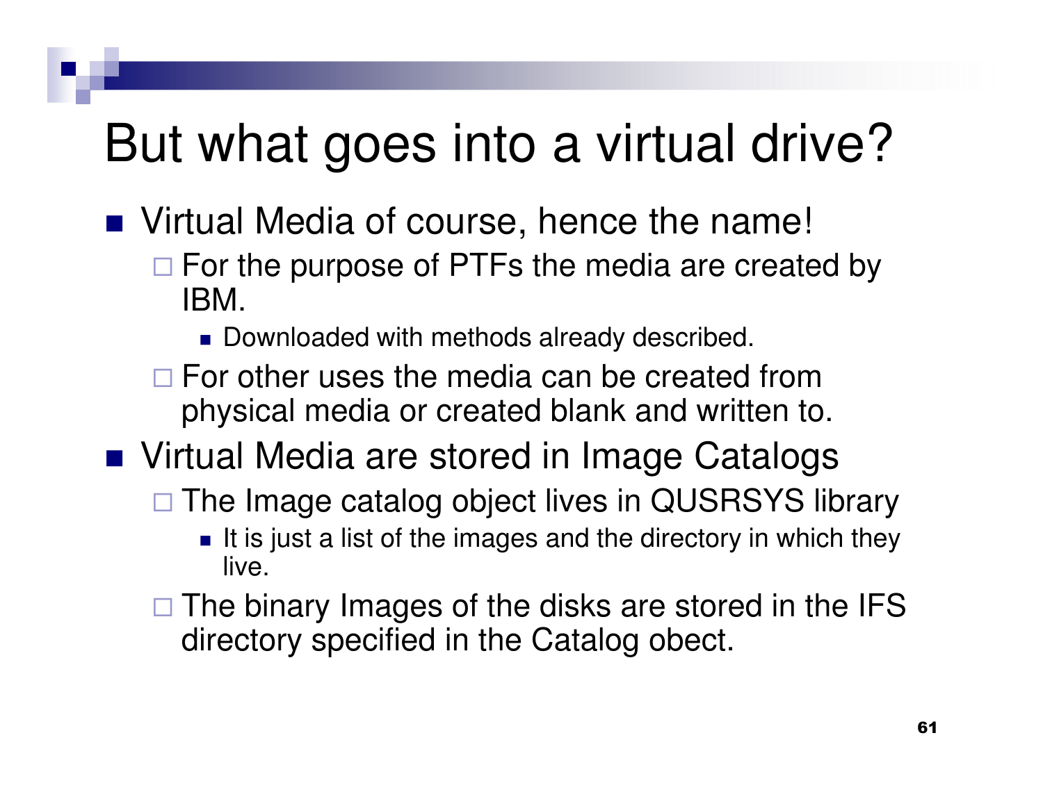# But what goes into a virtual drive?

- Virtual Media of course, hence the name!
  - For the purpose of PTFs the media are created by IBM.
    - Downloaded with methods already described.
  - For other uses the media can be created from physical media or created blank and written to.
- Virtual Media are stored in Image Catalogs
  - The Image catalog object lives in QUSRSYS library
    - It is just a list of the images and the directory in which they live.
  - The binary Images of the disks are stored in the IFS directory specified in the Catalog obect.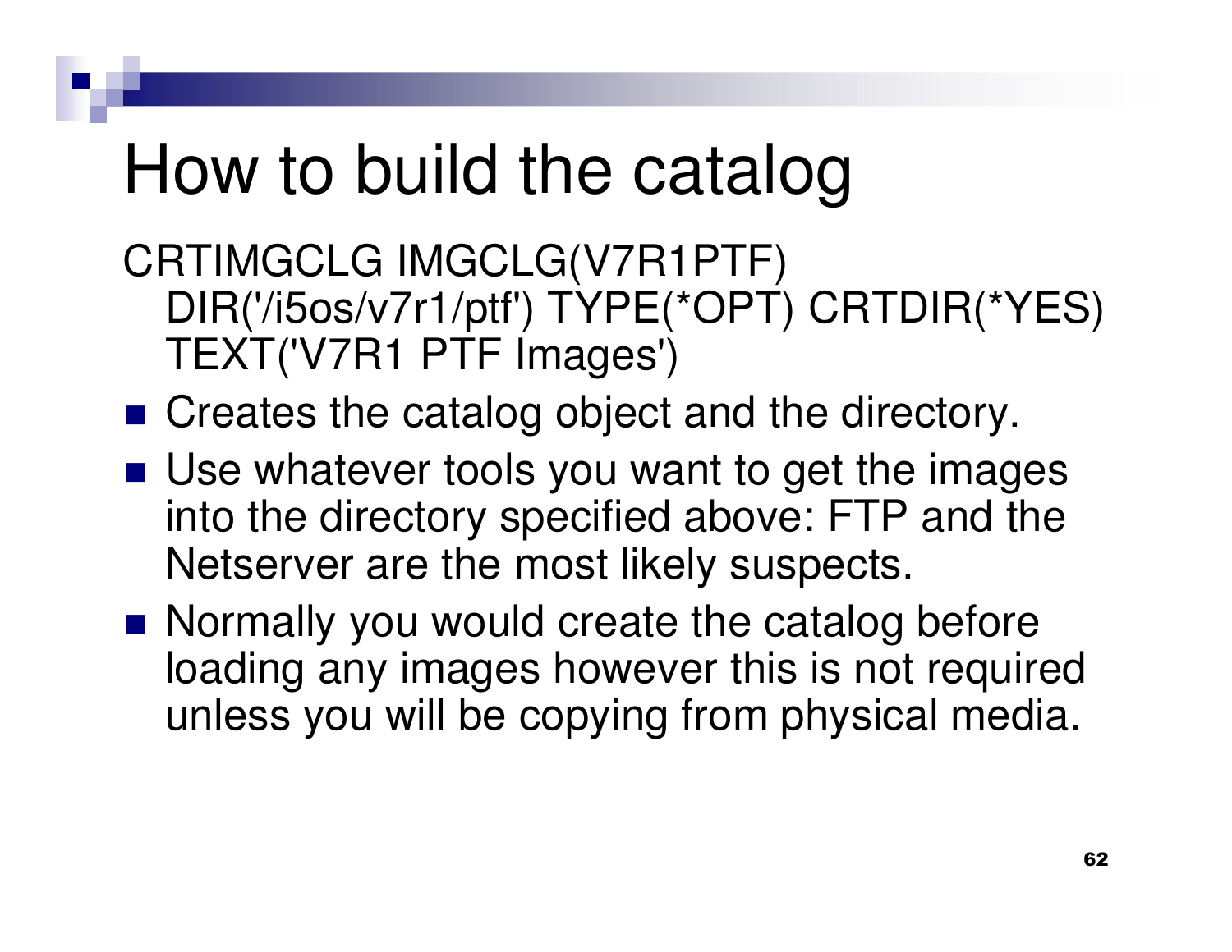# How to build the catalog

```
CRTIMGCLG IMGCLG(V7R1PTF)
  DIR('/i5os/v7r1/ptf') TYPE(*OPT) CRTDIR(*YES)
  TEXT('V7R1 PTF Images')
```

- Creates the catalog object and the directory.
- Use whatever tools you want to get the images into the directory specified above: FTP and the Netserver are the most likely suspects.
- Normally you would create the catalog before loading any images however this is not required unless you will be copying from physical media.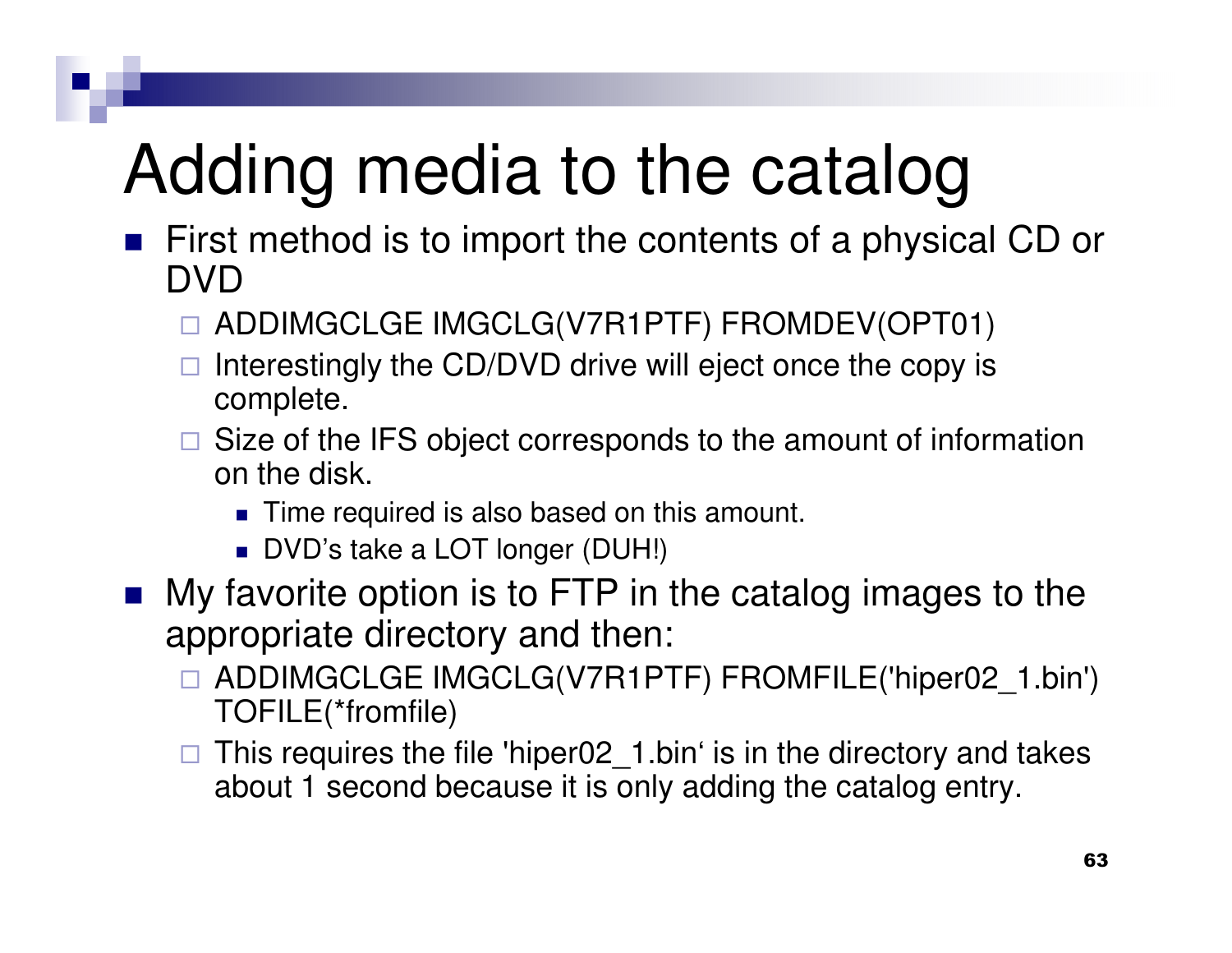# Adding media to the catalog

- First method is to import the contents of a physical CD or DVD
  - ADDIMGCLGE IMGCLG(V7R1PTF) FROMDEV(OPT01)
  - Interestingly the CD/DVD drive will eject once the copy is complete.
  - Size of the IFS object corresponds to the amount of information on the disk.
    - Time required is also based on this amount.
    - DVD's take a LOT longer (DUH!)
- My favorite option is to FTP in the catalog images to the appropriate directory and then:
  - ADDIMGCLGE IMGCLG(V7R1PTF) FROMFILE('hiper02_1.bin') TOFILE(*fromfile)
  - This requires the file 'hiper02_1.bin' is in the directory and takes about 1 second because it is only adding the catalog entry.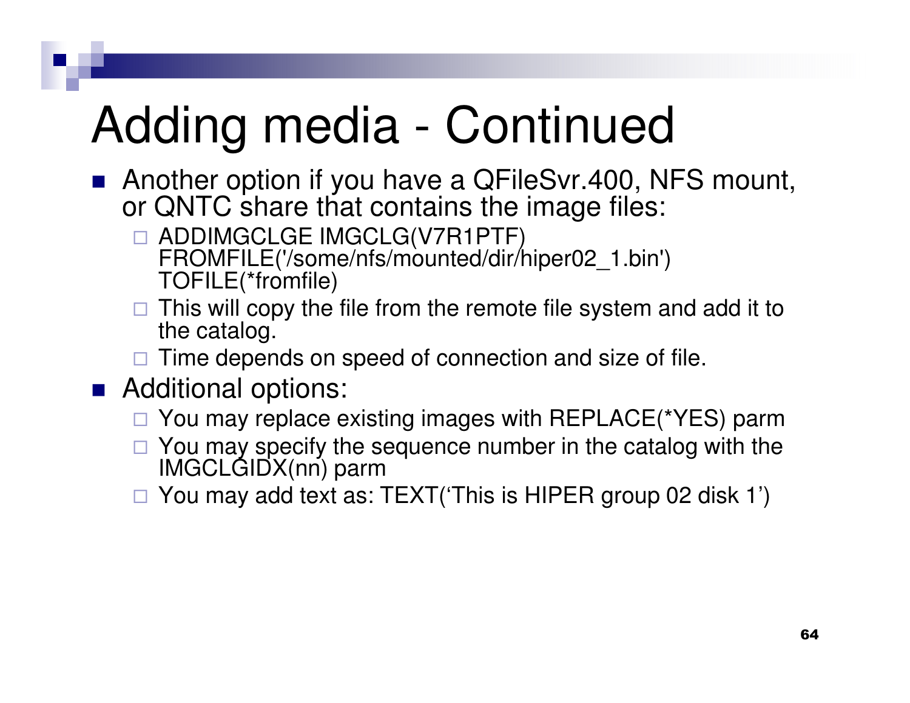# Adding media - Continued

- Another option if you have a QFileSvr.400, NFS mount, or QNTC share that contains the image files:
  - ADDIMGCLGE IMGCLG(V7R1PTF) FROMFILE('/some/nfs/mounted/dir/hiper02_1.bin') TOFILE(*fromfile)
  - This will copy the file from the remote file system and add it to the catalog.
  - Time depends on speed of connection and size of file.
- Additional options:
  - You may replace existing images with REPLACE(*YES) parm
  - You may specify the sequence number in the catalog with the IMGCLGIDX(nn) parm
  - You may add text as: TEXT('This is HIPER group 02 disk 1')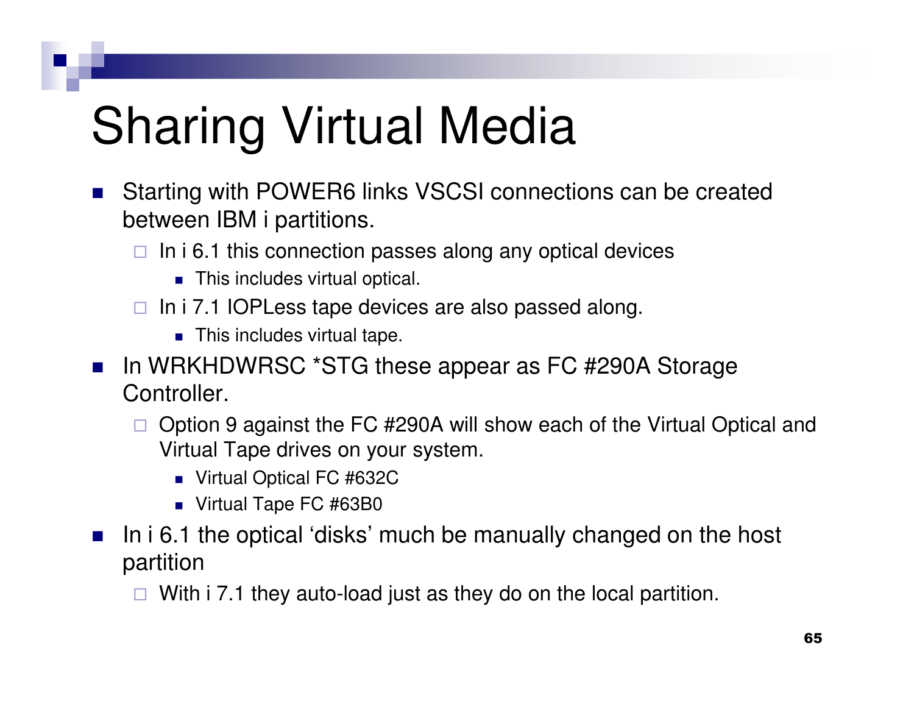# Sharing Virtual Media

- Starting with POWER6 links VSCSI connections can be created between IBM i partitions.
  - In i 6.1 this connection passes along any optical devices
    - This includes virtual optical.
  - In i 7.1 IOPLess tape devices are also passed along.
    - This includes virtual tape.
- In WRKHDWRSC *STG these appear as FC #290A Storage Controller.
  - Option 9 against the FC #290A will show each of the Virtual Optical and Virtual Tape drives on your system.
    - Virtual Optical FC #632C
    - Virtual Tape FC #63B0
- In i 6.1 the optical 'disks' much be manually changed on the host partition
  - With i 7.1 they auto-load just as they do on the local partition.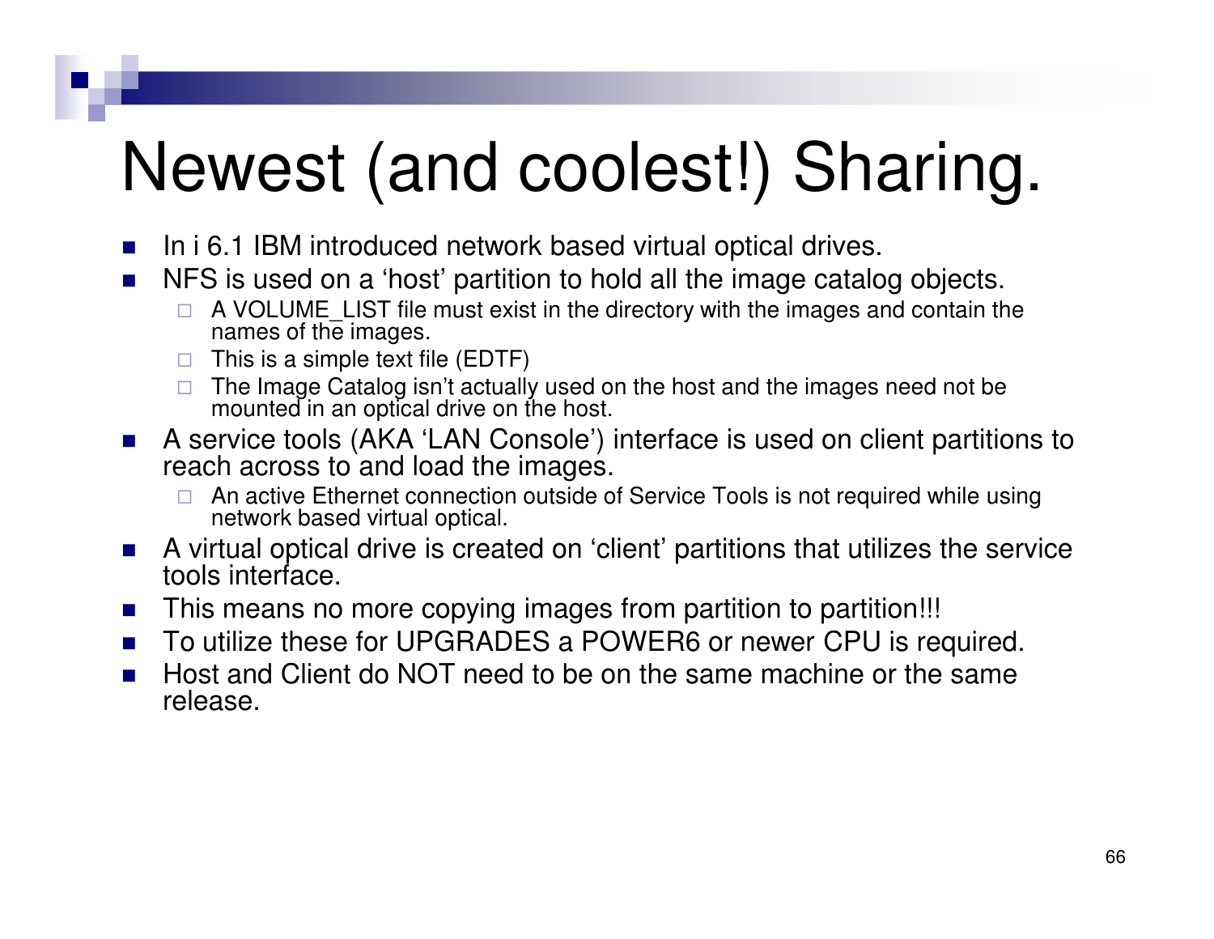# Newest (and coolest!) Sharing.

- In i 6.1 IBM introduced network based virtual optical drives.
- NFS is used on a 'host' partition to hold all the image catalog objects.
  - A VOLUME_LIST file must exist in the directory with the images and contain the names of the images.
  - This is a simple text file (EDTF)
  - The Image Catalog isn't actually used on the host and the images need not be mounted in an optical drive on the host.
- A service tools (AKA 'LAN Console') interface is used on client partitions to reach across to and load the images.
  - An active Ethernet connection outside of Service Tools is not required while using network based virtual optical.
- A virtual optical drive is created on 'client' partitions that utilizes the service tools interface.
- This means no more copying images from partition to partition!!!
- To utilize these for UPGRADES a POWER6 or newer CPU is required.
- Host and Client do NOT need to be on the same machine or the same release.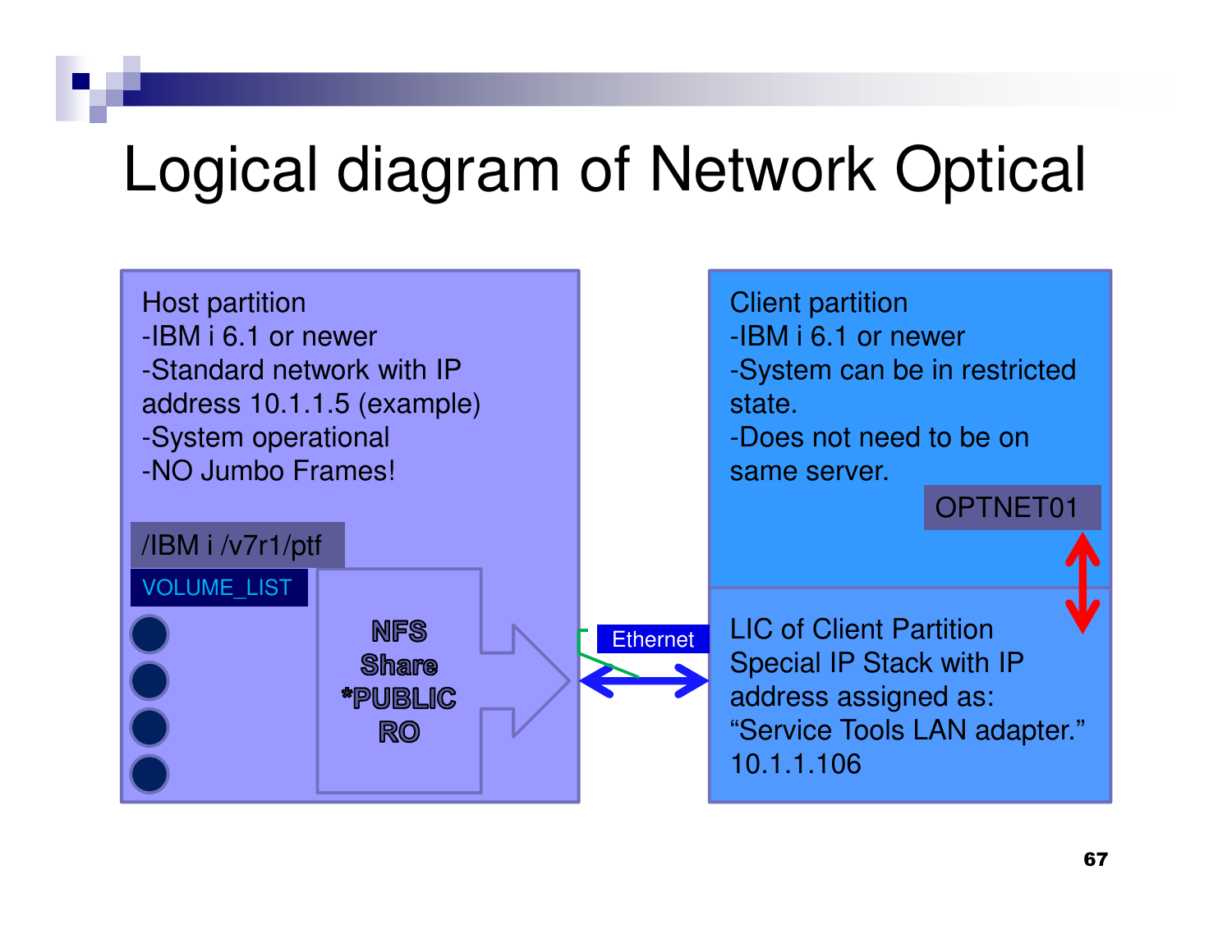# Logical diagram of Network Optical

Host partition
-IBM i 6.1 or newer
-Standard network with IP address 10.1.1.5 (example)
-System operational
-NO Jumbo Frames!

/IBM i /v7r1/ptf

VOLUME_LIST

NFS Share *PUBLIC RO

Ethernet

Client partition
-IBM i 6.1 or newer
-System can be in restricted state.
-Does not need to be on same server.

OPTNET01

LIC of Client Partition
Special IP Stack with IP address assigned as:
“Service Tools LAN adapter.”
10.1.1.106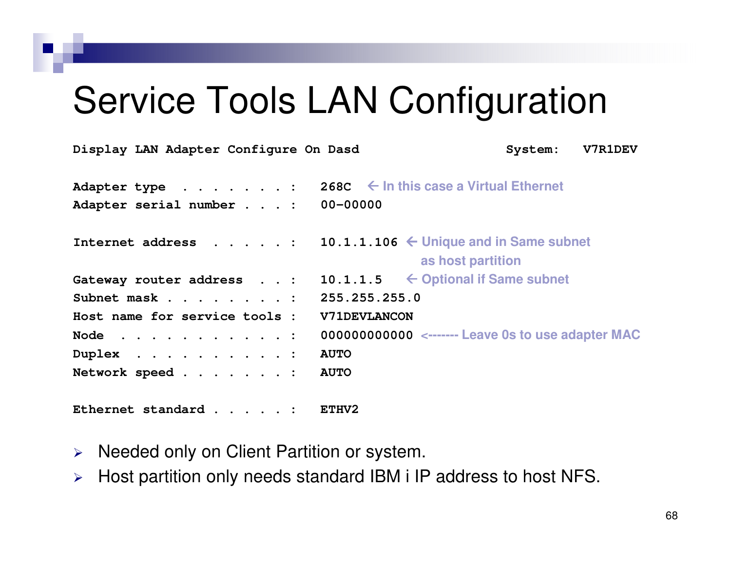# Service Tools LAN Configuration

```
Display LAN Adapter Configure On Dasd                    System:   V7R1DEV

Adapter type  . . . . . . . :   268C   ← In this case a Virtual Ethernet
Adapter serial number . . . :   00-00000

Internet address  . . . . . :   10.1.1.106  ← Unique and in Same subnet
                                              as host partition
Gateway router address  . . :   10.1.1.5    ← Optional if Same subnet
Subnet mask . . . . . . . . :   255.255.255.0
Host name for service tools :   V71DEVLANCON
Node  . . . . . . . . . . . :   000000000000  <------- Leave 0s to use adapter MAC
Duplex  . . . . . . . . . . :   AUTO
Network speed . . . . . . . :   AUTO

Ethernet standard . . . . . :   ETHV2
```

- Needed only on Client Partition or system.
- Host partition only needs standard IBM i IP address to host NFS.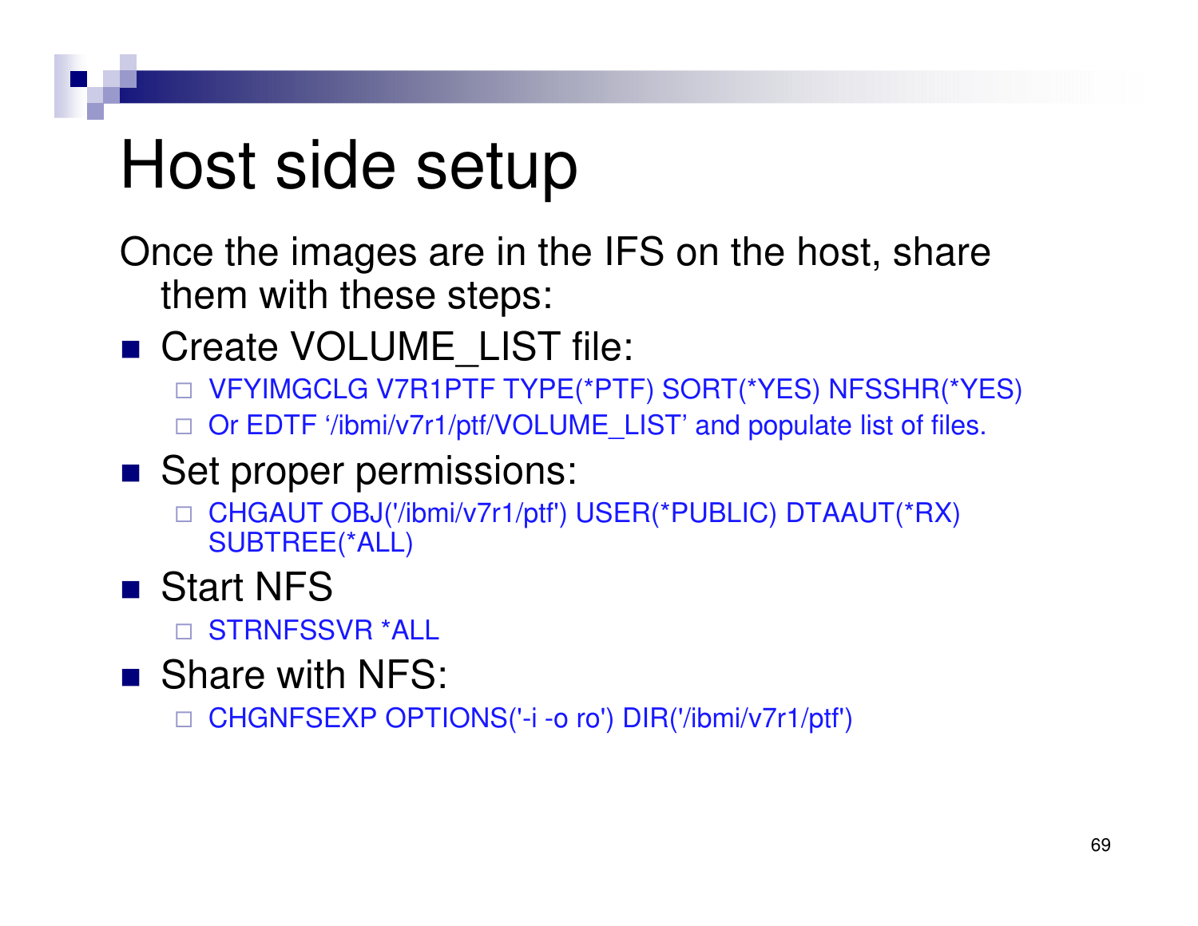# Host side setup

Once the images are in the IFS on the host, share them with these steps:

- Create VOLUME_LIST file:
  - VFYIMGCLG V7R1PTF TYPE(*PTF) SORT(*YES) NFSSHR(*YES)
  - Or EDTF '/ibmi/v7r1/ptf/VOLUME_LIST' and populate list of files.
- Set proper permissions:
  - CHGAUT OBJ('/ibmi/v7r1/ptf') USER(*PUBLIC) DTAAUT(*RX) SUBTREE(*ALL)
- Start NFS
  - STRNFSSVR *ALL
- Share with NFS:
  - CHGNFSEXP OPTIONS('-i -o ro') DIR('/ibmi/v7r1/ptf')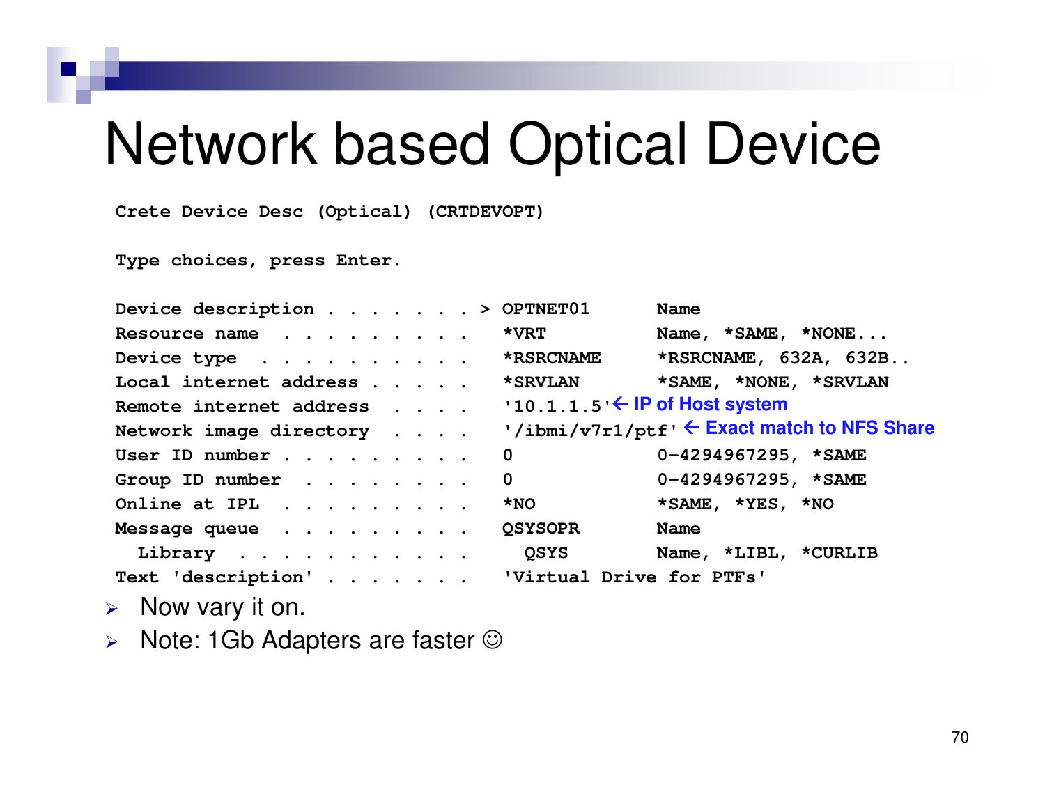# Network based Optical Device

```
Crete Device Desc (Optical) (CRTDEVOPT)

Type choices, press Enter.

Device description . . . . . . . > OPTNET01       Name
Resource name  . . . . . . . . .   *VRT           Name, *SAME, *NONE...
Device type  . . . . . . . . . .   *RSRCNAME      *RSRCNAME, 632A, 632B..
Local internet address . . . . .   *SRVLAN        *SAME, *NONE, *SRVLAN
Remote internet address  . . . .   '10.1.1.5'← IP of Host system
Network image directory  . . . .   '/ibmi/v7r1/ptf' ← Exact match to NFS Share
User ID number . . . . . . . . .   0              0-4294967295, *SAME
Group ID number  . . . . . . . .   0              0-4294967295, *SAME
Online at IPL  . . . . . . . . .   *NO            *SAME, *YES, *NO
Message queue  . . . . . . . . .   QSYSOPR        Name
  Library  . . . . . . . . . . .     QSYS         Name, *LIBL, *CURLIB
Text 'description' . . . . . . .   'Virtual Drive for PTFs'
```

- Now vary it on.
- Note: 1Gb Adapters are faster ☺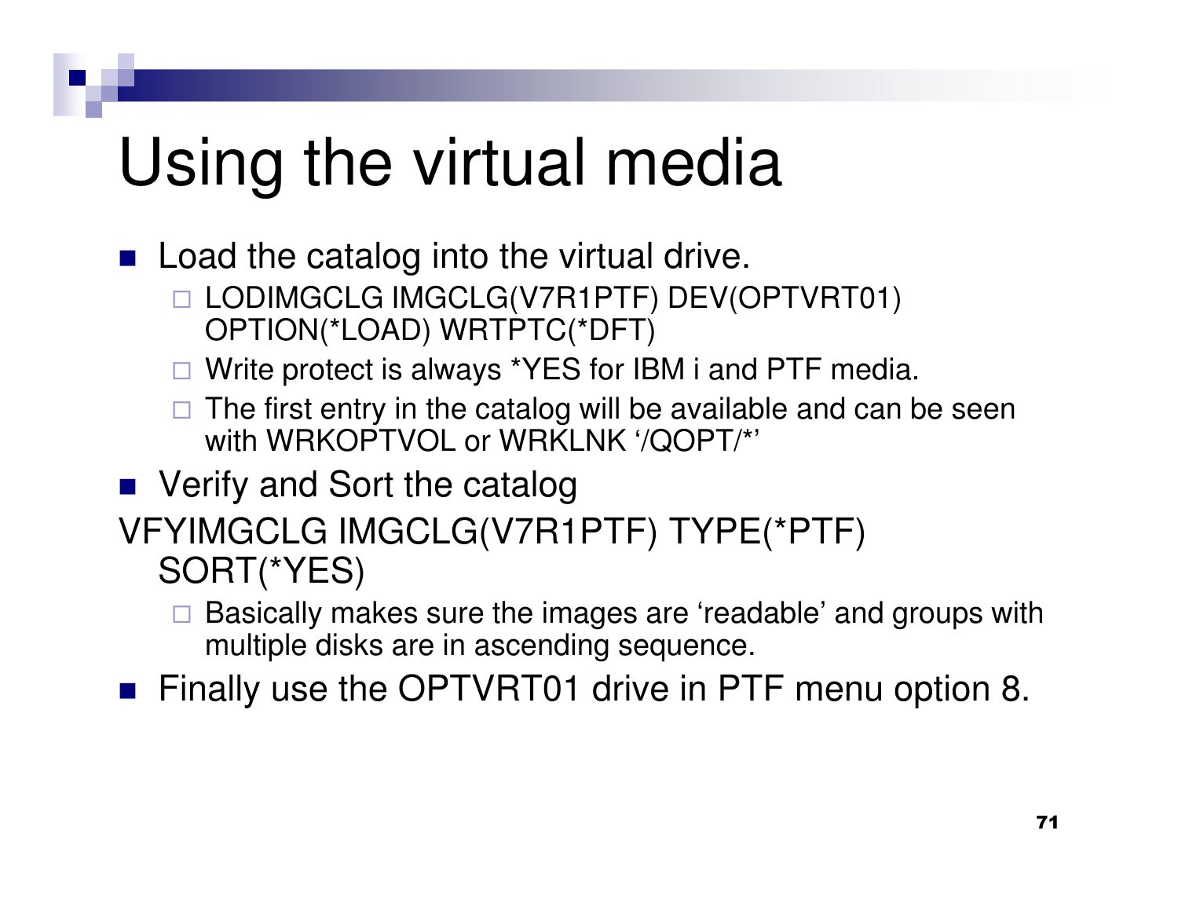# Using the virtual media

- Load the catalog into the virtual drive.
  - LODIMGCLG IMGCLG(V7R1PTF) DEV(OPTVRT01) OPTION(*LOAD) WRTPTC(*DFT)
  - Write protect is always *YES for IBM i and PTF media.
  - The first entry in the catalog will be available and can be seen with WRKOPTVOL or WRKLNK '/QOPT/*'
- Verify and Sort the catalog

VFYIMGCLG IMGCLG(V7R1PTF) TYPE(*PTF) SORT(*YES)

  - Basically makes sure the images are 'readable' and groups with multiple disks are in ascending sequence.
- Finally use the OPTVRT01 drive in PTF menu option 8.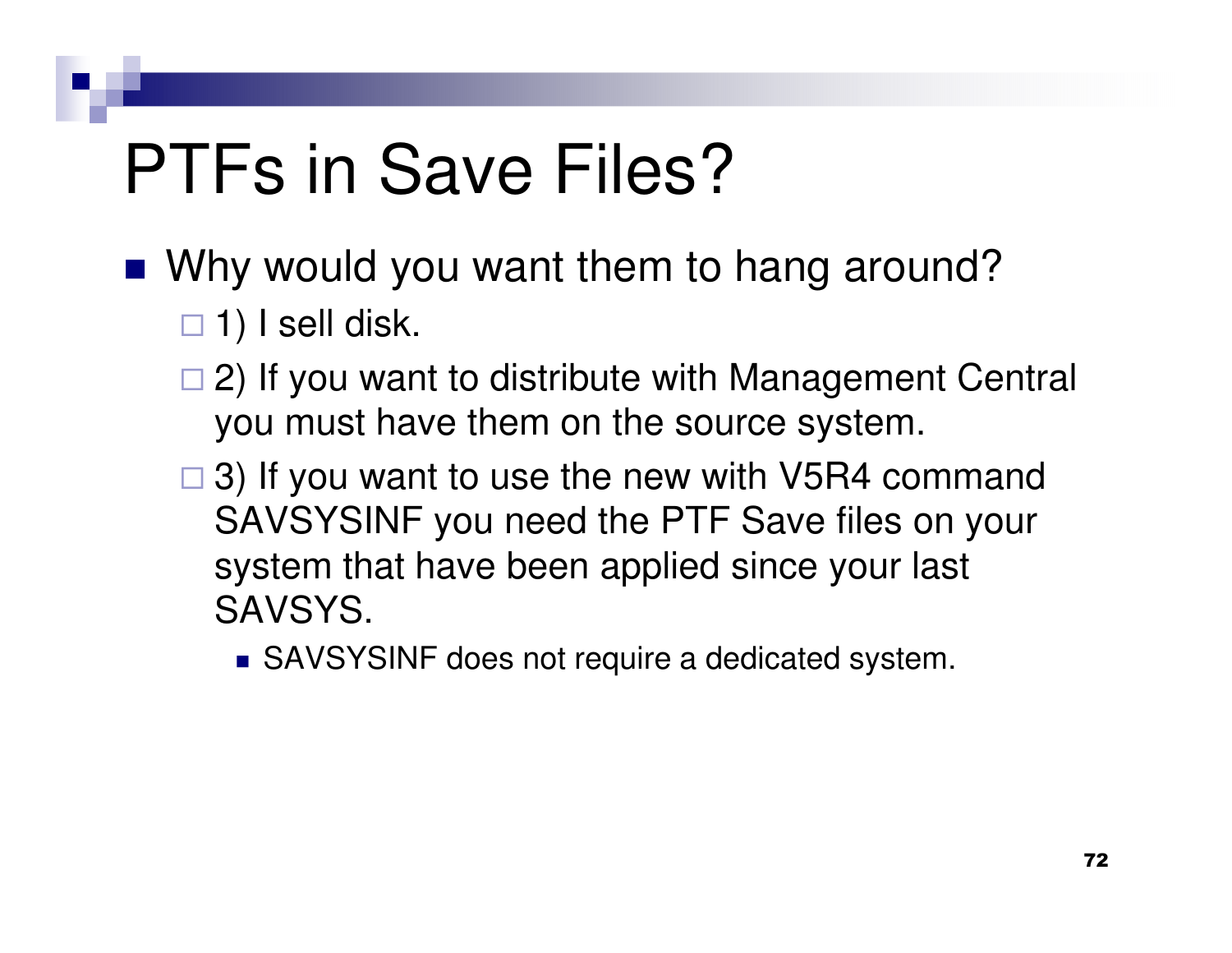# PTFs in Save Files?

- Why would you want them to hang around?
  - 1) I sell disk.
  - 2) If you want to distribute with Management Central you must have them on the source system.
  - 3) If you want to use the new with V5R4 command SAVSYSINF you need the PTF Save files on your system that have been applied since your last SAVSYS.
    - SAVSYSINF does not require a dedicated system.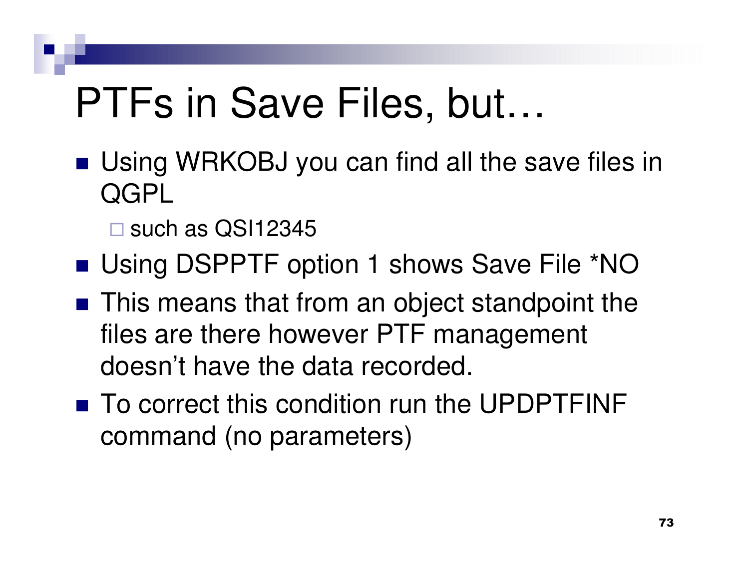# PTFs in Save Files, but…

- Using WRKOBJ you can find all the save files in QGPL
  - such as QSI12345
- Using DSPPTF option 1 shows Save File *NO
- This means that from an object standpoint the files are there however PTF management doesn't have the data recorded.
- To correct this condition run the UPDPTFINF command (no parameters)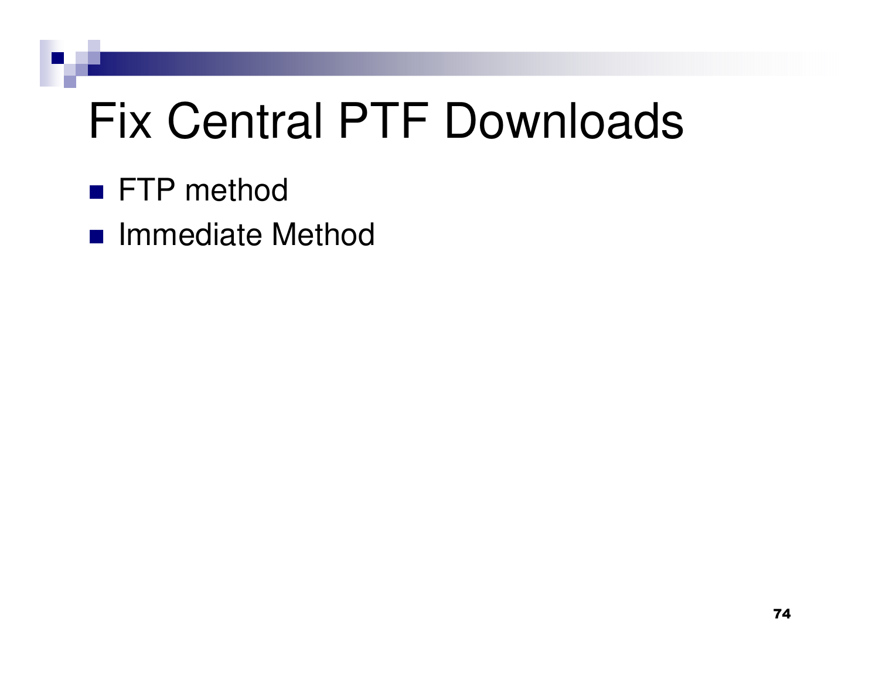# Fix Central PTF Downloads

- FTP method
- Immediate Method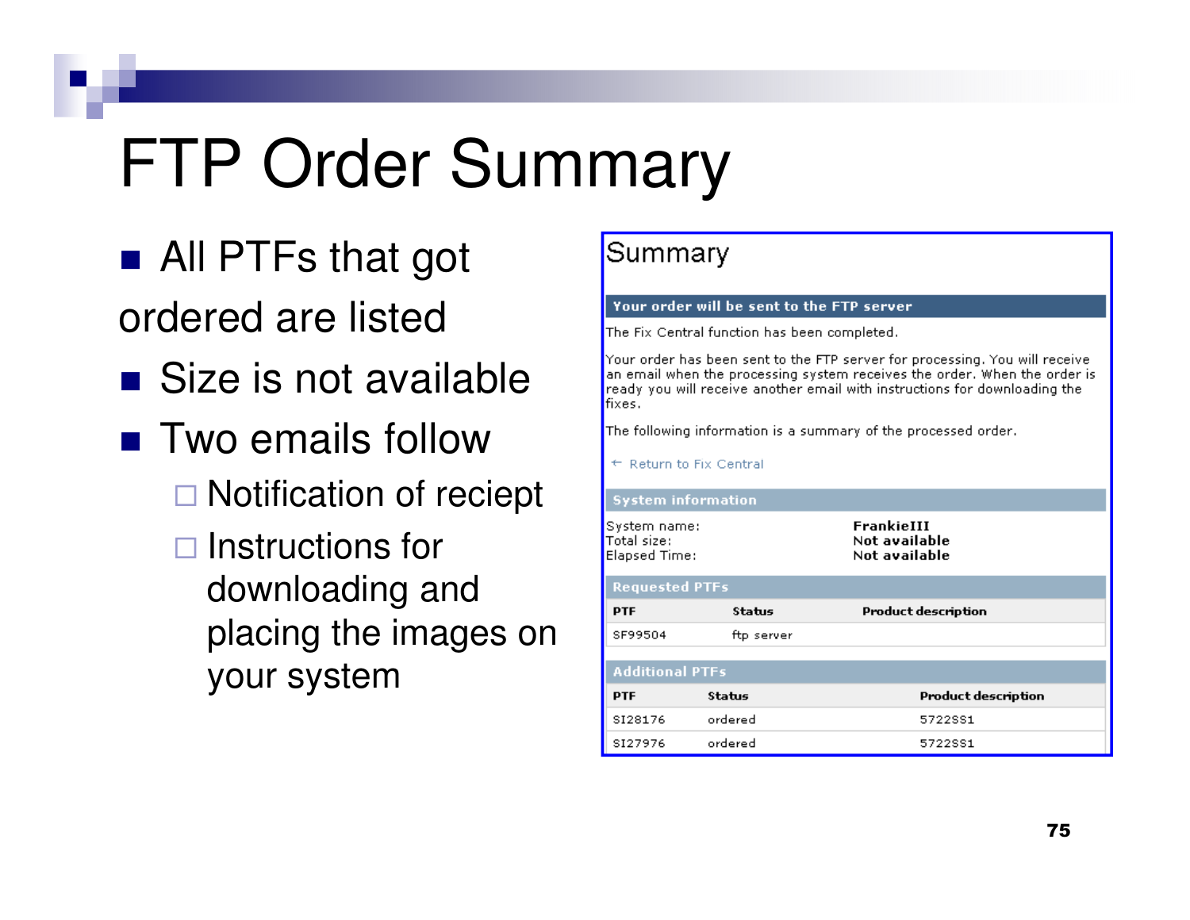# FTP Order Summary

- All PTFs that got ordered are listed
- Size is not available
- Two emails follow
  - Notification of reciept
  - Instructions for downloading and placing the images on your system

## Summary

**Your order will be sent to the FTP server**

The Fix Central function has been completed.

Your order has been sent to the FTP server for processing. You will receive an email when the processing system receives the order. When the order is ready you will receive another email with instructions for downloading the fixes.

The following information is a summary of the processed order.

← Return to Fix Central

**System information**

| | |
|---|---|
| System name: | **FrankieIII** |
| Total size: | **Not available** |
| Elapsed Time: | **Not available** |

**Requested PTFs**

| PTF | Status | Product description |
|---|---|---|
| SF99504 | ftp server | |

**Additional PTFs**

| PTF | Status | Product description |
|---|---|---|
| SI28176 | ordered | 5722SS1 |
| SI27976 | ordered | 5722SS1 |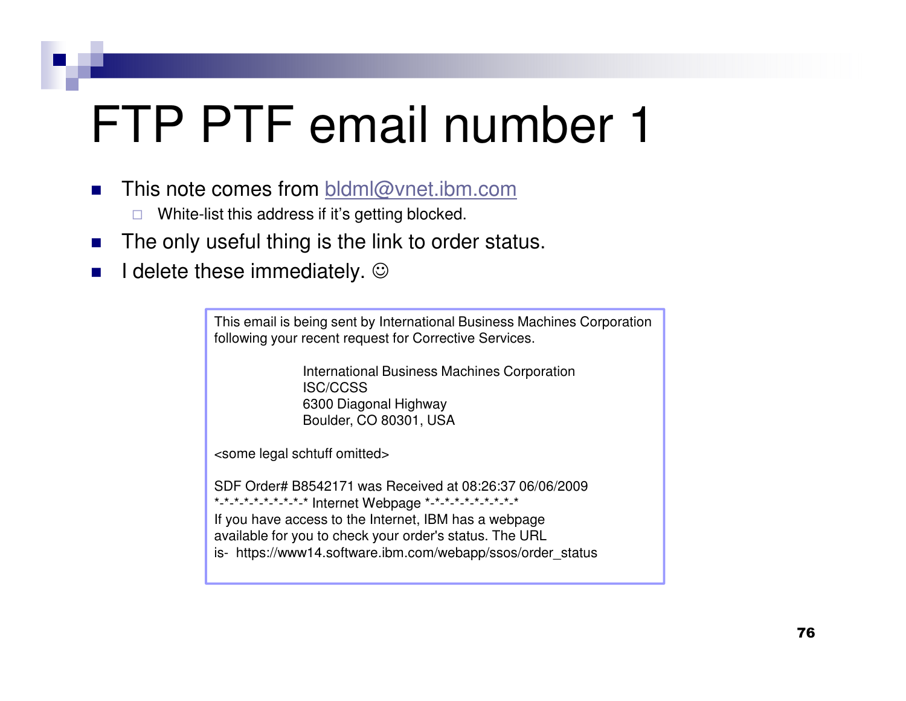# FTP PTF email number 1

- This note comes from bldml@vnet.ibm.com
  - White-list this address if it's getting blocked.
- The only useful thing is the link to order status.
- I delete these immediately. ☺

```
This email is being sent by International Business Machines Corporation
following your recent request for Corrective Services.

                    International Business Machines Corporation
                    ISC/CCSS
                    6300 Diagonal Highway
                    Boulder, CO 80301, USA

<some legal schtuff omitted>

SDF Order# B8542171 was Received at 08:26:37 06/06/2009
*-*-*-*-*-*-*-*-*-* Internet Webpage *-*-*-*-*-*-*-*-*-*
If you have access to the Internet, IBM has a webpage
available for you to check your order's status. The URL
is-  https://www14.software.ibm.com/webapp/ssos/order_status
```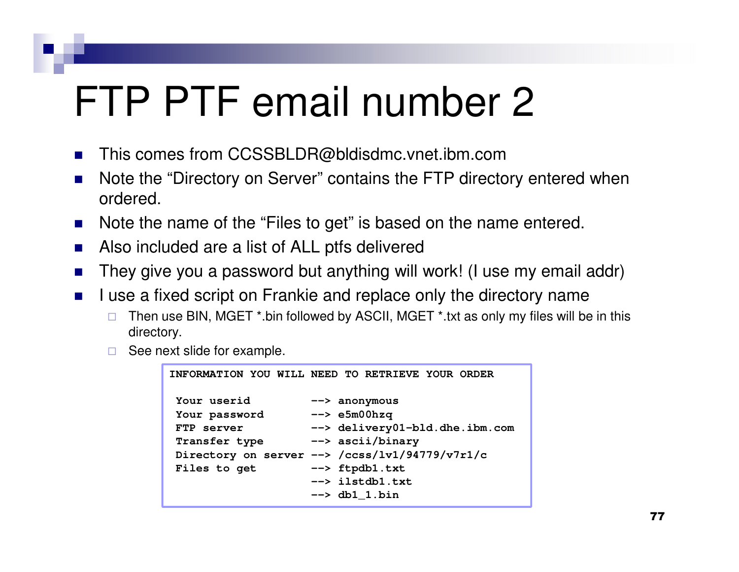# FTP PTF email number 2

- This comes from CCSSBLDR@bldisdmc.vnet.ibm.com
- Note the “Directory on Server” contains the FTP directory entered when ordered.
- Note the name of the “Files to get” is based on the name entered.
- Also included are a list of ALL ptfs delivered
- They give you a password but anything will work! (I use my email addr)
- I use a fixed script on Frankie and replace only the directory name
  - Then use BIN, MGET *.bin followed by ASCII, MGET *.txt as only my files will be in this directory.
  - See next slide for example.

```
INFORMATION YOU WILL NEED TO RETRIEVE YOUR ORDER

 Your userid          --> anonymous
 Your password        --> e5m00hzq
 FTP server           --> delivery01-bld.dhe.ibm.com
 Transfer type        --> ascii/binary
 Directory on server  --> /ccss/lv1/94779/v7r1/c
 Files to get         --> ftpdb1.txt
                      --> ilstdb1.txt
                      --> db1_1.bin
```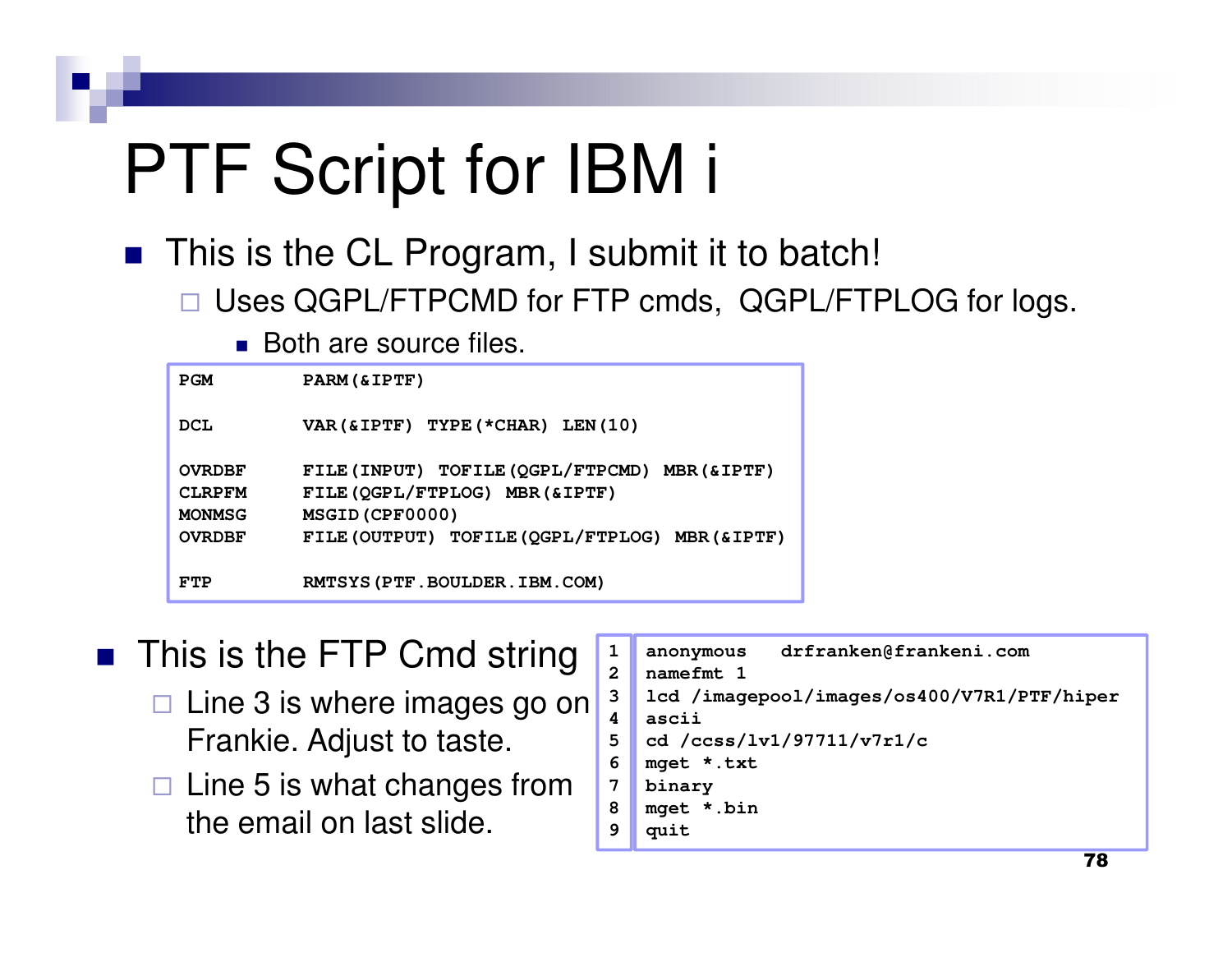# PTF Script for IBM i

- This is the CL Program, I submit it to batch!
  - Uses QGPL/FTPCMD for FTP cmds, QGPL/FTPLOG for logs.
    - Both are source files.

```
PGM        PARM(&IPTF)

DCL        VAR(&IPTF) TYPE(*CHAR) LEN(10)

OVRDBF     FILE(INPUT) TOFILE(QGPL/FTPCMD) MBR(&IPTF)
CLRPFM     FILE(QGPL/FTPLOG) MBR(&IPTF)
MONMSG     MSGID(CPF0000)
OVRDBF     FILE(OUTPUT) TOFILE(QGPL/FTPLOG) MBR(&IPTF)

FTP        RMTSYS(PTF.BOULDER.IBM.COM)
```

- This is the FTP Cmd string
  - Line 3 is where images go on Frankie. Adjust to taste.
  - Line 5 is what changes from the email on last slide.

```
1  anonymous   drfranken@frankeni.com
2  namefmt 1
3  lcd /imagepool/images/os400/V7R1/PTF/hiper
4  ascii
5  cd /ccss/lv1/97711/v7r1/c
6  mget *.txt
7  binary
8  mget *.bin
9  quit
```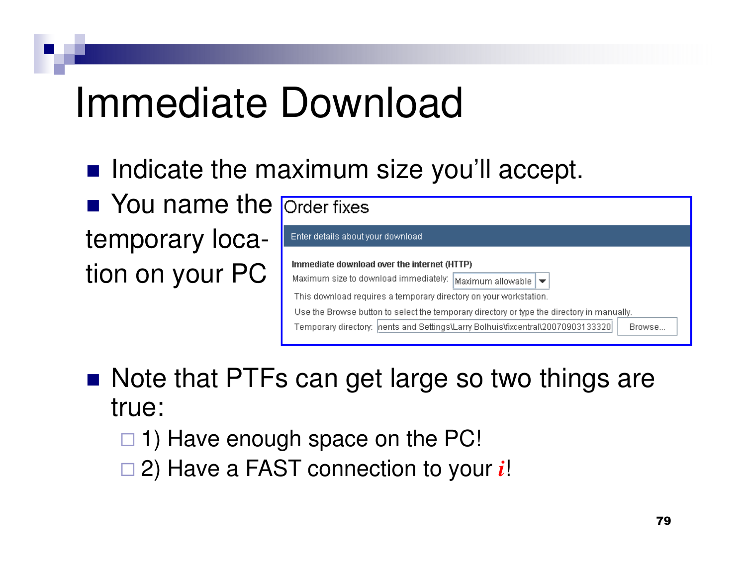# Immediate Download

- Indicate the maximum size you'll accept.
- You name the temporary location on your PC

Order fixes

Enter details about your download

**Immediate download over the internet (HTTP)**

Maximum size to download immediately: Maximum allowable

This download requires a temporary directory on your workstation.

Use the Browse button to select the temporary directory or type the directory in manually.

Temporary directory: nents and Settings\Larry Bolhuis\fixcentral\20070903133320 Browse...

- Note that PTFs can get large so two things are true:
  - 1) Have enough space on the PC!
  - 2) Have a FAST connection to your *i*!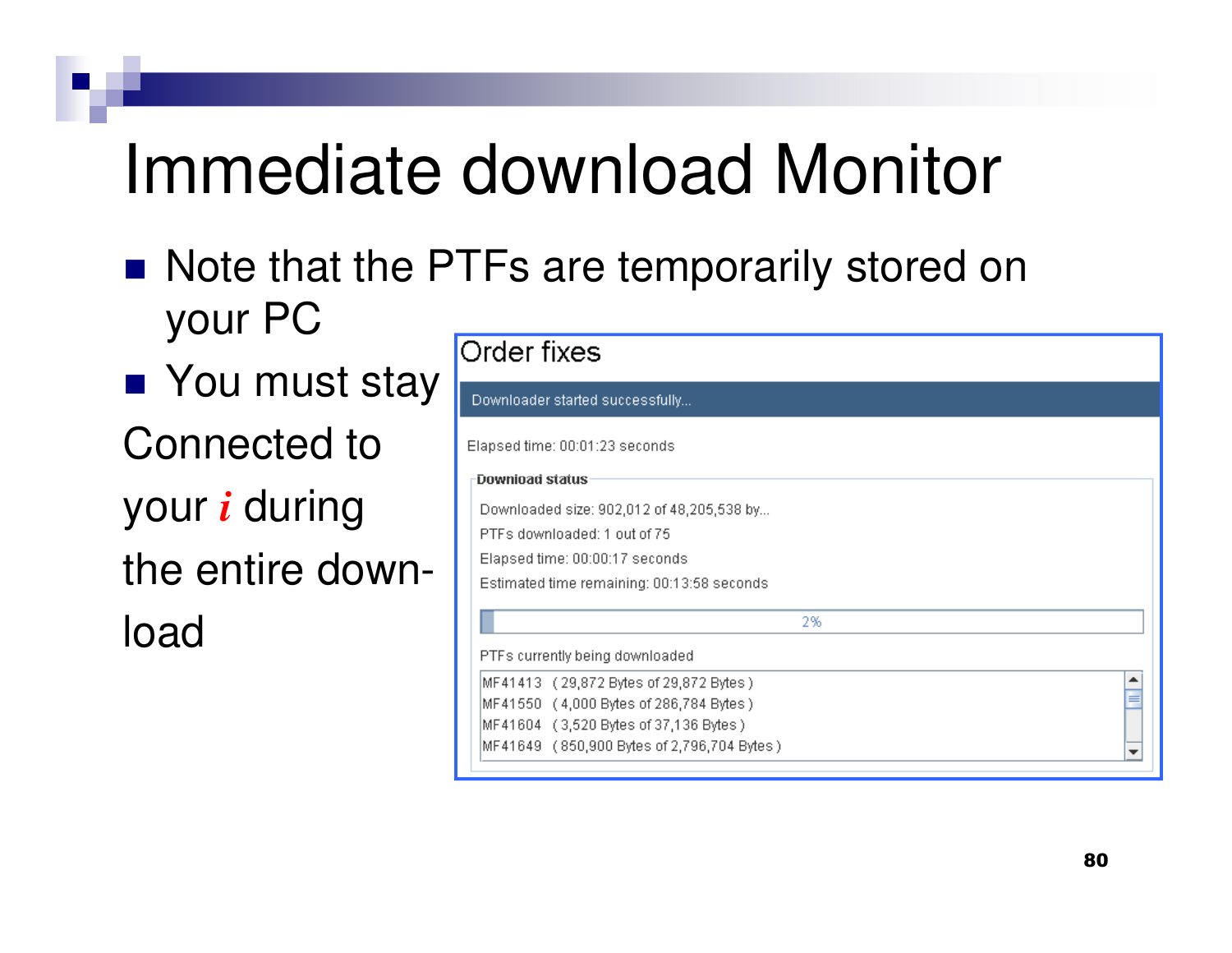# Immediate download Monitor

- Note that the PTFs are temporarily stored on your PC
- You must stay Connected to your *i* during the entire download

**Order fixes**

Downloader started successfully...

Elapsed time: 00:01:23 seconds

**Download status**

Downloaded size: 902,012 of 48,205,538 by...

PTFs downloaded: 1 out of 75

Elapsed time: 00:00:17 seconds

Estimated time remaining: 00:13:58 seconds

2%

PTFs currently being downloaded

MF41413 ( 29,872 Bytes of 29,872 Bytes )
MF41550 ( 4,000 Bytes of 286,784 Bytes )
MF41604 ( 3,520 Bytes of 37,136 Bytes )
MF41649 ( 850,900 Bytes of 2,796,704 Bytes )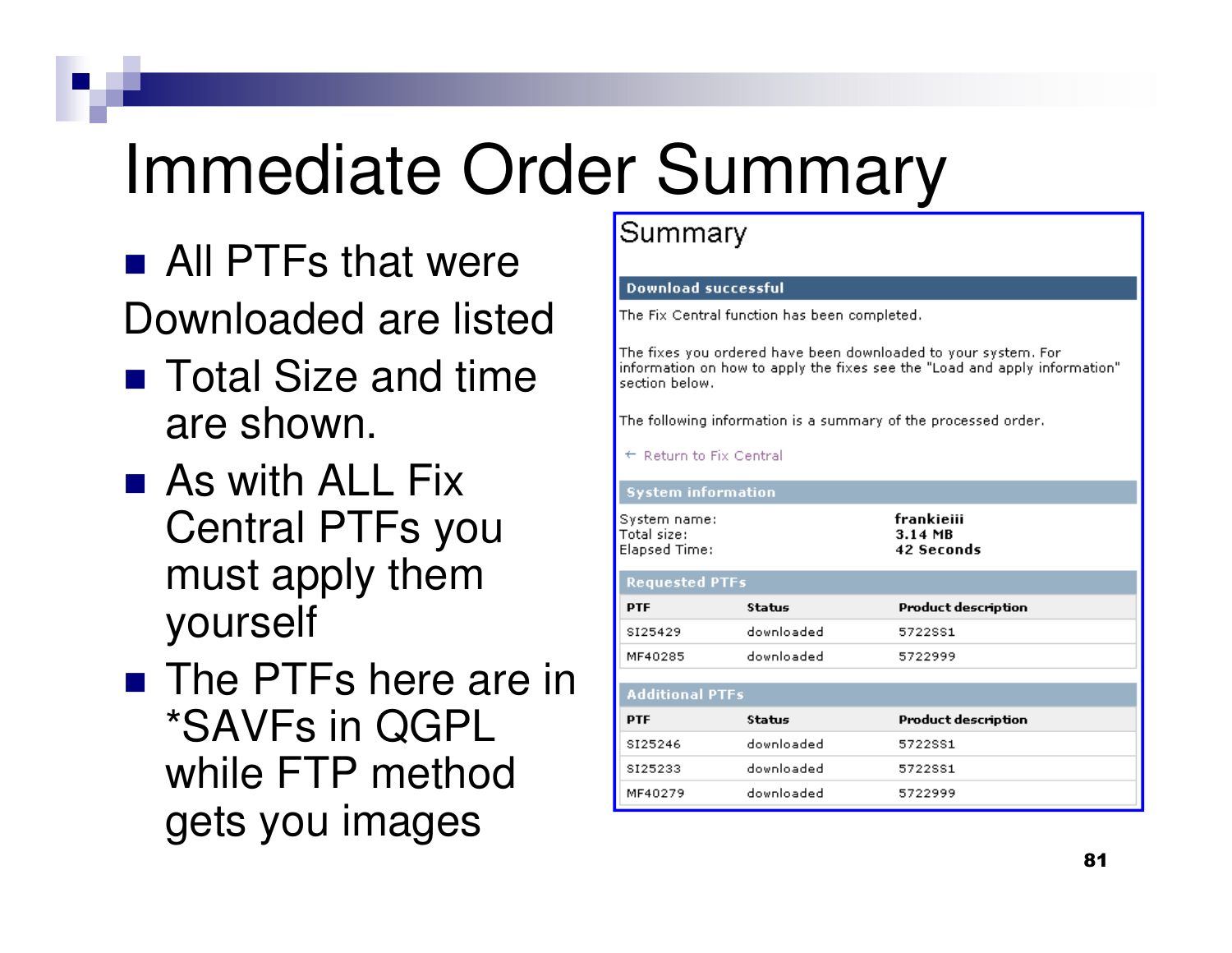# Immediate Order Summary

- All PTFs that were Downloaded are listed
- Total Size and time are shown.
- As with ALL Fix Central PTFs you must apply them yourself
- The PTFs here are in *SAVFs in QGPL while FTP method gets you images

## Summary

**Download successful**

The Fix Central function has been completed.

The fixes you ordered have been downloaded to your system. For information on how to apply the fixes see the "Load and apply information" section below.

The following information is a summary of the processed order.

← Return to Fix Central

**System information**

| | |
|---|---|
| System name: | **frankieiii** |
| Total size: | **3.14 MB** |
| Elapsed Time: | **42 Seconds** |

**Requested PTFs**

| PTF | Status | Product description |
|---|---|---|
| SI25429 | downloaded | 5722SS1 |
| MF40285 | downloaded | 5722999 |

**Additional PTFs**

| PTF | Status | Product description |
|---|---|---|
| SI25246 | downloaded | 5722SS1 |
| SI25233 | downloaded | 5722SS1 |
| MF40279 | downloaded | 5722999 |